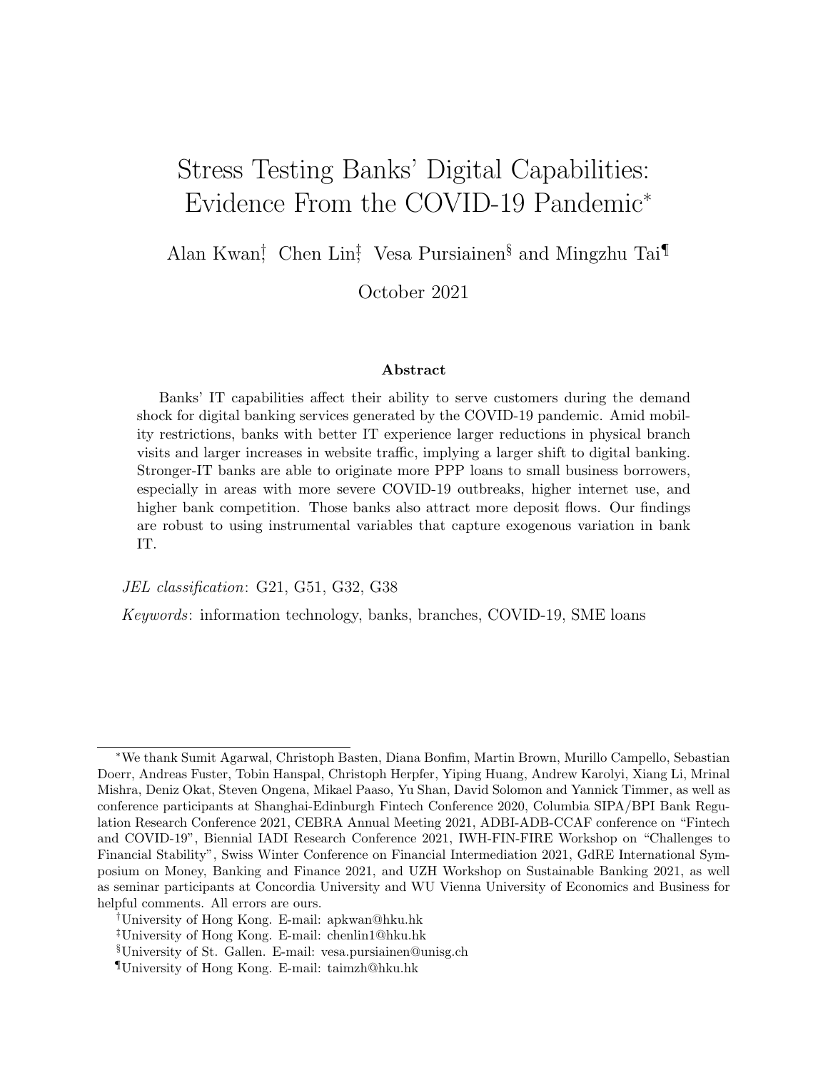# Stress Testing Banks' Digital Capabilities: Evidence From the COVID-19 Pandemic[*]

Alan Kwan[†] Chen Lin[‡] Vesa Pursiainen[§] and Mingzhu Tai[¶]

October 2021

### Abstract

Banks' IT capabilities affect their ability to serve customers during the demand shock for digital banking services generated by the COVID-19 pandemic. Amid mobility restrictions, banks with better IT experience larger reductions in physical branch visits and larger increases in website traffic, implying a larger shift to digital banking. Stronger-IT banks are able to originate more PPP loans to small business borrowers, especially in areas with more severe COVID-19 outbreaks, higher internet use, and higher bank competition. Those banks also attract more deposit flows. Our findings are robust to using instrumental variables that capture exogenous variation in bank IT.

*JEL classification*: G21, G51, G32, G38

*Keywords*: information technology, banks, branches, COVID-19, SME loans

---

[*] We thank Sumit Agarwal, Christoph Basten, Diana Bonfim, Martin Brown, Murillo Campello, Sebastian Doerr, Andreas Fuster, Tobin Hanspal, Christoph Herpfer, Yiping Huang, Andrew Karolyi, Xiang Li, Mrinal Mishra, Deniz Okat, Steven Ongena, Mikael Paaso, Yu Shan, David Solomon and Yannick Timmer, as well as conference participants at Shanghai-Edinburgh Fintech Conference 2020, Columbia SIPA/BPI Bank Regulation Research Conference 2021, CEBRA Annual Meeting 2021, ADBI-ADB-CCAF conference on "Fintech and COVID-19", Biennial IADI Research Conference 2021, IWH-FIN-FIRE Workshop on "Challenges to Financial Stability", Swiss Winter Conference on Financial Intermediation 2021, GdRE International Symposium on Money, Banking and Finance 2021, and UZH Workshop on Sustainable Banking 2021, as well as seminar participants at Concordia University and WU Vienna University of Economics and Business for helpful comments. All errors are ours.

[†] University of Hong Kong. E-mail: apkwan@hku.hk

[‡] University of Hong Kong. E-mail: chenlin1@hku.hk

[§] University of St. Gallen. E-mail: vesa.pursiainen@unisg.ch

[¶] University of Hong Kong. E-mail: taimzh@hku.hk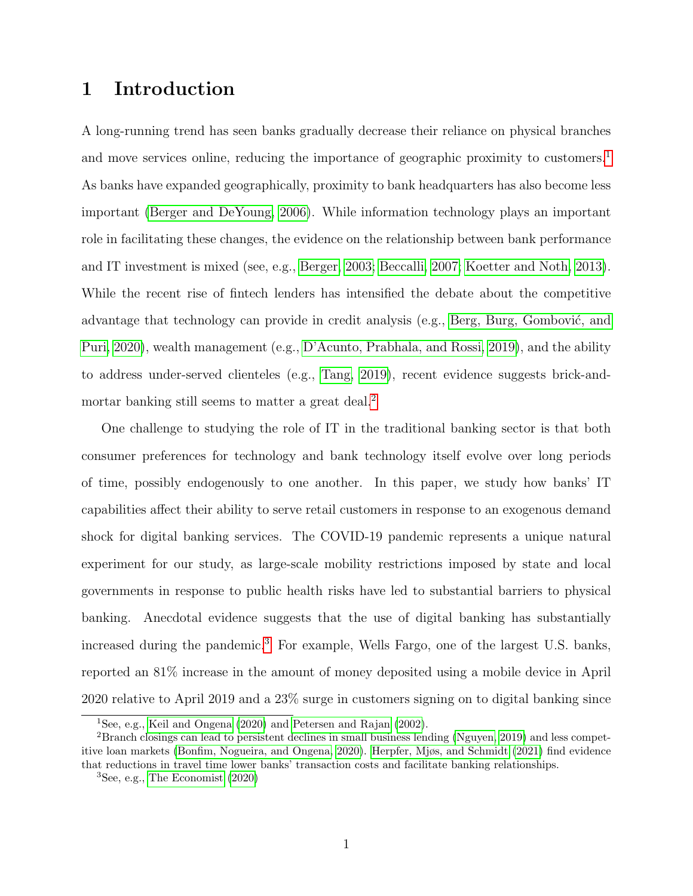# 1 Introduction

A long-running trend has seen banks gradually decrease their reliance on physical branches and move services online, reducing the importance of geographic proximity to customers.[1] As banks have expanded geographically, proximity to bank headquarters has also become less important (Berger and DeYoung, 2006). While information technology plays an important role in facilitating these changes, the evidence on the relationship between bank performance and IT investment is mixed (see, e.g., Berger, 2003; Beccalli, 2007; Koetter and Noth, 2013). While the recent rise of fintech lenders has intensified the debate about the competitive advantage that technology can provide in credit analysis (e.g., Berg, Burg, Gombović, and Puri, 2020), wealth management (e.g., D'Acunto, Prabhala, and Rossi, 2019), and the ability to address under-served clienteles (e.g., Tang, 2019), recent evidence suggests brick-and-mortar banking still seems to matter a great deal.[2]

One challenge to studying the role of IT in the traditional banking sector is that both consumer preferences for technology and bank technology itself evolve over long periods of time, possibly endogenously to one another. In this paper, we study how banks' IT capabilities affect their ability to serve retail customers in response to an exogenous demand shock for digital banking services. The COVID-19 pandemic represents a unique natural experiment for our study, as large-scale mobility restrictions imposed by state and local governments in response to public health risks have led to substantial barriers to physical banking. Anecdotal evidence suggests that the use of digital banking has substantially increased during the pandemic.[3] For example, Wells Fargo, one of the largest U.S. banks, reported an 81% increase in the amount of money deposited using a mobile device in April 2020 relative to April 2019 and a 23% surge in customers signing on to digital banking since

[1] See, e.g., Keil and Ongena (2020) and Petersen and Rajan (2002).

[2] Branch closings can lead to persistent declines in small business lending (Nguyen, 2019) and less competitive loan markets (Bonfim, Nogueira, and Ongena, 2020). Herpfer, Mjøs, and Schmidt (2021) find evidence that reductions in travel time lower banks' transaction costs and facilitate banking relationships.

[3] See, e.g., The Economist (2020)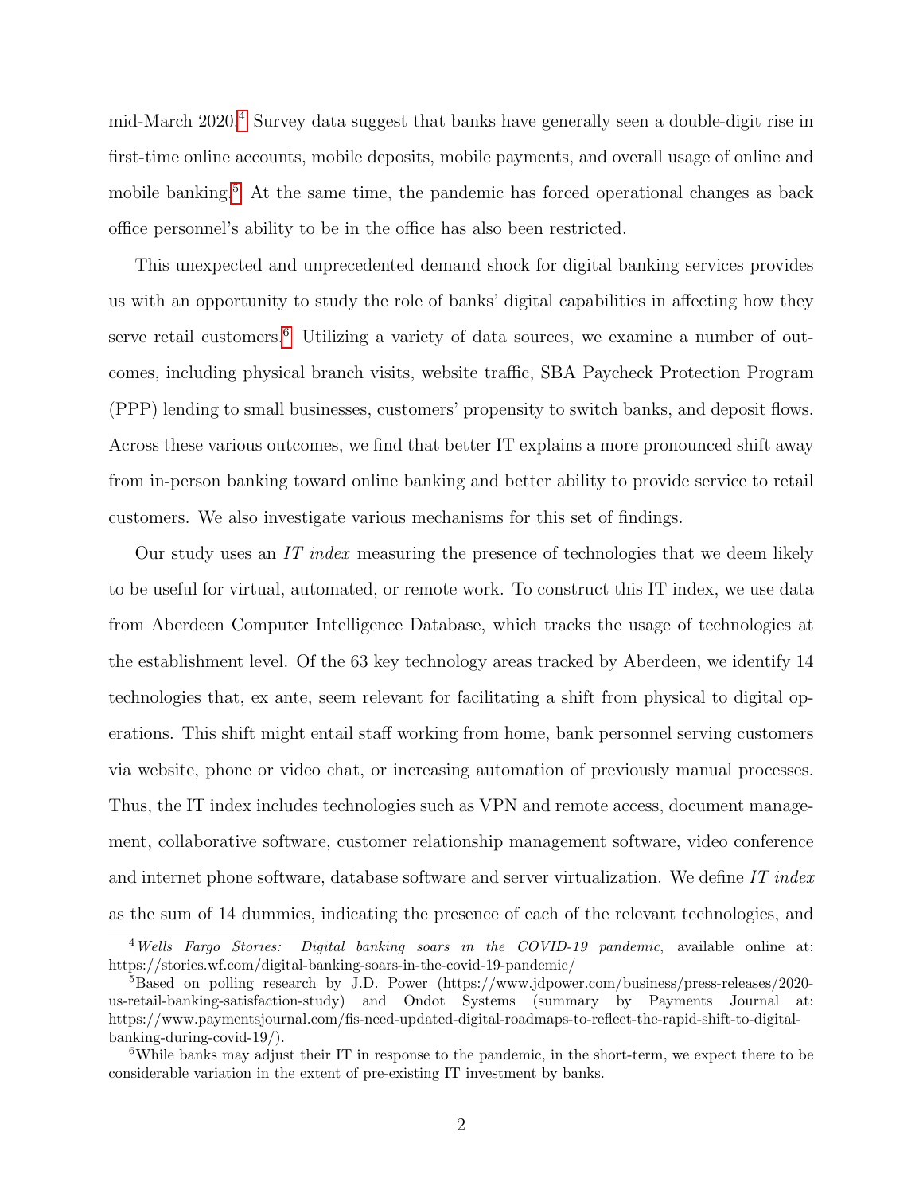mid-March 2020.[4] Survey data suggest that banks have generally seen a double-digit rise in first-time online accounts, mobile deposits, mobile payments, and overall usage of online and mobile banking.[5] At the same time, the pandemic has forced operational changes as back office personnel's ability to be in the office has also been restricted.

This unexpected and unprecedented demand shock for digital banking services provides us with an opportunity to study the role of banks' digital capabilities in affecting how they serve retail customers.[6] Utilizing a variety of data sources, we examine a number of outcomes, including physical branch visits, website traffic, SBA Paycheck Protection Program (PPP) lending to small businesses, customers' propensity to switch banks, and deposit flows. Across these various outcomes, we find that better IT explains a more pronounced shift away from in-person banking toward online banking and better ability to provide service to retail customers. We also investigate various mechanisms for this set of findings.

Our study uses an *IT index* measuring the presence of technologies that we deem likely to be useful for virtual, automated, or remote work. To construct this IT index, we use data from Aberdeen Computer Intelligence Database, which tracks the usage of technologies at the establishment level. Of the 63 key technology areas tracked by Aberdeen, we identify 14 technologies that, ex ante, seem relevant for facilitating a shift from physical to digital operations. This shift might entail staff working from home, bank personnel serving customers via website, phone or video chat, or increasing automation of previously manual processes. Thus, the IT index includes technologies such as VPN and remote access, document management, collaborative software, customer relationship management software, video conference and internet phone software, database software and server virtualization. We define *IT index* as the sum of 14 dummies, indicating the presence of each of the relevant technologies, and

[4] *Wells Fargo Stories: Digital banking soars in the COVID-19 pandemic*, available online at: https://stories.wf.com/digital-banking-soars-in-the-covid-19-pandemic/

[5] Based on polling research by J.D. Power (https://www.jdpower.com/business/press-releases/2020-us-retail-banking-satisfaction-study) and Ondot Systems (summary by Payments Journal at: https://www.paymentsjournal.com/fis-need-updated-digital-roadmaps-to-reflect-the-rapid-shift-to-digital-banking-during-covid-19/).

[6] While banks may adjust their IT in response to the pandemic, in the short-term, we expect there to be considerable variation in the extent of pre-existing IT investment by banks.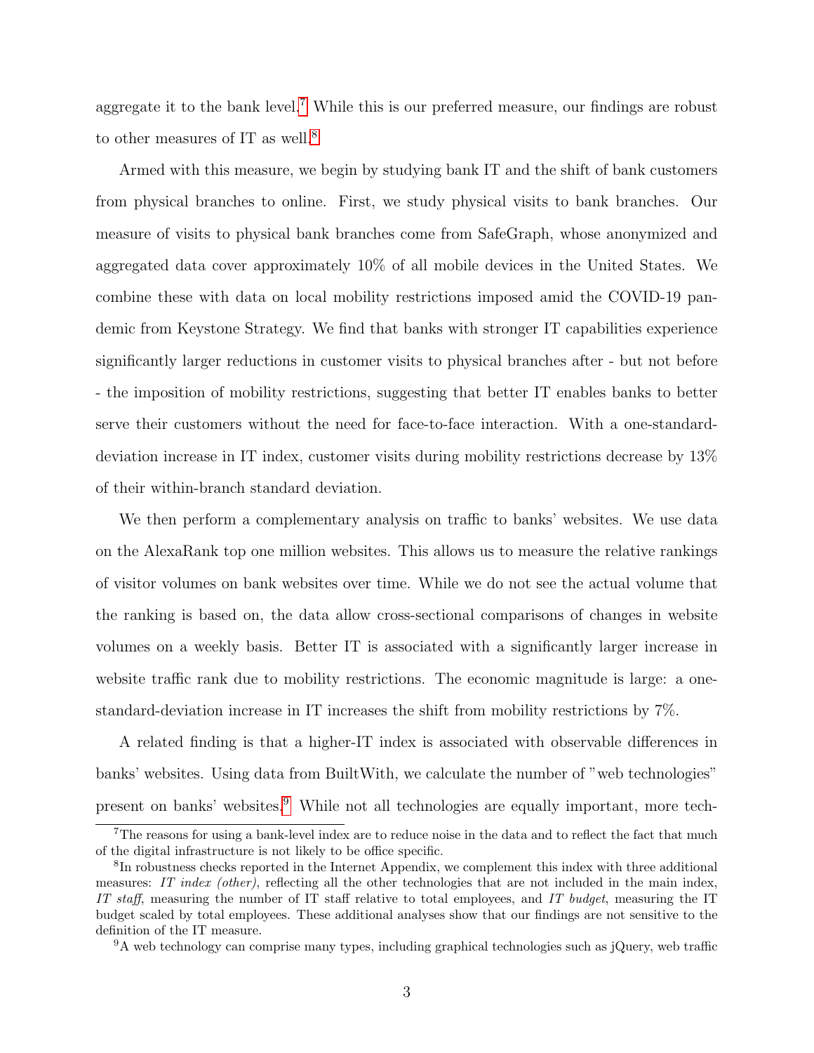aggregate it to the bank level.[7] While this is our preferred measure, our findings are robust to other measures of IT as well.[8]

Armed with this measure, we begin by studying bank IT and the shift of bank customers from physical branches to online. First, we study physical visits to bank branches. Our measure of visits to physical bank branches come from SafeGraph, whose anonymized and aggregated data cover approximately 10% of all mobile devices in the United States. We combine these with data on local mobility restrictions imposed amid the COVID-19 pandemic from Keystone Strategy. We find that banks with stronger IT capabilities experience significantly larger reductions in customer visits to physical branches after - but not before - the imposition of mobility restrictions, suggesting that better IT enables banks to better serve their customers without the need for face-to-face interaction. With a one-standard-deviation increase in IT index, customer visits during mobility restrictions decrease by 13% of their within-branch standard deviation.

We then perform a complementary analysis on traffic to banks' websites. We use data on the AlexaRank top one million websites. This allows us to measure the relative rankings of visitor volumes on bank websites over time. While we do not see the actual volume that the ranking is based on, the data allow cross-sectional comparisons of changes in website volumes on a weekly basis. Better IT is associated with a significantly larger increase in website traffic rank due to mobility restrictions. The economic magnitude is large: a one-standard-deviation increase in IT increases the shift from mobility restrictions by 7%.

A related finding is that a higher-IT index is associated with observable differences in banks' websites. Using data from BuiltWith, we calculate the number of "web technologies" present on banks' websites.[9] While not all technologies are equally important, more tech-

[7] The reasons for using a bank-level index are to reduce noise in the data and to reflect the fact that much of the digital infrastructure is not likely to be office specific.

[8] In robustness checks reported in the Internet Appendix, we complement this index with three additional measures: *IT index (other)*, reflecting all the other technologies that are not included in the main index, *IT staff*, measuring the number of IT staff relative to total employees, and *IT budget*, measuring the IT budget scaled by total employees. These additional analyses show that our findings are not sensitive to the definition of the IT measure.

[9] A web technology can comprise many types, including graphical technologies such as jQuery, web traffic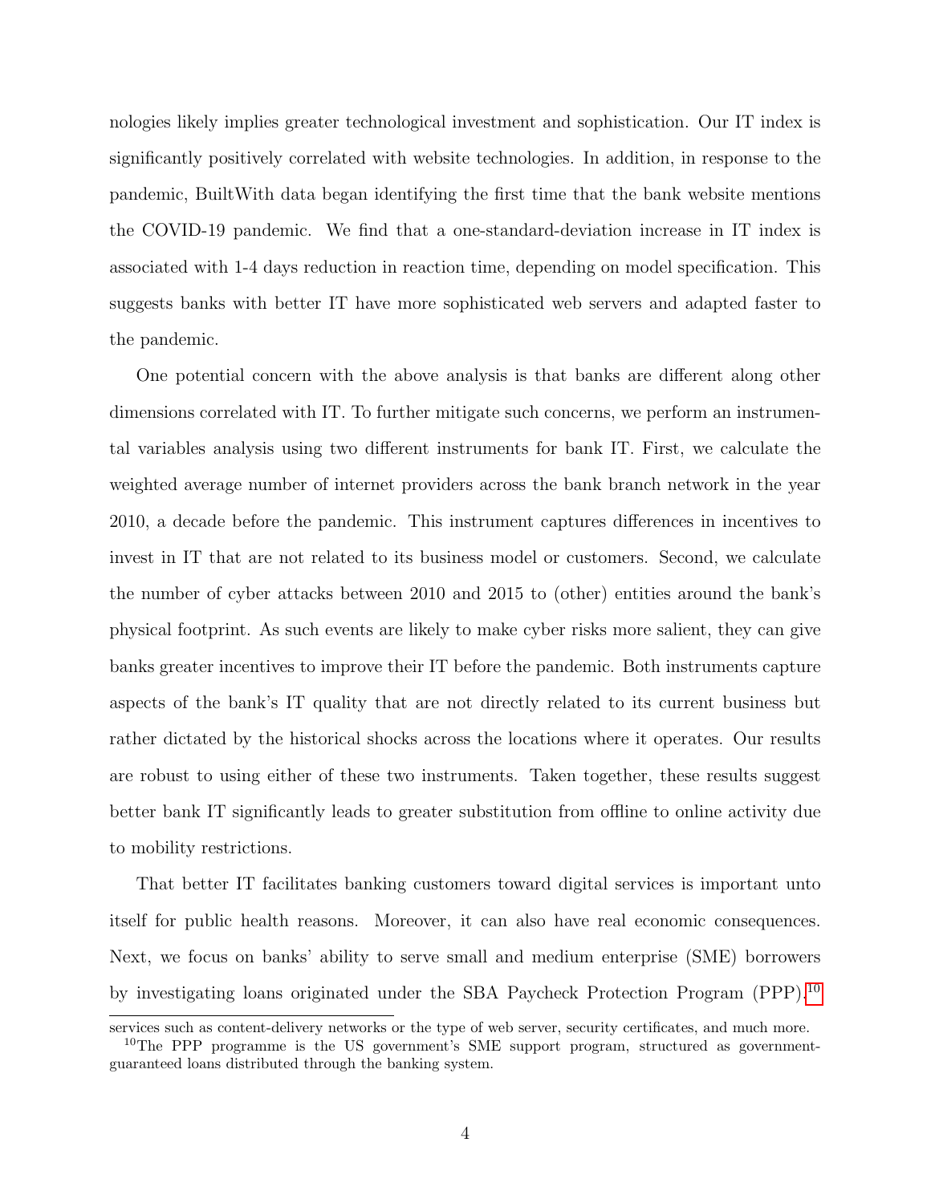nologies likely implies greater technological investment and sophistication. Our IT index is significantly positively correlated with website technologies. In addition, in response to the pandemic, BuiltWith data began identifying the first time that the bank website mentions the COVID-19 pandemic. We find that a one-standard-deviation increase in IT index is associated with 1-4 days reduction in reaction time, depending on model specification. This suggests banks with better IT have more sophisticated web servers and adapted faster to the pandemic.

One potential concern with the above analysis is that banks are different along other dimensions correlated with IT. To further mitigate such concerns, we perform an instrumental variables analysis using two different instruments for bank IT. First, we calculate the weighted average number of internet providers across the bank branch network in the year 2010, a decade before the pandemic. This instrument captures differences in incentives to invest in IT that are not related to its business model or customers. Second, we calculate the number of cyber attacks between 2010 and 2015 to (other) entities around the bank's physical footprint. As such events are likely to make cyber risks more salient, they can give banks greater incentives to improve their IT before the pandemic. Both instruments capture aspects of the bank's IT quality that are not directly related to its current business but rather dictated by the historical shocks across the locations where it operates. Our results are robust to using either of these two instruments. Taken together, these results suggest better bank IT significantly leads to greater substitution from offline to online activity due to mobility restrictions.

That better IT facilitates banking customers toward digital services is important unto itself for public health reasons. Moreover, it can also have real economic consequences. Next, we focus on banks' ability to serve small and medium enterprise (SME) borrowers by investigating loans originated under the SBA Paycheck Protection Program (PPP).[10]

services such as content-delivery networks or the type of web server, security certificates, and much more.

[10]The PPP programme is the US government's SME support program, structured as government-guaranteed loans distributed through the banking system.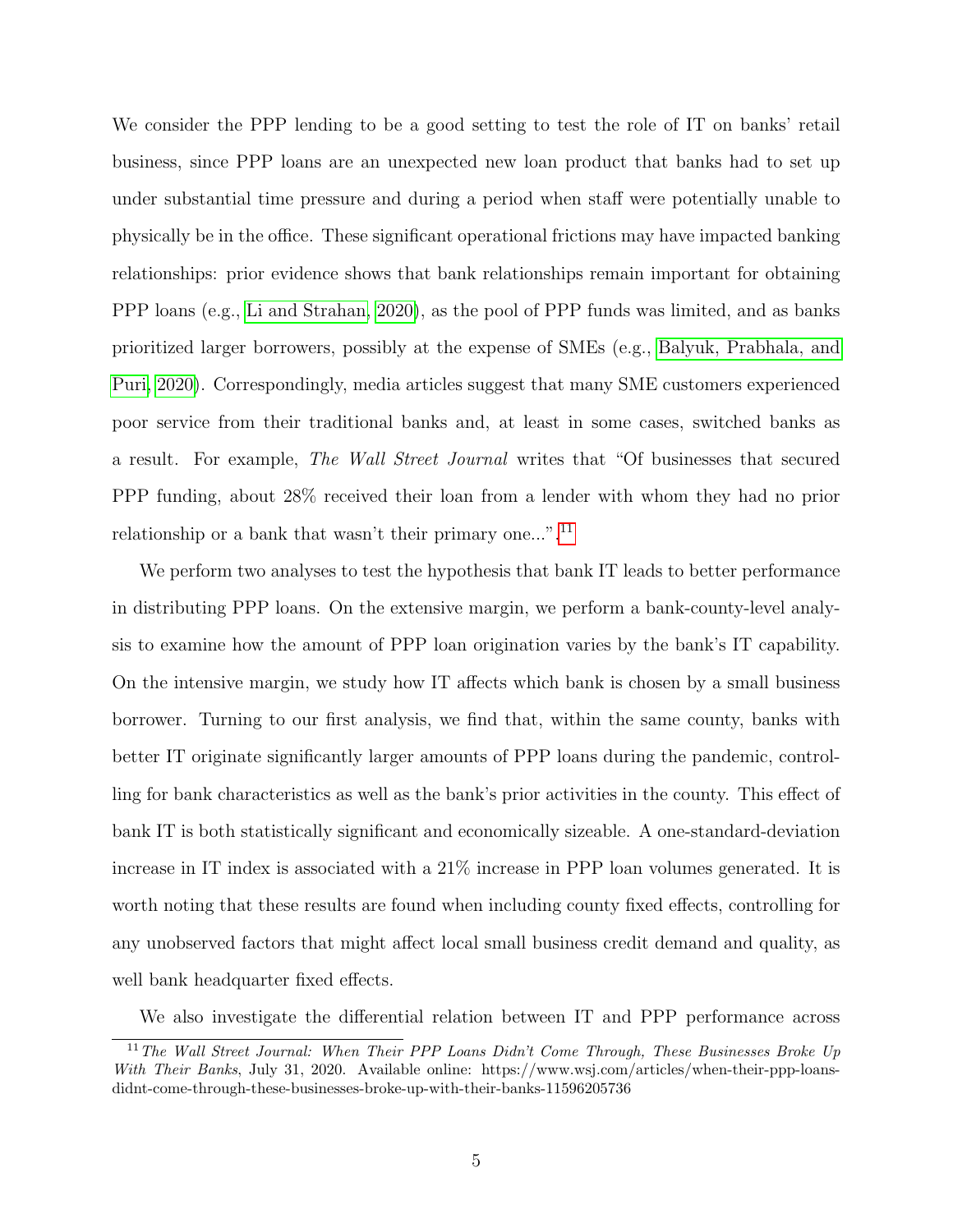We consider the PPP lending to be a good setting to test the role of IT on banks' retail business, since PPP loans are an unexpected new loan product that banks had to set up under substantial time pressure and during a period when staff were potentially unable to physically be in the office. These significant operational frictions may have impacted banking relationships: prior evidence shows that bank relationships remain important for obtaining PPP loans (e.g., Li and Strahan, 2020), as the pool of PPP funds was limited, and as banks prioritized larger borrowers, possibly at the expense of SMEs (e.g., Balyuk, Prabhala, and Puri, 2020). Correspondingly, media articles suggest that many SME customers experienced poor service from their traditional banks and, at least in some cases, switched banks as a result. For example, *The Wall Street Journal* writes that "Of businesses that secured PPP funding, about 28% received their loan from a lender with whom they had no prior relationship or a bank that wasn't their primary one...".[11]

We perform two analyses to test the hypothesis that bank IT leads to better performance in distributing PPP loans. On the extensive margin, we perform a bank-county-level analysis to examine how the amount of PPP loan origination varies by the bank's IT capability. On the intensive margin, we study how IT affects which bank is chosen by a small business borrower. Turning to our first analysis, we find that, within the same county, banks with better IT originate significantly larger amounts of PPP loans during the pandemic, controlling for bank characteristics as well as the bank's prior activities in the county. This effect of bank IT is both statistically significant and economically sizeable. A one-standard-deviation increase in IT index is associated with a 21% increase in PPP loan volumes generated. It is worth noting that these results are found when including county fixed effects, controlling for any unobserved factors that might affect local small business credit demand and quality, as well bank headquarter fixed effects.

We also investigate the differential relation between IT and PPP performance across

[11] *The Wall Street Journal: When Their PPP Loans Didn't Come Through, These Businesses Broke Up With Their Banks*, July 31, 2020. Available online: https://www.wsj.com/articles/when-their-ppp-loans-didnt-come-through-these-businesses-broke-up-with-their-banks-11596205736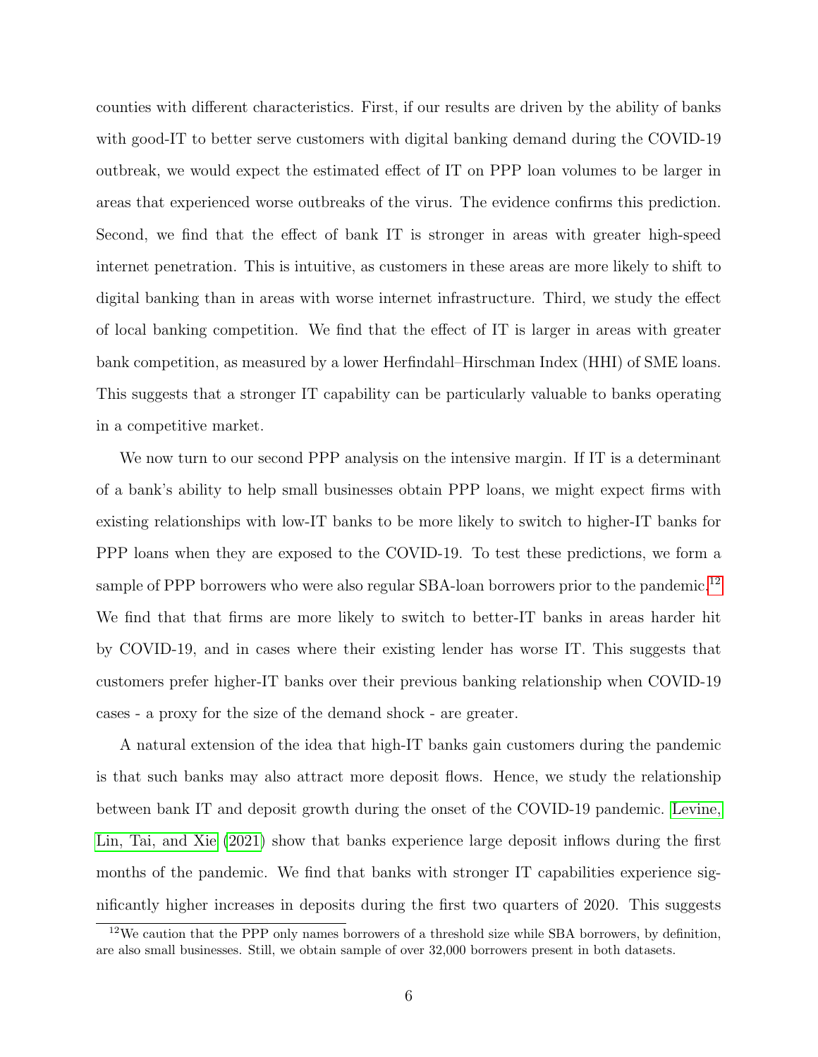counties with different characteristics. First, if our results are driven by the ability of banks with good-IT to better serve customers with digital banking demand during the COVID-19 outbreak, we would expect the estimated effect of IT on PPP loan volumes to be larger in areas that experienced worse outbreaks of the virus. The evidence confirms this prediction. Second, we find that the effect of bank IT is stronger in areas with greater high-speed internet penetration. This is intuitive, as customers in these areas are more likely to shift to digital banking than in areas with worse internet infrastructure. Third, we study the effect of local banking competition. We find that the effect of IT is larger in areas with greater bank competition, as measured by a lower Herfindahl–Hirschman Index (HHI) of SME loans. This suggests that a stronger IT capability can be particularly valuable to banks operating in a competitive market.

We now turn to our second PPP analysis on the intensive margin. If IT is a determinant of a bank's ability to help small businesses obtain PPP loans, we might expect firms with existing relationships with low-IT banks to be more likely to switch to higher-IT banks for PPP loans when they are exposed to the COVID-19. To test these predictions, we form a sample of PPP borrowers who were also regular SBA-loan borrowers prior to the pandemic.[12] We find that that firms are more likely to switch to better-IT banks in areas harder hit by COVID-19, and in cases where their existing lender has worse IT. This suggests that customers prefer higher-IT banks over their previous banking relationship when COVID-19 cases - a proxy for the size of the demand shock - are greater.

A natural extension of the idea that high-IT banks gain customers during the pandemic is that such banks may also attract more deposit flows. Hence, we study the relationship between bank IT and deposit growth during the onset of the COVID-19 pandemic. Levine, Lin, Tai, and Xie (2021) show that banks experience large deposit inflows during the first months of the pandemic. We find that banks with stronger IT capabilities experience significantly higher increases in deposits during the first two quarters of 2020. This suggests

[12] We caution that the PPP only names borrowers of a threshold size while SBA borrowers, by definition, are also small businesses. Still, we obtain sample of over 32,000 borrowers present in both datasets.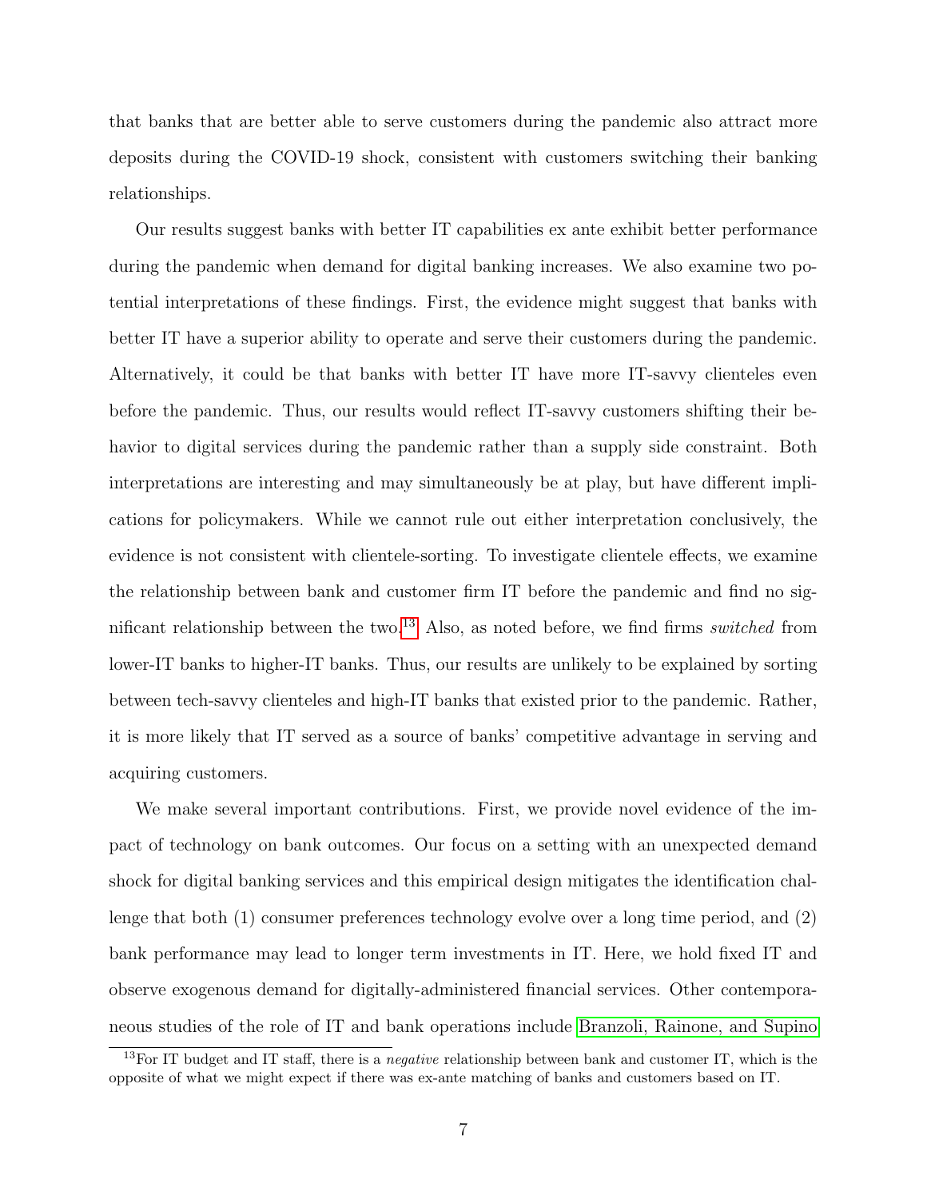that banks that are better able to serve customers during the pandemic also attract more deposits during the COVID-19 shock, consistent with customers switching their banking relationships.

Our results suggest banks with better IT capabilities ex ante exhibit better performance during the pandemic when demand for digital banking increases. We also examine two potential interpretations of these findings. First, the evidence might suggest that banks with better IT have a superior ability to operate and serve their customers during the pandemic. Alternatively, it could be that banks with better IT have more IT-savvy clienteles even before the pandemic. Thus, our results would reflect IT-savvy customers shifting their behavior to digital services during the pandemic rather than a supply side constraint. Both interpretations are interesting and may simultaneously be at play, but have different implications for policymakers. While we cannot rule out either interpretation conclusively, the evidence is not consistent with clientele-sorting. To investigate clientele effects, we examine the relationship between bank and customer firm IT before the pandemic and find no significant relationship between the two.[13] Also, as noted before, we find firms *switched* from lower-IT banks to higher-IT banks. Thus, our results are unlikely to be explained by sorting between tech-savvy clienteles and high-IT banks that existed prior to the pandemic. Rather, it is more likely that IT served as a source of banks' competitive advantage in serving and acquiring customers.

We make several important contributions. First, we provide novel evidence of the impact of technology on bank outcomes. Our focus on a setting with an unexpected demand shock for digital banking services and this empirical design mitigates the identification challenge that both (1) consumer preferences technology evolve over a long time period, and (2) bank performance may lead to longer term investments in IT. Here, we hold fixed IT and observe exogenous demand for digitally-administered financial services. Other contemporaneous studies of the role of IT and bank operations include Branzoli, Rainone, and Supino

[13] For IT budget and IT staff, there is a *negative* relationship between bank and customer IT, which is the opposite of what we might expect if there was ex-ante matching of banks and customers based on IT.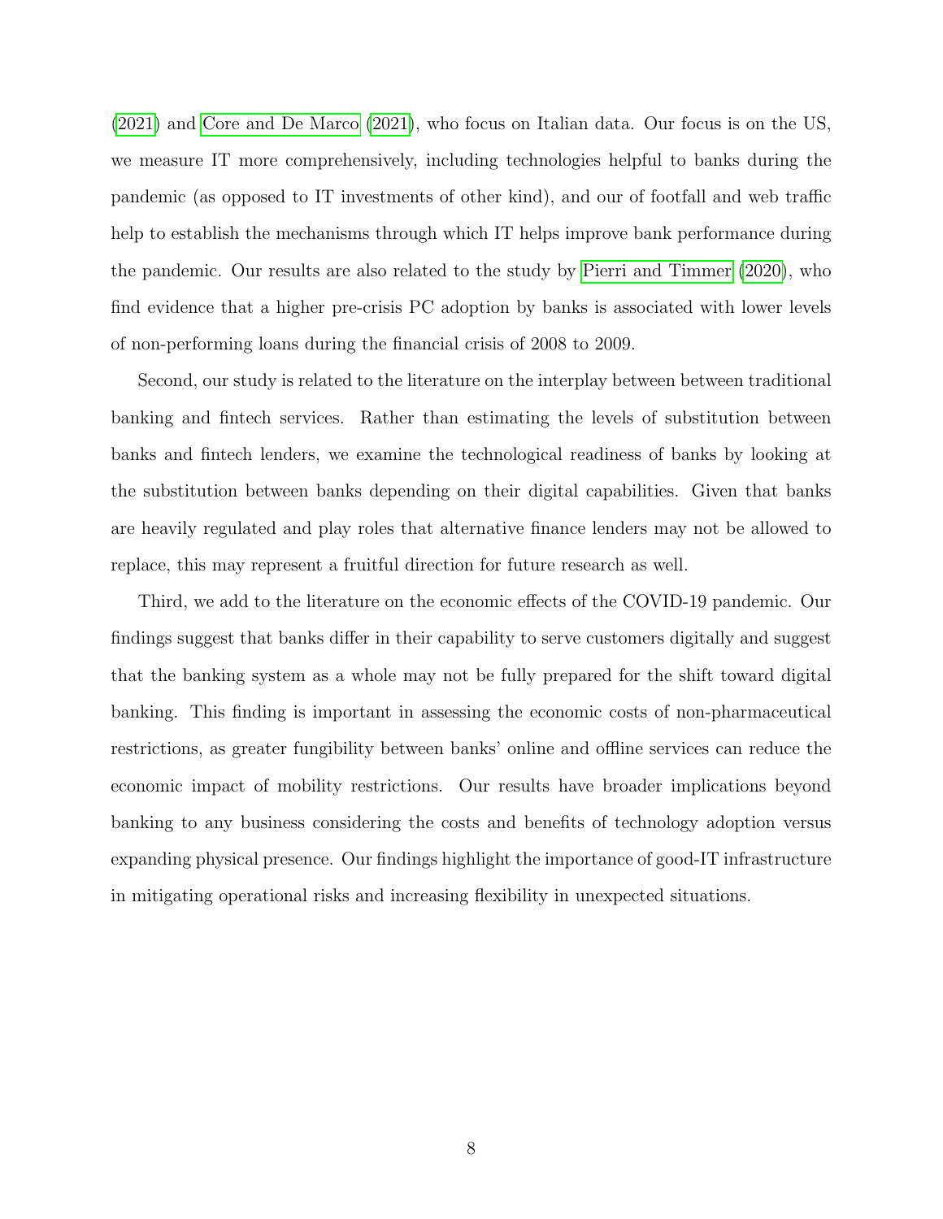(2021) and Core and De Marco (2021), who focus on Italian data. Our focus is on the US, we measure IT more comprehensively, including technologies helpful to banks during the pandemic (as opposed to IT investments of other kind), and our of footfall and web traffic help to establish the mechanisms through which IT helps improve bank performance during the pandemic. Our results are also related to the study by Pierri and Timmer (2020), who find evidence that a higher pre-crisis PC adoption by banks is associated with lower levels of non-performing loans during the financial crisis of 2008 to 2009.

Second, our study is related to the literature on the interplay between between traditional banking and fintech services. Rather than estimating the levels of substitution between banks and fintech lenders, we examine the technological readiness of banks by looking at the substitution between banks depending on their digital capabilities. Given that banks are heavily regulated and play roles that alternative finance lenders may not be allowed to replace, this may represent a fruitful direction for future research as well.

Third, we add to the literature on the economic effects of the COVID-19 pandemic. Our findings suggest that banks differ in their capability to serve customers digitally and suggest that the banking system as a whole may not be fully prepared for the shift toward digital banking. This finding is important in assessing the economic costs of non-pharmaceutical restrictions, as greater fungibility between banks' online and offline services can reduce the economic impact of mobility restrictions. Our results have broader implications beyond banking to any business considering the costs and benefits of technology adoption versus expanding physical presence. Our findings highlight the importance of good-IT infrastructure in mitigating operational risks and increasing flexibility in unexpected situations.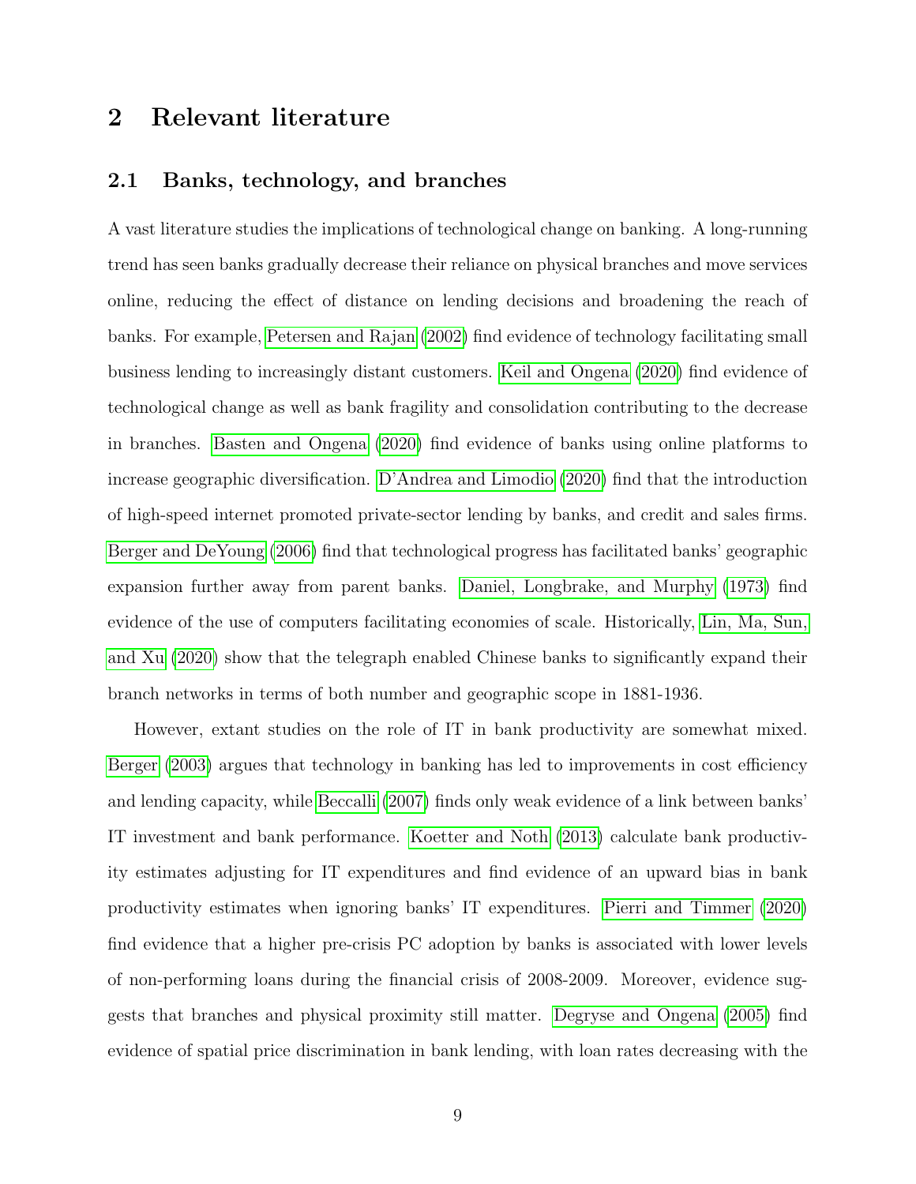## 2 Relevant literature

### 2.1 Banks, technology, and branches

A vast literature studies the implications of technological change on banking. A long-running trend has seen banks gradually decrease their reliance on physical branches and move services online, reducing the effect of distance on lending decisions and broadening the reach of banks. For example, Petersen and Rajan (2002) find evidence of technology facilitating small business lending to increasingly distant customers. Keil and Ongena (2020) find evidence of technological change as well as bank fragility and consolidation contributing to the decrease in branches. Basten and Ongena (2020) find evidence of banks using online platforms to increase geographic diversification. D'Andrea and Limodio (2020) find that the introduction of high-speed internet promoted private-sector lending by banks, and credit and sales firms. Berger and DeYoung (2006) find that technological progress has facilitated banks' geographic expansion further away from parent banks. Daniel, Longbrake, and Murphy (1973) find evidence of the use of computers facilitating economies of scale. Historically, Lin, Ma, Sun, and Xu (2020) show that the telegraph enabled Chinese banks to significantly expand their branch networks in terms of both number and geographic scope in 1881-1936.

However, extant studies on the role of IT in bank productivity are somewhat mixed. Berger (2003) argues that technology in banking has led to improvements in cost efficiency and lending capacity, while Beccalli (2007) finds only weak evidence of a link between banks' IT investment and bank performance. Koetter and Noth (2013) calculate bank productivity estimates adjusting for IT expenditures and find evidence of an upward bias in bank productivity estimates when ignoring banks' IT expenditures. Pierri and Timmer (2020) find evidence that a higher pre-crisis PC adoption by banks is associated with lower levels of non-performing loans during the financial crisis of 2008-2009. Moreover, evidence suggests that branches and physical proximity still matter. Degryse and Ongena (2005) find evidence of spatial price discrimination in bank lending, with loan rates decreasing with the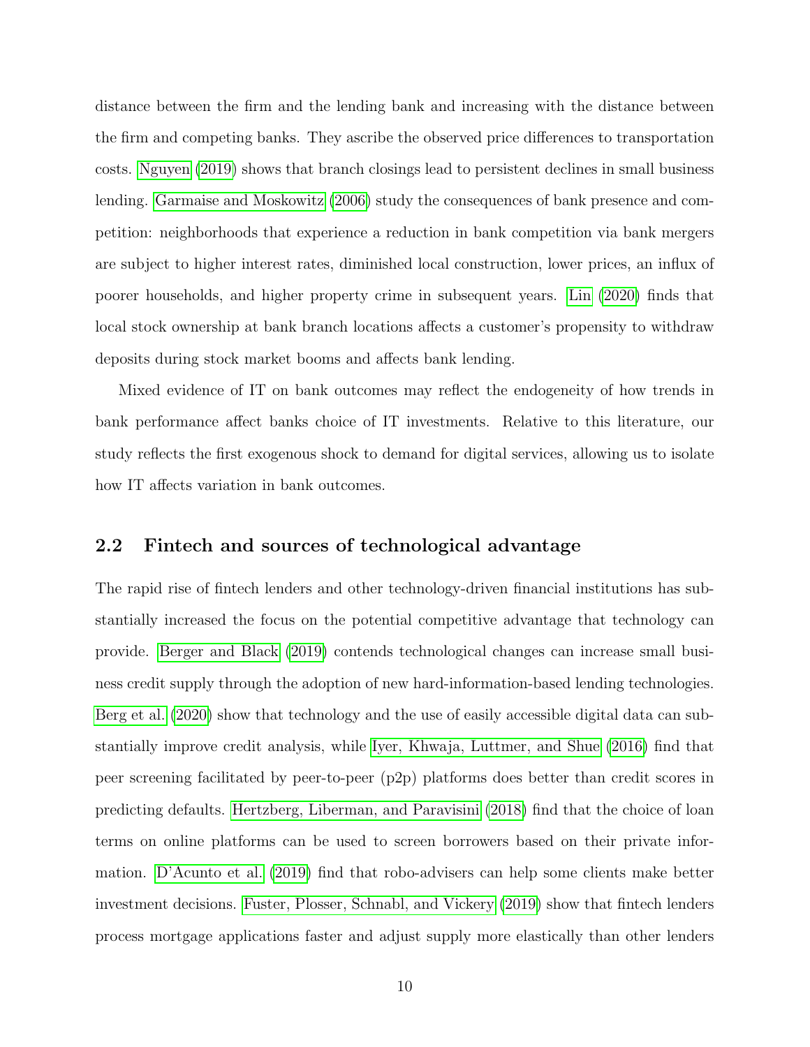distance between the firm and the lending bank and increasing with the distance between the firm and competing banks. They ascribe the observed price differences to transportation costs. Nguyen (2019) shows that branch closings lead to persistent declines in small business lending. Garmaise and Moskowitz (2006) study the consequences of bank presence and competition: neighborhoods that experience a reduction in bank competition via bank mergers are subject to higher interest rates, diminished local construction, lower prices, an influx of poorer households, and higher property crime in subsequent years. Lin (2020) finds that local stock ownership at bank branch locations affects a customer's propensity to withdraw deposits during stock market booms and affects bank lending.

Mixed evidence of IT on bank outcomes may reflect the endogeneity of how trends in bank performance affect banks choice of IT investments. Relative to this literature, our study reflects the first exogenous shock to demand for digital services, allowing us to isolate how IT affects variation in bank outcomes.

## 2.2 Fintech and sources of technological advantage

The rapid rise of fintech lenders and other technology-driven financial institutions has substantially increased the focus on the potential competitive advantage that technology can provide. Berger and Black (2019) contends technological changes can increase small business credit supply through the adoption of new hard-information-based lending technologies. Berg et al. (2020) show that technology and the use of easily accessible digital data can substantially improve credit analysis, while Iyer, Khwaja, Luttmer, and Shue (2016) find that peer screening facilitated by peer-to-peer (p2p) platforms does better than credit scores in predicting defaults. Hertzberg, Liberman, and Paravisini (2018) find that the choice of loan terms on online platforms can be used to screen borrowers based on their private information. D'Acunto et al. (2019) find that robo-advisers can help some clients make better investment decisions. Fuster, Plosser, Schnabl, and Vickery (2019) show that fintech lenders process mortgage applications faster and adjust supply more elastically than other lenders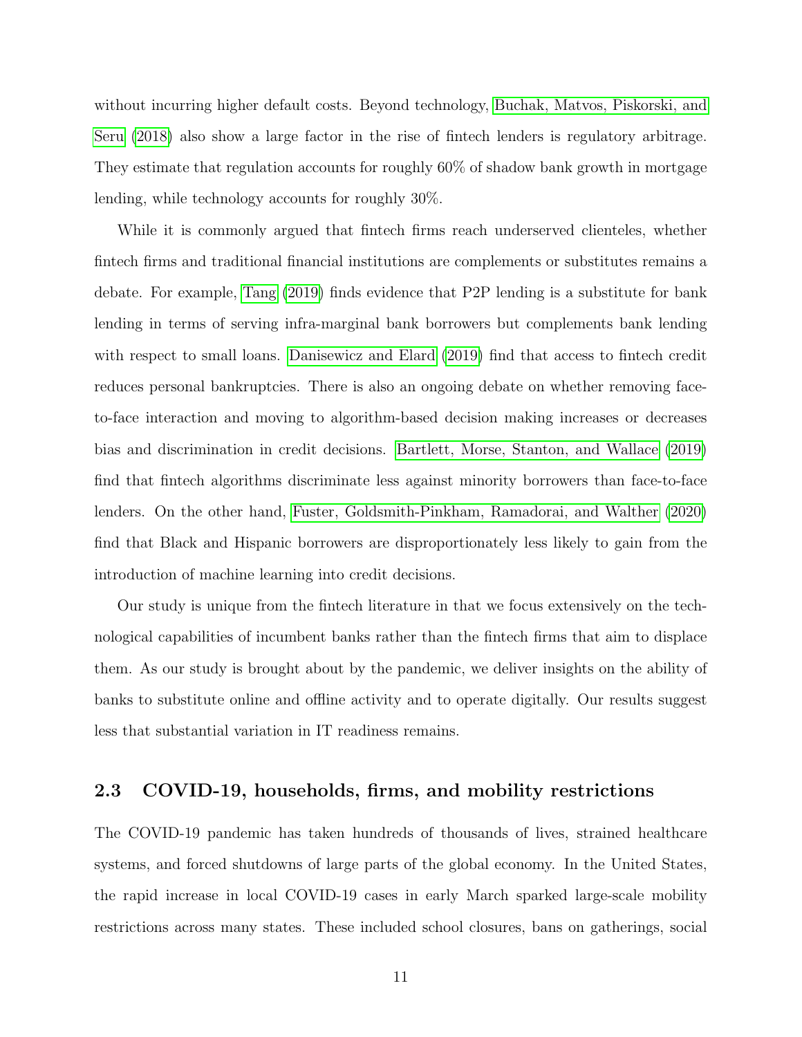without incurring higher default costs. Beyond technology, Buchak, Matvos, Piskorski, and Seru (2018) also show a large factor in the rise of fintech lenders is regulatory arbitrage. They estimate that regulation accounts for roughly 60% of shadow bank growth in mortgage lending, while technology accounts for roughly 30%.

While it is commonly argued that fintech firms reach underserved clienteles, whether fintech firms and traditional financial institutions are complements or substitutes remains a debate. For example, Tang (2019) finds evidence that P2P lending is a substitute for bank lending in terms of serving infra-marginal bank borrowers but complements bank lending with respect to small loans. Danisewicz and Elard (2019) find that access to fintech credit reduces personal bankruptcies. There is also an ongoing debate on whether removing face-to-face interaction and moving to algorithm-based decision making increases or decreases bias and discrimination in credit decisions. Bartlett, Morse, Stanton, and Wallace (2019) find that fintech algorithms discriminate less against minority borrowers than face-to-face lenders. On the other hand, Fuster, Goldsmith-Pinkham, Ramadorai, and Walther (2020) find that Black and Hispanic borrowers are disproportionately less likely to gain from the introduction of machine learning into credit decisions.

Our study is unique from the fintech literature in that we focus extensively on the technological capabilities of incumbent banks rather than the fintech firms that aim to displace them. As our study is brought about by the pandemic, we deliver insights on the ability of banks to substitute online and offline activity and to operate digitally. Our results suggest less that substantial variation in IT readiness remains.

### 2.3 COVID-19, households, firms, and mobility restrictions

The COVID-19 pandemic has taken hundreds of thousands of lives, strained healthcare systems, and forced shutdowns of large parts of the global economy. In the United States, the rapid increase in local COVID-19 cases in early March sparked large-scale mobility restrictions across many states. These included school closures, bans on gatherings, social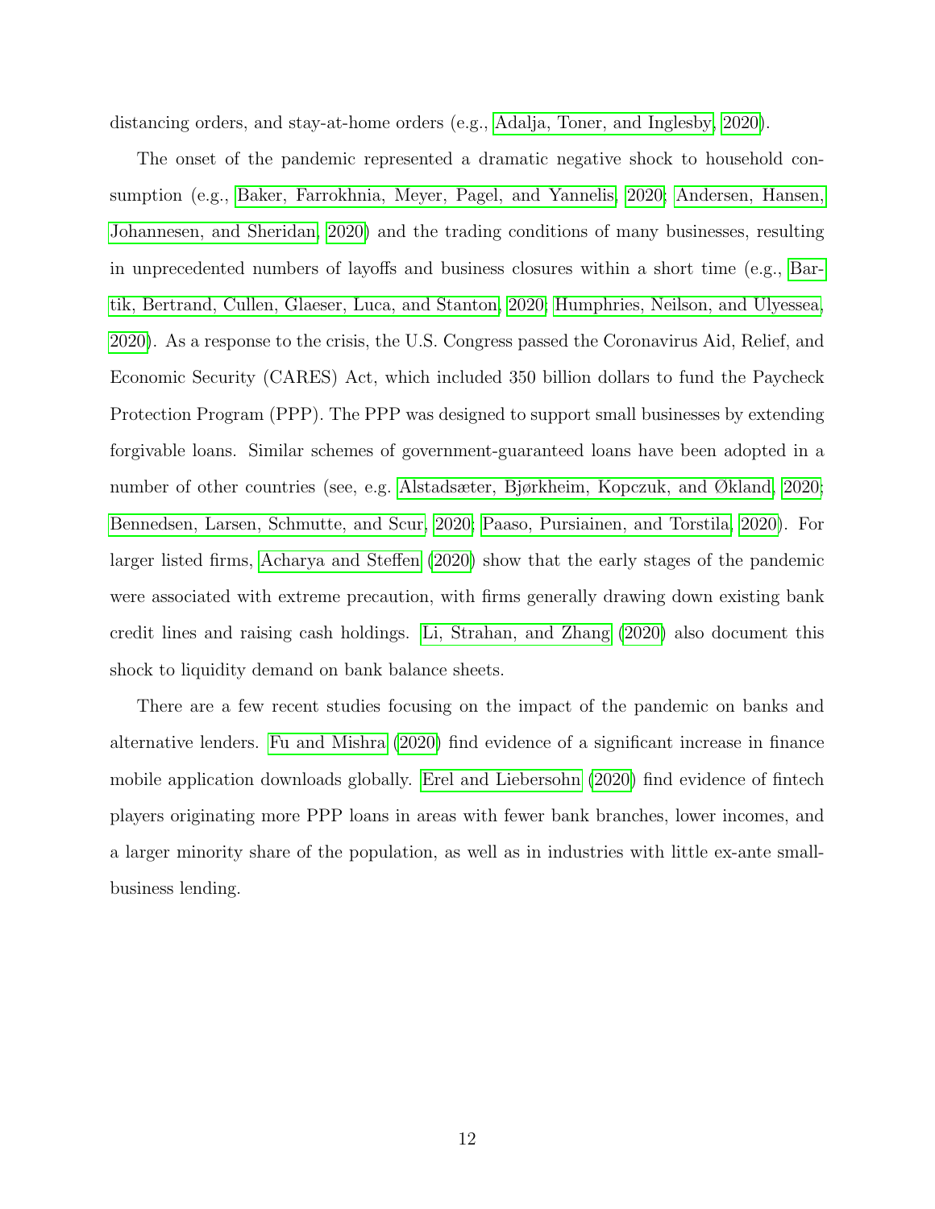distancing orders, and stay-at-home orders (e.g., Adalja, Toner, and Inglesby, 2020).

The onset of the pandemic represented a dramatic negative shock to household consumption (e.g., Baker, Farrokhnia, Meyer, Pagel, and Yannelis, 2020; Andersen, Hansen, Johannesen, and Sheridan, 2020) and the trading conditions of many businesses, resulting in unprecedented numbers of layoffs and business closures within a short time (e.g., Bartik, Bertrand, Cullen, Glaeser, Luca, and Stanton, 2020; Humphries, Neilson, and Ulyessea, 2020). As a response to the crisis, the U.S. Congress passed the Coronavirus Aid, Relief, and Economic Security (CARES) Act, which included 350 billion dollars to fund the Paycheck Protection Program (PPP). The PPP was designed to support small businesses by extending forgivable loans. Similar schemes of government-guaranteed loans have been adopted in a number of other countries (see, e.g. Alstadsæter, Bjørkheim, Kopczuk, and Økland, 2020; Bennedsen, Larsen, Schmutte, and Scur, 2020; Paaso, Pursiainen, and Torstila, 2020). For larger listed firms, Acharya and Steffen (2020) show that the early stages of the pandemic were associated with extreme precaution, with firms generally drawing down existing bank credit lines and raising cash holdings. Li, Strahan, and Zhang (2020) also document this shock to liquidity demand on bank balance sheets.

There are a few recent studies focusing on the impact of the pandemic on banks and alternative lenders. Fu and Mishra (2020) find evidence of a significant increase in finance mobile application downloads globally. Erel and Liebersohn (2020) find evidence of fintech players originating more PPP loans in areas with fewer bank branches, lower incomes, and a larger minority share of the population, as well as in industries with little ex-ante small-business lending.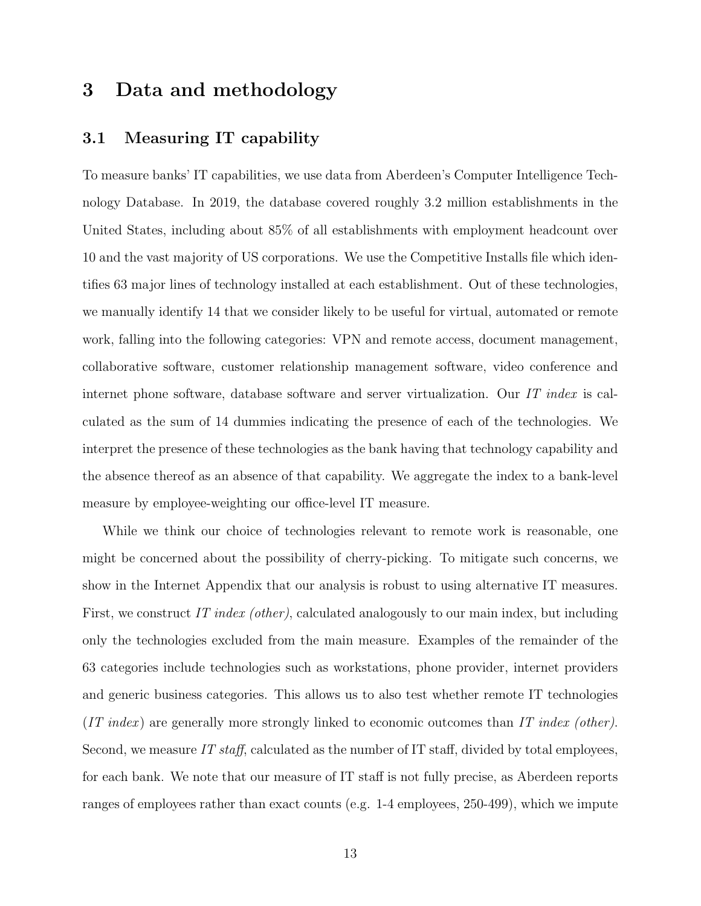# 3 Data and methodology

## 3.1 Measuring IT capability

To measure banks' IT capabilities, we use data from Aberdeen's Computer Intelligence Technology Database. In 2019, the database covered roughly 3.2 million establishments in the United States, including about 85% of all establishments with employment headcount over 10 and the vast majority of US corporations. We use the Competitive Installs file which identifies 63 major lines of technology installed at each establishment. Out of these technologies, we manually identify 14 that we consider likely to be useful for virtual, automated or remote work, falling into the following categories: VPN and remote access, document management, collaborative software, customer relationship management software, video conference and internet phone software, database software and server virtualization. Our *IT index* is calculated as the sum of 14 dummies indicating the presence of each of the technologies. We interpret the presence of these technologies as the bank having that technology capability and the absence thereof as an absence of that capability. We aggregate the index to a bank-level measure by employee-weighting our office-level IT measure.

While we think our choice of technologies relevant to remote work is reasonable, one might be concerned about the possibility of cherry-picking. To mitigate such concerns, we show in the Internet Appendix that our analysis is robust to using alternative IT measures. First, we construct *IT index (other)*, calculated analogously to our main index, but including only the technologies excluded from the main measure. Examples of the remainder of the 63 categories include technologies such as workstations, phone provider, internet providers and generic business categories. This allows us to also test whether remote IT technologies (*IT index*) are generally more strongly linked to economic outcomes than *IT index (other)*. Second, we measure *IT staff*, calculated as the number of IT staff, divided by total employees, for each bank. We note that our measure of IT staff is not fully precise, as Aberdeen reports ranges of employees rather than exact counts (e.g. 1-4 employees, 250-499), which we impute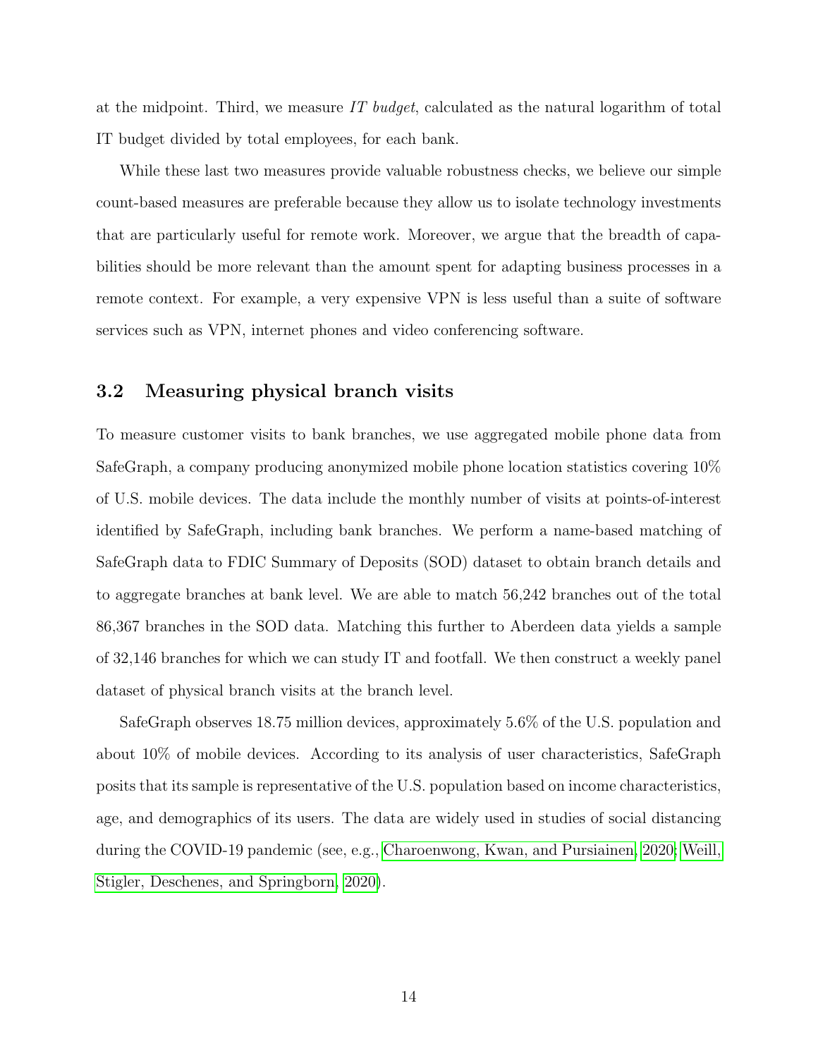at the midpoint. Third, we measure *IT budget*, calculated as the natural logarithm of total IT budget divided by total employees, for each bank.

While these last two measures provide valuable robustness checks, we believe our simple count-based measures are preferable because they allow us to isolate technology investments that are particularly useful for remote work. Moreover, we argue that the breadth of capabilities should be more relevant than the amount spent for adapting business processes in a remote context. For example, a very expensive VPN is less useful than a suite of software services such as VPN, internet phones and video conferencing software.

### 3.2 Measuring physical branch visits

To measure customer visits to bank branches, we use aggregated mobile phone data from SafeGraph, a company producing anonymized mobile phone location statistics covering 10% of U.S. mobile devices. The data include the monthly number of visits at points-of-interest identified by SafeGraph, including bank branches. We perform a name-based matching of SafeGraph data to FDIC Summary of Deposits (SOD) dataset to obtain branch details and to aggregate branches at bank level. We are able to match 56,242 branches out of the total 86,367 branches in the SOD data. Matching this further to Aberdeen data yields a sample of 32,146 branches for which we can study IT and footfall. We then construct a weekly panel dataset of physical branch visits at the branch level.

SafeGraph observes 18.75 million devices, approximately 5.6% of the U.S. population and about 10% of mobile devices. According to its analysis of user characteristics, SafeGraph posits that its sample is representative of the U.S. population based on income characteristics, age, and demographics of its users. The data are widely used in studies of social distancing during the COVID-19 pandemic (see, e.g., Charoenwong, Kwan, and Pursiainen, 2020; Weill, Stigler, Deschenes, and Springborn, 2020).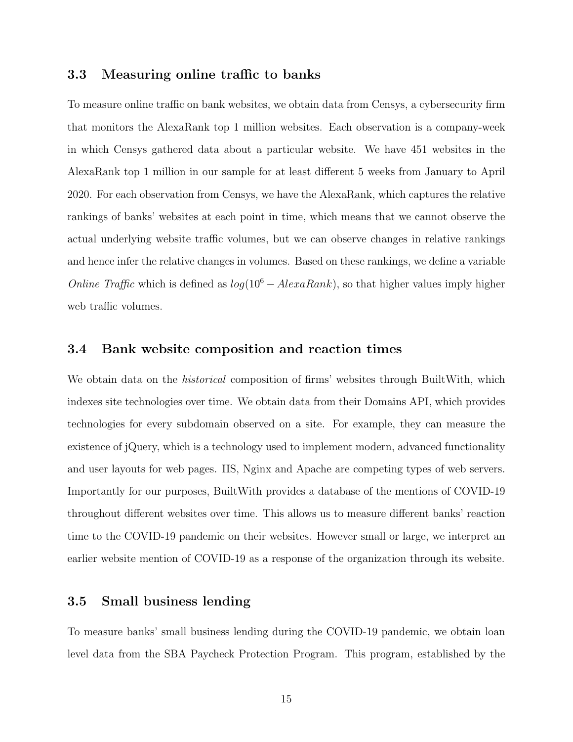### 3.3 Measuring online traffic to banks

To measure online traffic on bank websites, we obtain data from Censys, a cybersecurity firm that monitors the AlexaRank top 1 million websites. Each observation is a company-week in which Censys gathered data about a particular website. We have 451 websites in the AlexaRank top 1 million in our sample for at least different 5 weeks from January to April 2020. For each observation from Censys, we have the AlexaRank, which captures the relative rankings of banks' websites at each point in time, which means that we cannot observe the actual underlying website traffic volumes, but we can observe changes in relative rankings and hence infer the relative changes in volumes. Based on these rankings, we define a variable *Online Traffic* which is defined as $log(10^6 - AlexaRank)$, so that higher values imply higher web traffic volumes.

### 3.4 Bank website composition and reaction times

We obtain data on the *historical* composition of firms' websites through BuiltWith, which indexes site technologies over time. We obtain data from their Domains API, which provides technologies for every subdomain observed on a site. For example, they can measure the existence of jQuery, which is a technology used to implement modern, advanced functionality and user layouts for web pages. IIS, Nginx and Apache are competing types of web servers. Importantly for our purposes, BuiltWith provides a database of the mentions of COVID-19 throughout different websites over time. This allows us to measure different banks' reaction time to the COVID-19 pandemic on their websites. However small or large, we interpret an earlier website mention of COVID-19 as a response of the organization through its website.

### 3.5 Small business lending

To measure banks' small business lending during the COVID-19 pandemic, we obtain loan level data from the SBA Paycheck Protection Program. This program, established by the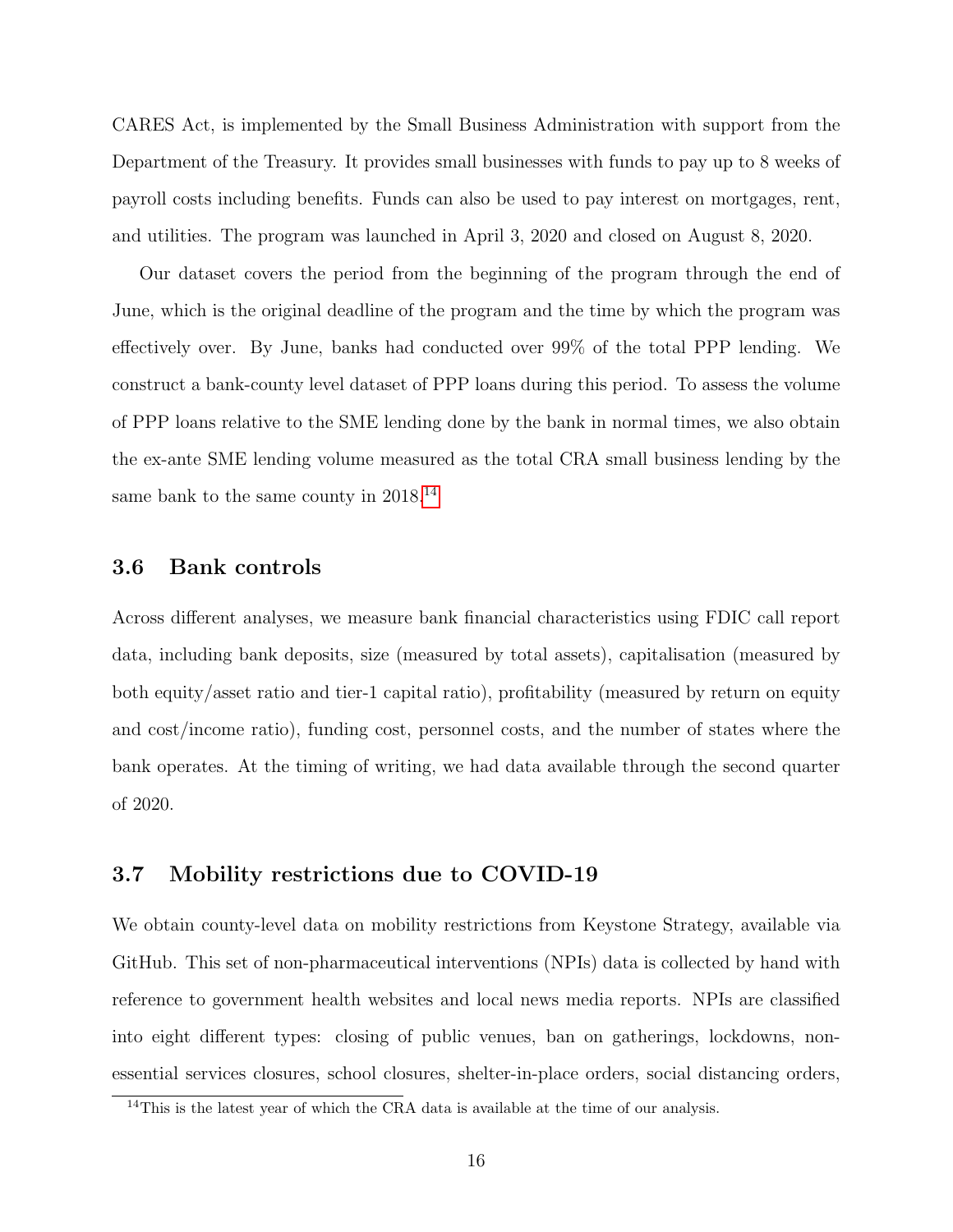CARES Act, is implemented by the Small Business Administration with support from the Department of the Treasury. It provides small businesses with funds to pay up to 8 weeks of payroll costs including benefits. Funds can also be used to pay interest on mortgages, rent, and utilities. The program was launched in April 3, 2020 and closed on August 8, 2020.

Our dataset covers the period from the beginning of the program through the end of June, which is the original deadline of the program and the time by which the program was effectively over. By June, banks had conducted over 99% of the total PPP lending. We construct a bank-county level dataset of PPP loans during this period. To assess the volume of PPP loans relative to the SME lending done by the bank in normal times, we also obtain the ex-ante SME lending volume measured as the total CRA small business lending by the same bank to the same county in 2018.[14]

### 3.6 Bank controls

Across different analyses, we measure bank financial characteristics using FDIC call report data, including bank deposits, size (measured by total assets), capitalisation (measured by both equity/asset ratio and tier-1 capital ratio), profitability (measured by return on equity and cost/income ratio), funding cost, personnel costs, and the number of states where the bank operates. At the timing of writing, we had data available through the second quarter of 2020.

### 3.7 Mobility restrictions due to COVID-19

We obtain county-level data on mobility restrictions from Keystone Strategy, available via GitHub. This set of non-pharmaceutical interventions (NPIs) data is collected by hand with reference to government health websites and local news media reports. NPIs are classified into eight different types: closing of public venues, ban on gatherings, lockdowns, non-essential services closures, school closures, shelter-in-place orders, social distancing orders,

[14] This is the latest year of which the CRA data is available at the time of our analysis.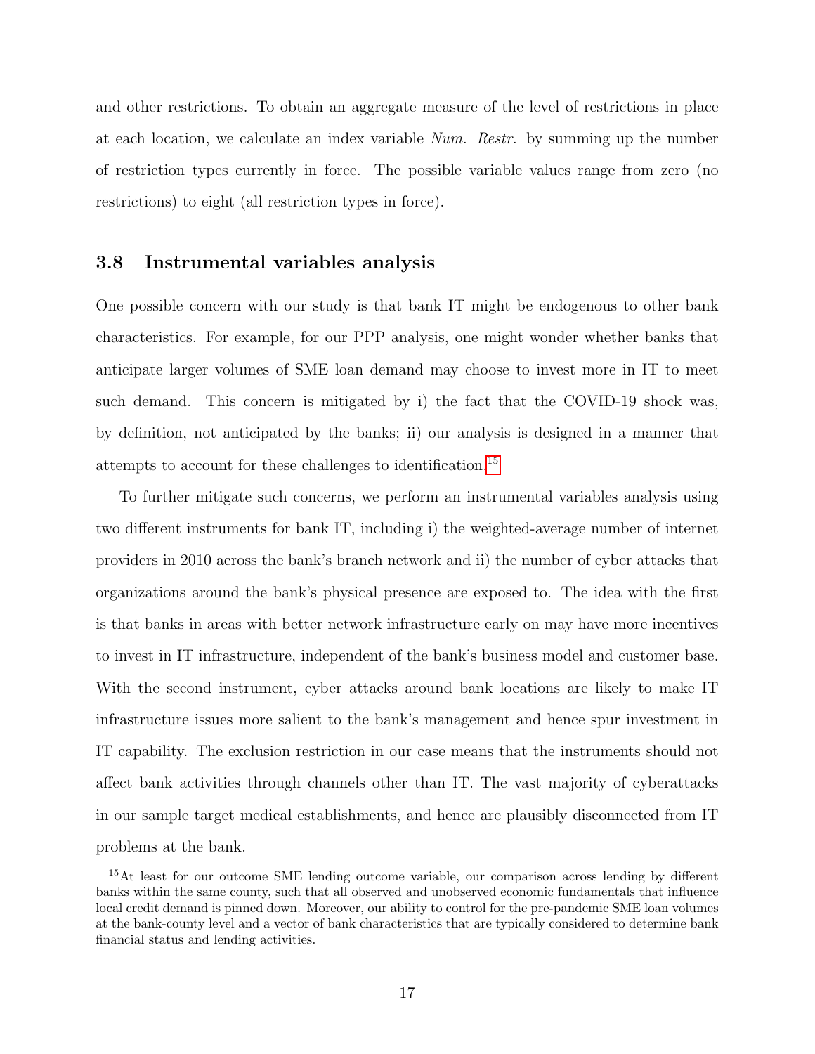and other restrictions. To obtain an aggregate measure of the level of restrictions in place at each location, we calculate an index variable *Num. Restr.* by summing up the number of restriction types currently in force. The possible variable values range from zero (no restrictions) to eight (all restriction types in force).

### 3.8 Instrumental variables analysis

One possible concern with our study is that bank IT might be endogenous to other bank characteristics. For example, for our PPP analysis, one might wonder whether banks that anticipate larger volumes of SME loan demand may choose to invest more in IT to meet such demand. This concern is mitigated by i) the fact that the COVID-19 shock was, by definition, not anticipated by the banks; ii) our analysis is designed in a manner that attempts to account for these challenges to identification.[15]

To further mitigate such concerns, we perform an instrumental variables analysis using two different instruments for bank IT, including i) the weighted-average number of internet providers in 2010 across the bank's branch network and ii) the number of cyber attacks that organizations around the bank's physical presence are exposed to. The idea with the first is that banks in areas with better network infrastructure early on may have more incentives to invest in IT infrastructure, independent of the bank's business model and customer base. With the second instrument, cyber attacks around bank locations are likely to make IT infrastructure issues more salient to the bank's management and hence spur investment in IT capability. The exclusion restriction in our case means that the instruments should not affect bank activities through channels other than IT. The vast majority of cyberattacks in our sample target medical establishments, and hence are plausibly disconnected from IT problems at the bank.

[15] At least for our outcome SME lending outcome variable, our comparison across lending by different banks within the same county, such that all observed and unobserved economic fundamentals that influence local credit demand is pinned down. Moreover, our ability to control for the pre-pandemic SME loan volumes at the bank-county level and a vector of bank characteristics that are typically considered to determine bank financial status and lending activities.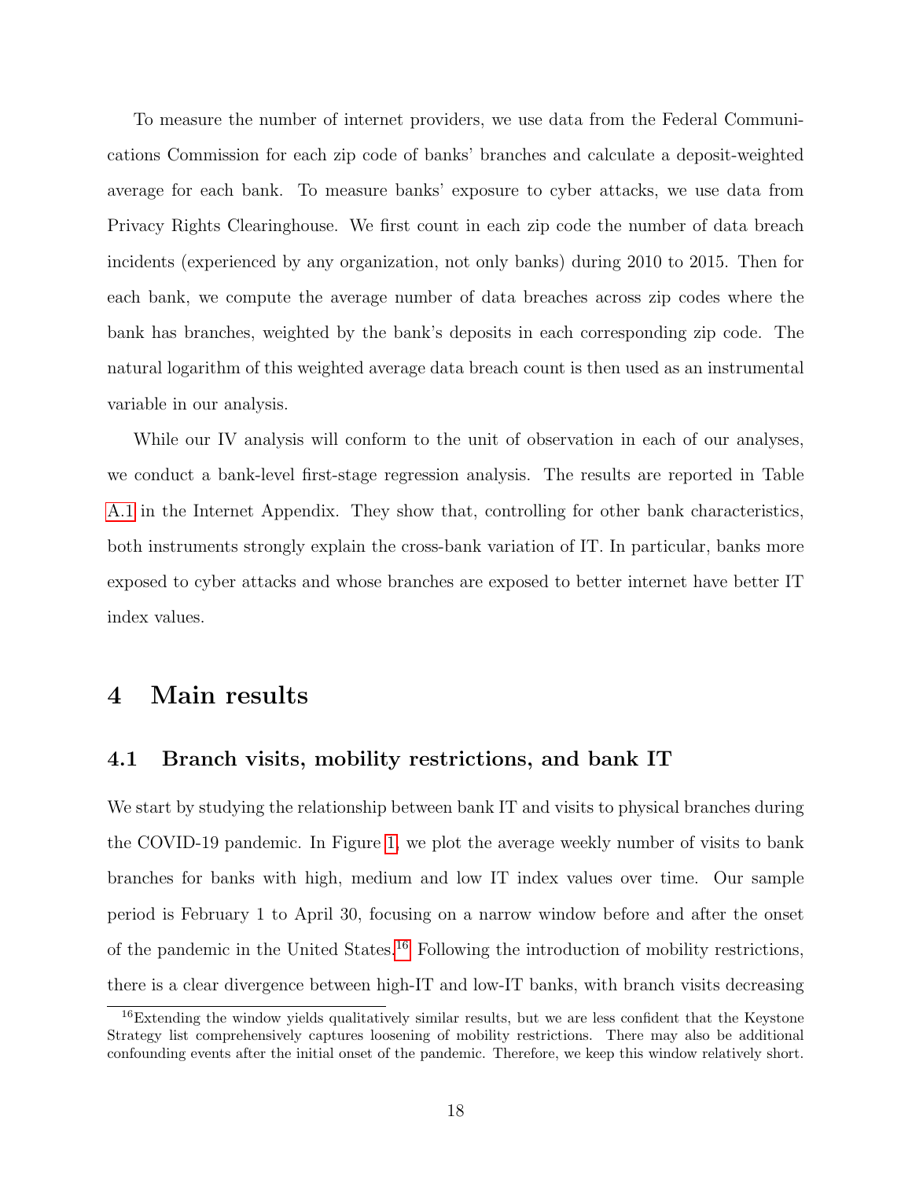To measure the number of internet providers, we use data from the Federal Communications Commission for each zip code of banks' branches and calculate a deposit-weighted average for each bank. To measure banks' exposure to cyber attacks, we use data from Privacy Rights Clearinghouse. We first count in each zip code the number of data breach incidents (experienced by any organization, not only banks) during 2010 to 2015. Then for each bank, we compute the average number of data breaches across zip codes where the bank has branches, weighted by the bank's deposits in each corresponding zip code. The natural logarithm of this weighted average data breach count is then used as an instrumental variable in our analysis.

While our IV analysis will conform to the unit of observation in each of our analyses, we conduct a bank-level first-stage regression analysis. The results are reported in Table A.1 in the Internet Appendix. They show that, controlling for other bank characteristics, both instruments strongly explain the cross-bank variation of IT. In particular, banks more exposed to cyber attacks and whose branches are exposed to better internet have better IT index values.

# 4 Main results

## 4.1 Branch visits, mobility restrictions, and bank IT

We start by studying the relationship between bank IT and visits to physical branches during the COVID-19 pandemic. In Figure 1, we plot the average weekly number of visits to bank branches for banks with high, medium and low IT index values over time. Our sample period is February 1 to April 30, focusing on a narrow window before and after the onset of the pandemic in the United States.[16] Following the introduction of mobility restrictions, there is a clear divergence between high-IT and low-IT banks, with branch visits decreasing

[16] Extending the window yields qualitatively similar results, but we are less confident that the Keystone Strategy list comprehensively captures loosening of mobility restrictions. There may also be additional confounding events after the initial onset of the pandemic. Therefore, we keep this window relatively short.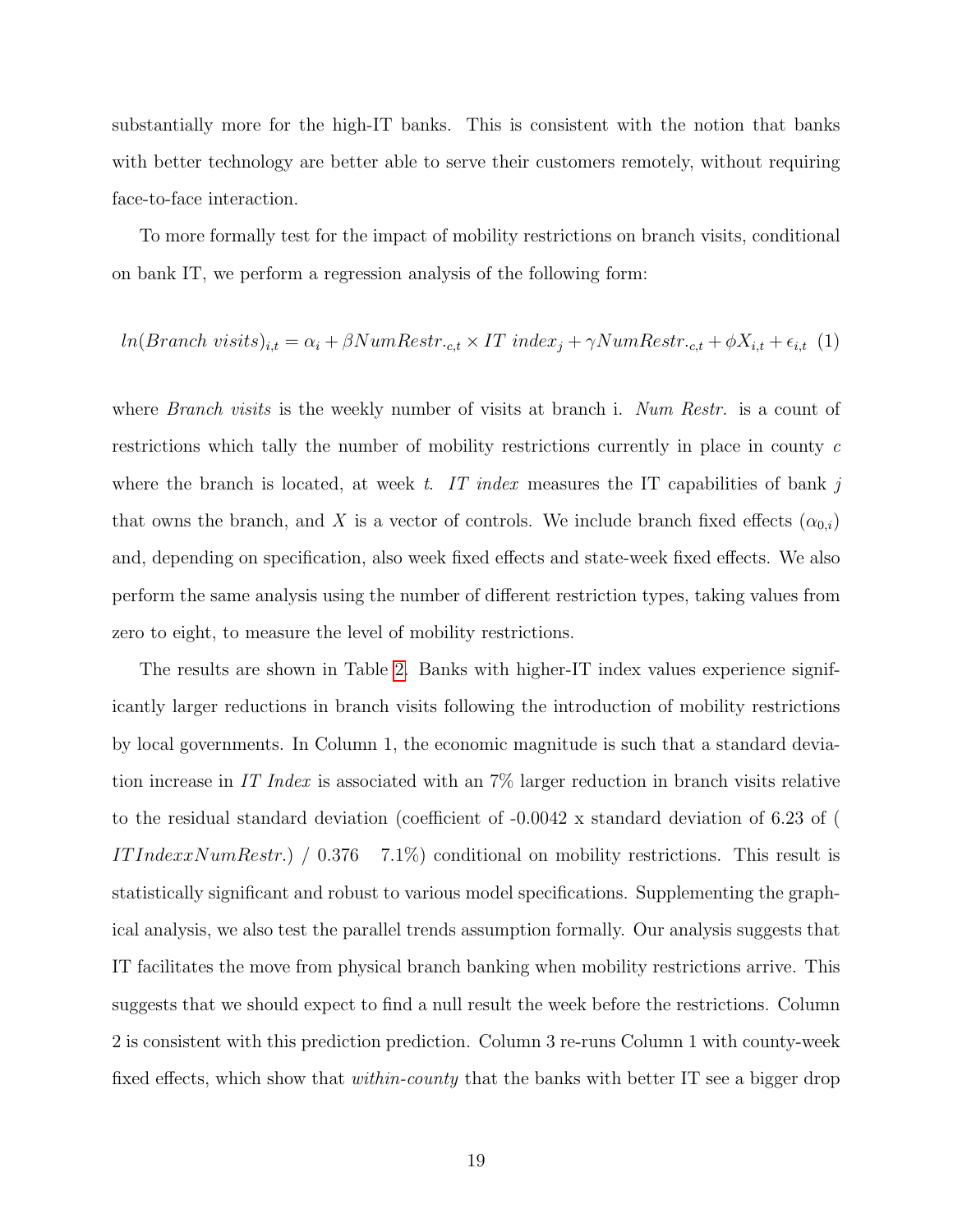substantially more for the high-IT banks. This is consistent with the notion that banks with better technology are better able to serve their customers remotely, without requiring face-to-face interaction.

To more formally test for the impact of mobility restrictions on branch visits, conditional on bank IT, we perform a regression analysis of the following form:

$$ln(Branch\ visits)_{i,t} = \alpha_i + \beta NumRestr._{c,t} \times IT\ index_j + \gamma NumRestr._{c,t} + \phi X_{i,t} + \epsilon_{i,t} \quad (1)$$

where *Branch visits* is the weekly number of visits at branch i. *Num Restr.* is a count of restrictions which tally the number of mobility restrictions currently in place in county $c$ where the branch is located, at week $t$. *IT index* measures the IT capabilities of bank $j$ that owns the branch, and $X$ is a vector of controls. We include branch fixed effects ($\alpha_{0,i}$) and, depending on specification, also week fixed effects and state-week fixed effects. We also perform the same analysis using the number of different restriction types, taking values from zero to eight, to measure the level of mobility restrictions.

The results are shown in Table 2. Banks with higher-IT index values experience significantly larger reductions in branch visits following the introduction of mobility restrictions by local governments. In Column 1, the economic magnitude is such that a standard deviation increase in *IT Index* is associated with an 7% larger reduction in branch visits relative to the residual standard deviation (coefficient of -0.0042 x standard deviation of 6.23 of ( $ITIndexxNumRestr.$) / 0.376 7.1%) conditional on mobility restrictions. This result is statistically significant and robust to various model specifications. Supplementing the graphical analysis, we also test the parallel trends assumption formally. Our analysis suggests that IT facilitates the move from physical branch banking when mobility restrictions arrive. This suggests that we should expect to find a null result the week before the restrictions. Column 2 is consistent with this prediction prediction. Column 3 re-runs Column 1 with county-week fixed effects, which show that *within-county* that the banks with better IT see a bigger drop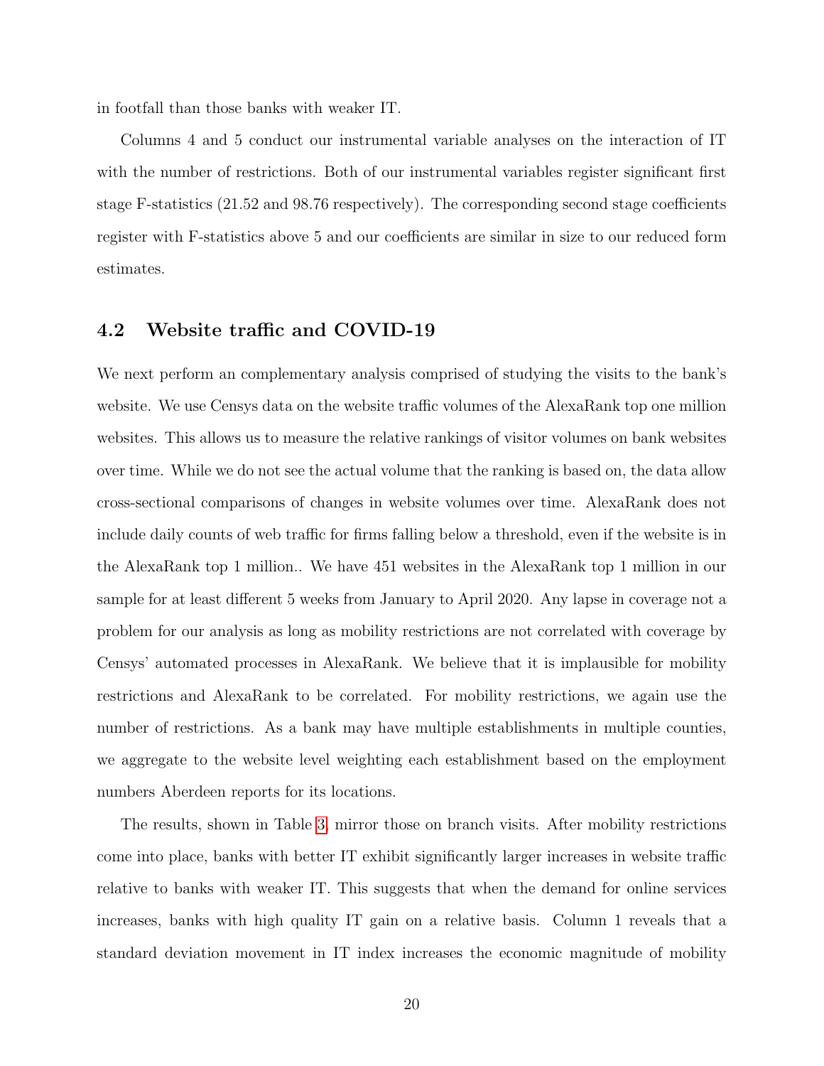in footfall than those banks with weaker IT.

Columns 4 and 5 conduct our instrumental variable analyses on the interaction of IT with the number of restrictions. Both of our instrumental variables register significant first stage F-statistics (21.52 and 98.76 respectively). The corresponding second stage coefficients register with F-statistics above 5 and our coefficients are similar in size to our reduced form estimates.

## 4.2 Website traffic and COVID-19

We next perform an complementary analysis comprised of studying the visits to the bank's website. We use Censys data on the website traffic volumes of the AlexaRank top one million websites. This allows us to measure the relative rankings of visitor volumes on bank websites over time. While we do not see the actual volume that the ranking is based on, the data allow cross-sectional comparisons of changes in website volumes over time. AlexaRank does not include daily counts of web traffic for firms falling below a threshold, even if the website is in the AlexaRank top 1 million.. We have 451 websites in the AlexaRank top 1 million in our sample for at least different 5 weeks from January to April 2020. Any lapse in coverage not a problem for our analysis as long as mobility restrictions are not correlated with coverage by Censys' automated processes in AlexaRank. We believe that it is implausible for mobility restrictions and AlexaRank to be correlated. For mobility restrictions, we again use the number of restrictions. As a bank may have multiple establishments in multiple counties, we aggregate to the website level weighting each establishment based on the employment numbers Aberdeen reports for its locations.

The results, shown in Table 3, mirror those on branch visits. After mobility restrictions come into place, banks with better IT exhibit significantly larger increases in website traffic relative to banks with weaker IT. This suggests that when the demand for online services increases, banks with high quality IT gain on a relative basis. Column 1 reveals that a standard deviation movement in IT index increases the economic magnitude of mobility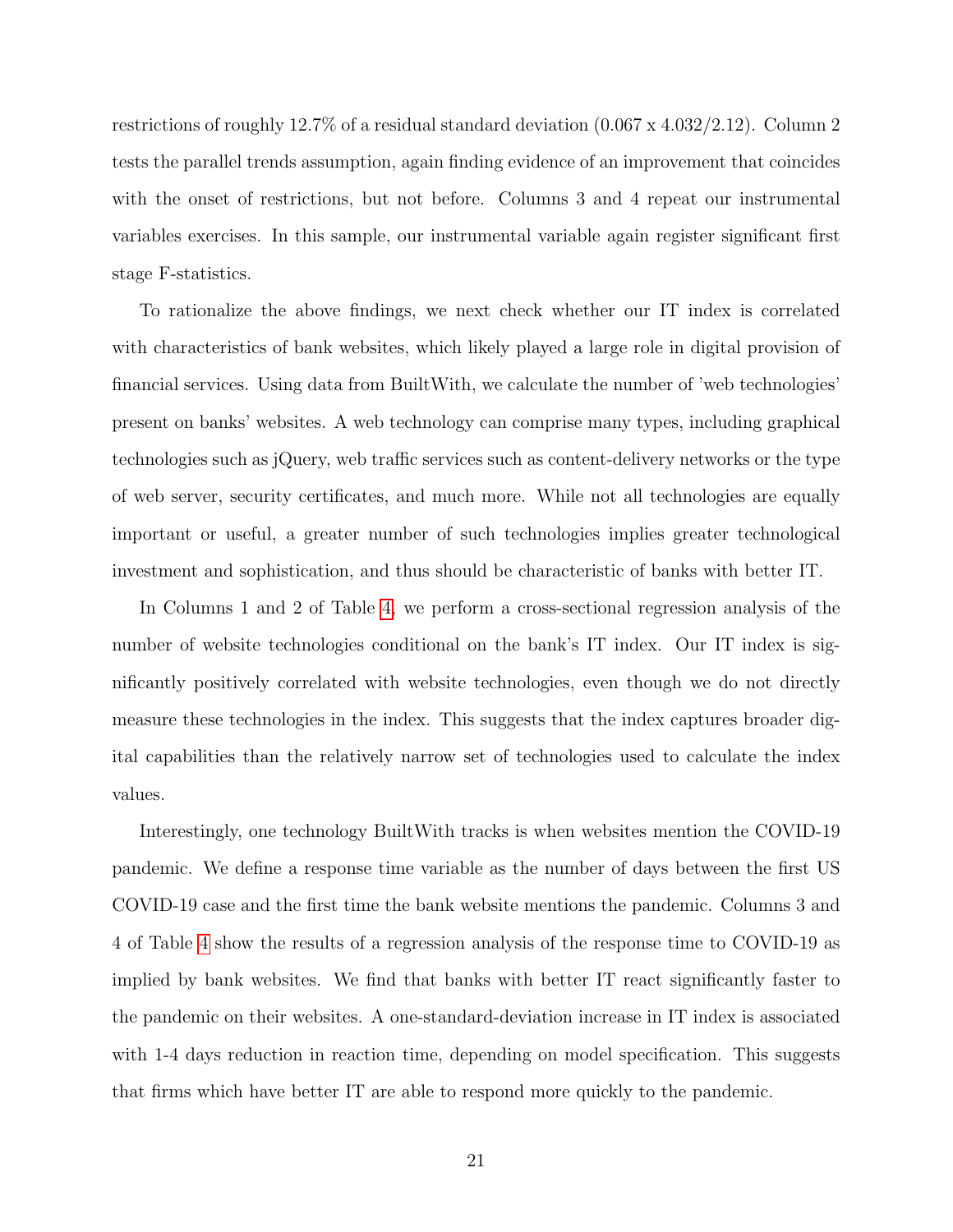restrictions of roughly 12.7% of a residual standard deviation (0.067 x 4.032/2.12). Column 2 tests the parallel trends assumption, again finding evidence of an improvement that coincides with the onset of restrictions, but not before. Columns 3 and 4 repeat our instrumental variables exercises. In this sample, our instrumental variable again register significant first stage F-statistics.

To rationalize the above findings, we next check whether our IT index is correlated with characteristics of bank websites, which likely played a large role in digital provision of financial services. Using data from BuiltWith, we calculate the number of 'web technologies' present on banks' websites. A web technology can comprise many types, including graphical technologies such as jQuery, web traffic services such as content-delivery networks or the type of web server, security certificates, and much more. While not all technologies are equally important or useful, a greater number of such technologies implies greater technological investment and sophistication, and thus should be characteristic of banks with better IT.

In Columns 1 and 2 of Table 4, we perform a cross-sectional regression analysis of the number of website technologies conditional on the bank's IT index. Our IT index is significantly positively correlated with website technologies, even though we do not directly measure these technologies in the index. This suggests that the index captures broader digital capabilities than the relatively narrow set of technologies used to calculate the index values.

Interestingly, one technology BuiltWith tracks is when websites mention the COVID-19 pandemic. We define a response time variable as the number of days between the first US COVID-19 case and the first time the bank website mentions the pandemic. Columns 3 and 4 of Table 4 show the results of a regression analysis of the response time to COVID-19 as implied by bank websites. We find that banks with better IT react significantly faster to the pandemic on their websites. A one-standard-deviation increase in IT index is associated with 1-4 days reduction in reaction time, depending on model specification. This suggests that firms which have better IT are able to respond more quickly to the pandemic.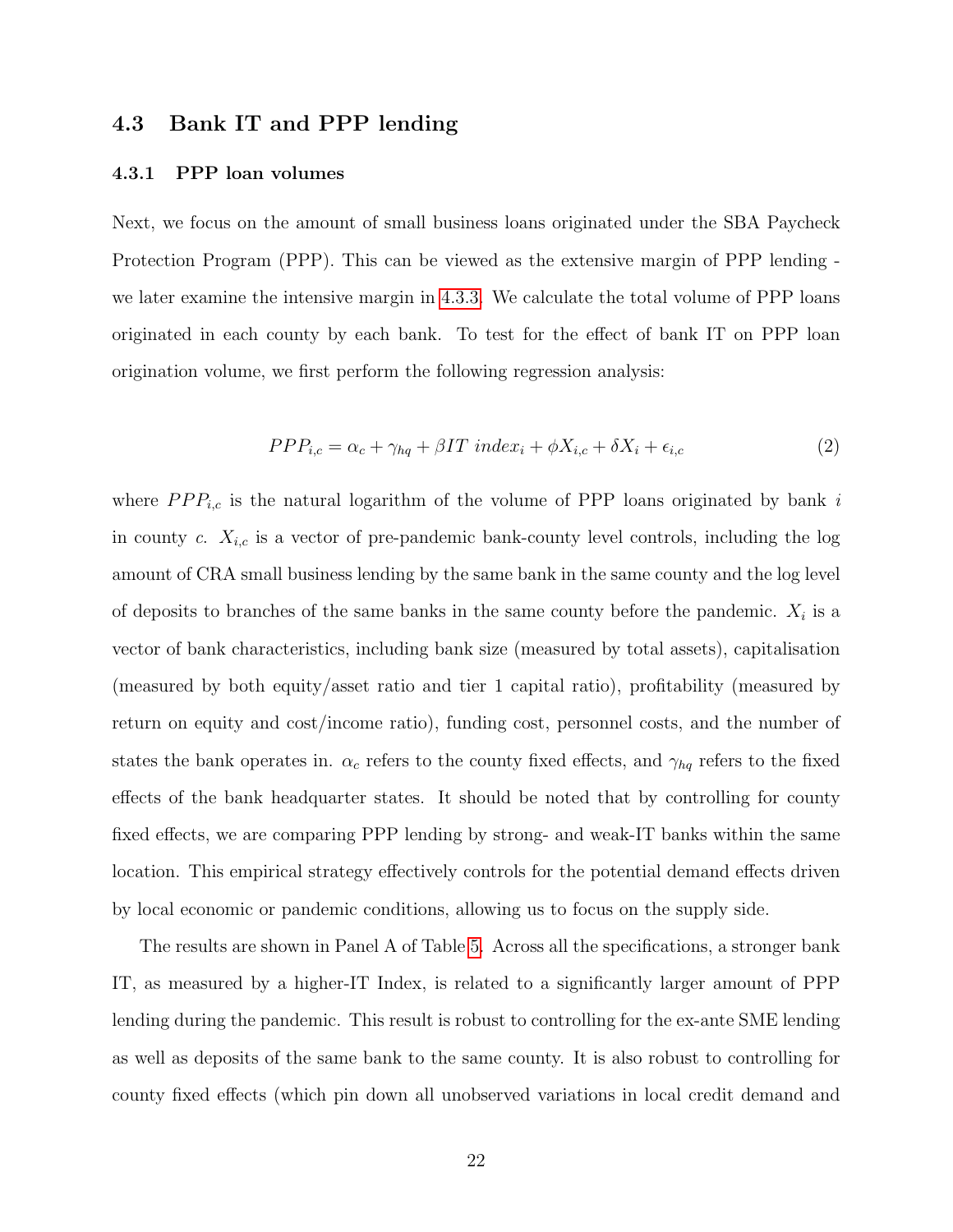## 4.3 Bank IT and PPP lending

### 4.3.1 PPP loan volumes

Next, we focus on the amount of small business loans originated under the SBA Paycheck Protection Program (PPP). This can be viewed as the extensive margin of PPP lending - we later examine the intensive margin in 4.3.3. We calculate the total volume of PPP loans originated in each county by each bank. To test for the effect of bank IT on PPP loan origination volume, we first perform the following regression analysis:

$$PPP_{i,c} = \alpha_c + \gamma_{hq} + \beta IT\ index_i + \phi X_{i,c} + \delta X_i + \epsilon_{i,c} \tag{2}$$

where $PPP_{i,c}$ is the natural logarithm of the volume of PPP loans originated by bank $i$ in county $c$. $X_{i,c}$ is a vector of pre-pandemic bank-county level controls, including the log amount of CRA small business lending by the same bank in the same county and the log level of deposits to branches of the same banks in the same county before the pandemic. $X_i$ is a vector of bank characteristics, including bank size (measured by total assets), capitalisation (measured by both equity/asset ratio and tier 1 capital ratio), profitability (measured by return on equity and cost/income ratio), funding cost, personnel costs, and the number of states the bank operates in. $\alpha_c$ refers to the county fixed effects, and $\gamma_{hq}$ refers to the fixed effects of the bank headquarter states. It should be noted that by controlling for county fixed effects, we are comparing PPP lending by strong- and weak-IT banks within the same location. This empirical strategy effectively controls for the potential demand effects driven by local economic or pandemic conditions, allowing us to focus on the supply side.

The results are shown in Panel A of Table 5. Across all the specifications, a stronger bank IT, as measured by a higher-IT Index, is related to a significantly larger amount of PPP lending during the pandemic. This result is robust to controlling for the ex-ante SME lending as well as deposits of the same bank to the same county. It is also robust to controlling for county fixed effects (which pin down all unobserved variations in local credit demand and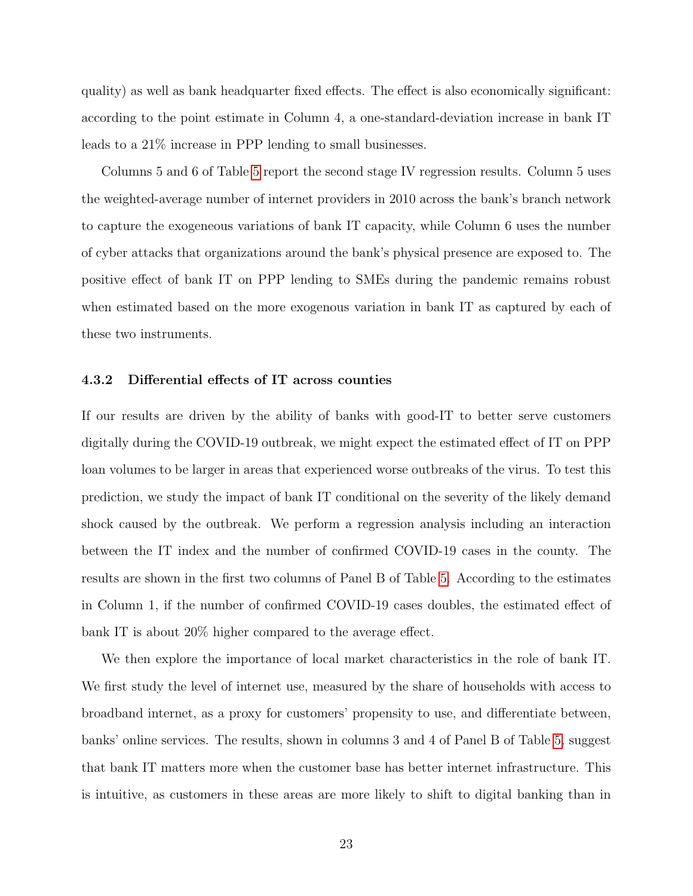quality) as well as bank headquarter fixed effects. The effect is also economically significant: according to the point estimate in Column 4, a one-standard-deviation increase in bank IT leads to a 21% increase in PPP lending to small businesses.

Columns 5 and 6 of Table 5 report the second stage IV regression results. Column 5 uses the weighted-average number of internet providers in 2010 across the bank's branch network to capture the exogeneous variations of bank IT capacity, while Column 6 uses the number of cyber attacks that organizations around the bank's physical presence are exposed to. The positive effect of bank IT on PPP lending to SMEs during the pandemic remains robust when estimated based on the more exogenous variation in bank IT as captured by each of these two instruments.

#### 4.3.2 Differential effects of IT across counties

If our results are driven by the ability of banks with good-IT to better serve customers digitally during the COVID-19 outbreak, we might expect the estimated effect of IT on PPP loan volumes to be larger in areas that experienced worse outbreaks of the virus. To test this prediction, we study the impact of bank IT conditional on the severity of the likely demand shock caused by the outbreak. We perform a regression analysis including an interaction between the IT index and the number of confirmed COVID-19 cases in the county. The results are shown in the first two columns of Panel B of Table 5. According to the estimates in Column 1, if the number of confirmed COVID-19 cases doubles, the estimated effect of bank IT is about 20% higher compared to the average effect.

We then explore the importance of local market characteristics in the role of bank IT. We first study the level of internet use, measured by the share of households with access to broadband internet, as a proxy for customers' propensity to use, and differentiate between, banks' online services. The results, shown in columns 3 and 4 of Panel B of Table 5, suggest that bank IT matters more when the customer base has better internet infrastructure. This is intuitive, as customers in these areas are more likely to shift to digital banking than in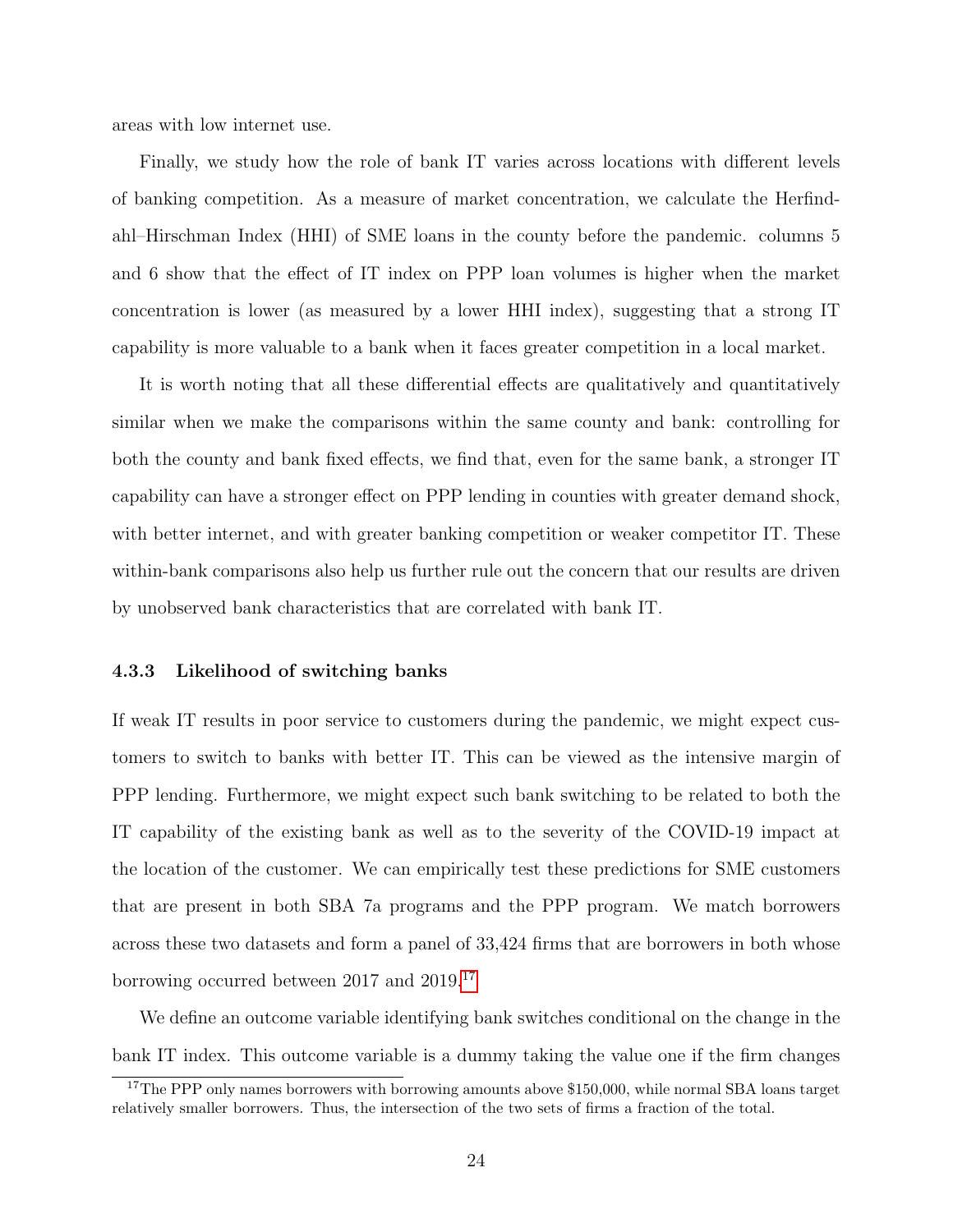areas with low internet use.

Finally, we study how the role of bank IT varies across locations with different levels of banking competition. As a measure of market concentration, we calculate the Herfindahl–Hirschman Index (HHI) of SME loans in the county before the pandemic. columns 5 and 6 show that the effect of IT index on PPP loan volumes is higher when the market concentration is lower (as measured by a lower HHI index), suggesting that a strong IT capability is more valuable to a bank when it faces greater competition in a local market.

It is worth noting that all these differential effects are qualitatively and quantitatively similar when we make the comparisons within the same county and bank: controlling for both the county and bank fixed effects, we find that, even for the same bank, a stronger IT capability can have a stronger effect on PPP lending in counties with greater demand shock, with better internet, and with greater banking competition or weaker competitor IT. These within-bank comparisons also help us further rule out the concern that our results are driven by unobserved bank characteristics that are correlated with bank IT.

### 4.3.3 Likelihood of switching banks

If weak IT results in poor service to customers during the pandemic, we might expect customers to switch to banks with better IT. This can be viewed as the intensive margin of PPP lending. Furthermore, we might expect such bank switching to be related to both the IT capability of the existing bank as well as to the severity of the COVID-19 impact at the location of the customer. We can empirically test these predictions for SME customers that are present in both SBA 7a programs and the PPP program. We match borrowers across these two datasets and form a panel of 33,424 firms that are borrowers in both whose borrowing occurred between 2017 and 2019.[17]

We define an outcome variable identifying bank switches conditional on the change in the bank IT index. This outcome variable is a dummy taking the value one if the firm changes

[17] The PPP only names borrowers with borrowing amounts above $150,000, while normal SBA loans target relatively smaller borrowers. Thus, the intersection of the two sets of firms a fraction of the total.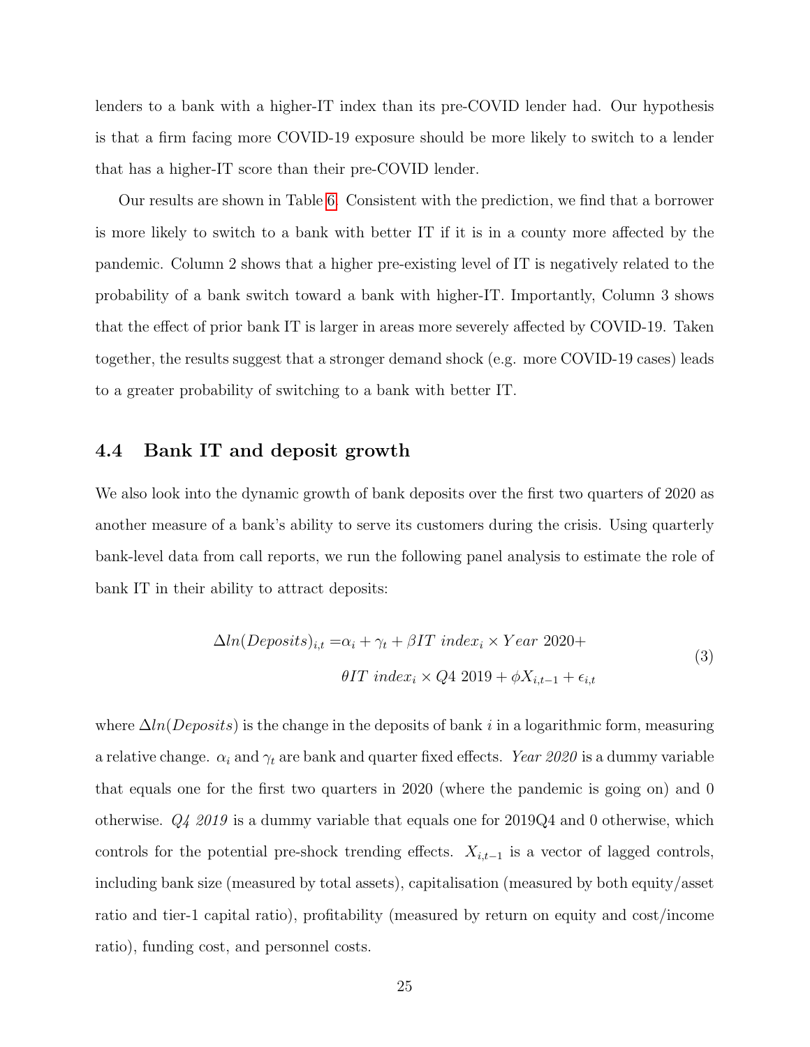lenders to a bank with a higher-IT index than its pre-COVID lender had. Our hypothesis is that a firm facing more COVID-19 exposure should be more likely to switch to a lender that has a higher-IT score than their pre-COVID lender.

Our results are shown in Table 6. Consistent with the prediction, we find that a borrower is more likely to switch to a bank with better IT if it is in a county more affected by the pandemic. Column 2 shows that a higher pre-existing level of IT is negatively related to the probability of a bank switch toward a bank with higher-IT. Importantly, Column 3 shows that the effect of prior bank IT is larger in areas more severely affected by COVID-19. Taken together, the results suggest that a stronger demand shock (e.g. more COVID-19 cases) leads to a greater probability of switching to a bank with better IT.

## 4.4 Bank IT and deposit growth

We also look into the dynamic growth of bank deposits over the first two quarters of 2020 as another measure of a bank's ability to serve its customers during the crisis. Using quarterly bank-level data from call reports, we run the following panel analysis to estimate the role of bank IT in their ability to attract deposits:

$$
\begin{aligned}
\Delta ln(Deposits)_{i,t} = &\alpha_i + \gamma_t + \beta IT\ index_i \times Year\ 2020 + \\
&\theta IT\ index_i \times Q4\ 2019 + \phi X_{i,t-1} + \epsilon_{i,t}
\end{aligned}
\tag{3}
$$

where $\Delta ln(Deposits)$ is the change in the deposits of bank $i$ in a logarithmic form, measuring a relative change. $\alpha_i$ and $\gamma_t$ are bank and quarter fixed effects. *Year 2020* is a dummy variable that equals one for the first two quarters in 2020 (where the pandemic is going on) and 0 otherwise. *Q4 2019* is a dummy variable that equals one for 2019Q4 and 0 otherwise, which controls for the potential pre-shock trending effects. $X_{i,t-1}$ is a vector of lagged controls, including bank size (measured by total assets), capitalisation (measured by both equity/asset ratio and tier-1 capital ratio), profitability (measured by return on equity and cost/income ratio), funding cost, and personnel costs.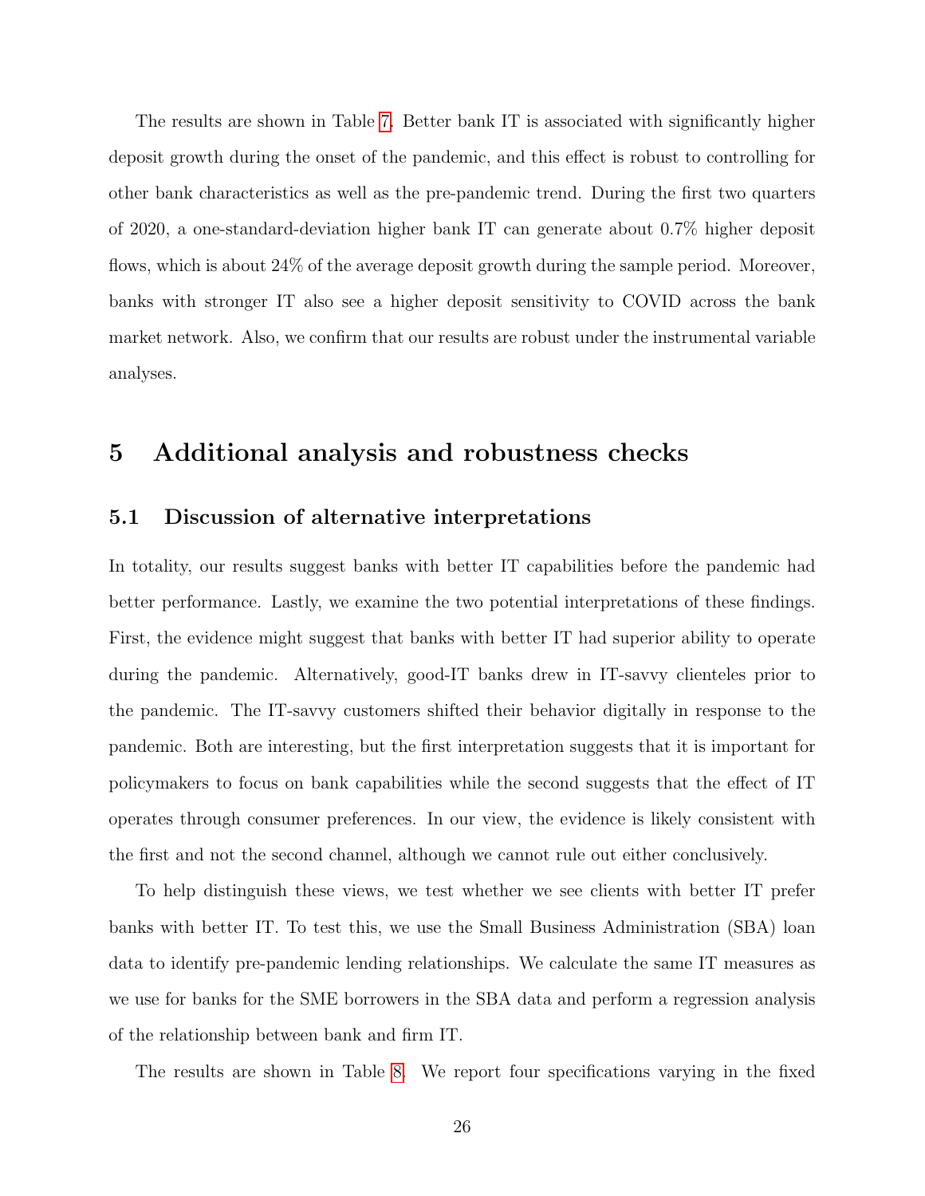The results are shown in Table 7. Better bank IT is associated with significantly higher deposit growth during the onset of the pandemic, and this effect is robust to controlling for other bank characteristics as well as the pre-pandemic trend. During the first two quarters of 2020, a one-standard-deviation higher bank IT can generate about 0.7% higher deposit flows, which is about 24% of the average deposit growth during the sample period. Moreover, banks with stronger IT also see a higher deposit sensitivity to COVID across the bank market network. Also, we confirm that our results are robust under the instrumental variable analyses.

# 5 Additional analysis and robustness checks

## 5.1 Discussion of alternative interpretations

In totality, our results suggest banks with better IT capabilities before the pandemic had better performance. Lastly, we examine the two potential interpretations of these findings. First, the evidence might suggest that banks with better IT had superior ability to operate during the pandemic. Alternatively, good-IT banks drew in IT-savvy clienteles prior to the pandemic. The IT-savvy customers shifted their behavior digitally in response to the pandemic. Both are interesting, but the first interpretation suggests that it is important for policymakers to focus on bank capabilities while the second suggests that the effect of IT operates through consumer preferences. In our view, the evidence is likely consistent with the first and not the second channel, although we cannot rule out either conclusively.

To help distinguish these views, we test whether we see clients with better IT prefer banks with better IT. To test this, we use the Small Business Administration (SBA) loan data to identify pre-pandemic lending relationships. We calculate the same IT measures as we use for banks for the SME borrowers in the SBA data and perform a regression analysis of the relationship between bank and firm IT.

The results are shown in Table 8. We report four specifications varying in the fixed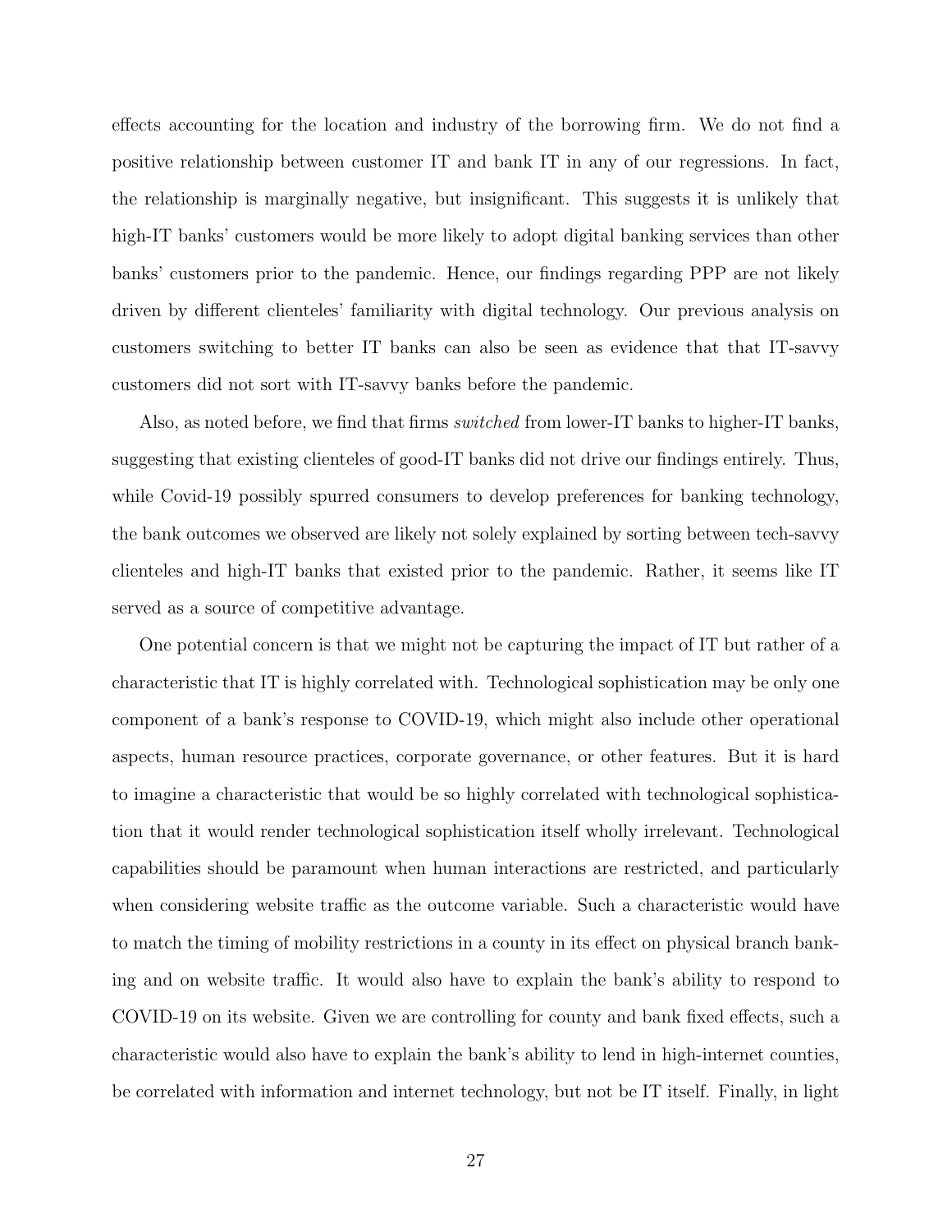effects accounting for the location and industry of the borrowing firm. We do not find a positive relationship between customer IT and bank IT in any of our regressions. In fact, the relationship is marginally negative, but insignificant. This suggests it is unlikely that high-IT banks' customers would be more likely to adopt digital banking services than other banks' customers prior to the pandemic. Hence, our findings regarding PPP are not likely driven by different clienteles' familiarity with digital technology. Our previous analysis on customers switching to better IT banks can also be seen as evidence that that IT-savvy customers did not sort with IT-savvy banks before the pandemic.

Also, as noted before, we find that firms *switched* from lower-IT banks to higher-IT banks, suggesting that existing clienteles of good-IT banks did not drive our findings entirely. Thus, while Covid-19 possibly spurred consumers to develop preferences for banking technology, the bank outcomes we observed are likely not solely explained by sorting between tech-savvy clienteles and high-IT banks that existed prior to the pandemic. Rather, it seems like IT served as a source of competitive advantage.

One potential concern is that we might not be capturing the impact of IT but rather of a characteristic that IT is highly correlated with. Technological sophistication may be only one component of a bank's response to COVID-19, which might also include other operational aspects, human resource practices, corporate governance, or other features. But it is hard to imagine a characteristic that would be so highly correlated with technological sophistication that it would render technological sophistication itself wholly irrelevant. Technological capabilities should be paramount when human interactions are restricted, and particularly when considering website traffic as the outcome variable. Such a characteristic would have to match the timing of mobility restrictions in a county in its effect on physical branch banking and on website traffic. It would also have to explain the bank's ability to respond to COVID-19 on its website. Given we are controlling for county and bank fixed effects, such a characteristic would also have to explain the bank's ability to lend in high-internet counties, be correlated with information and internet technology, but not be IT itself. Finally, in light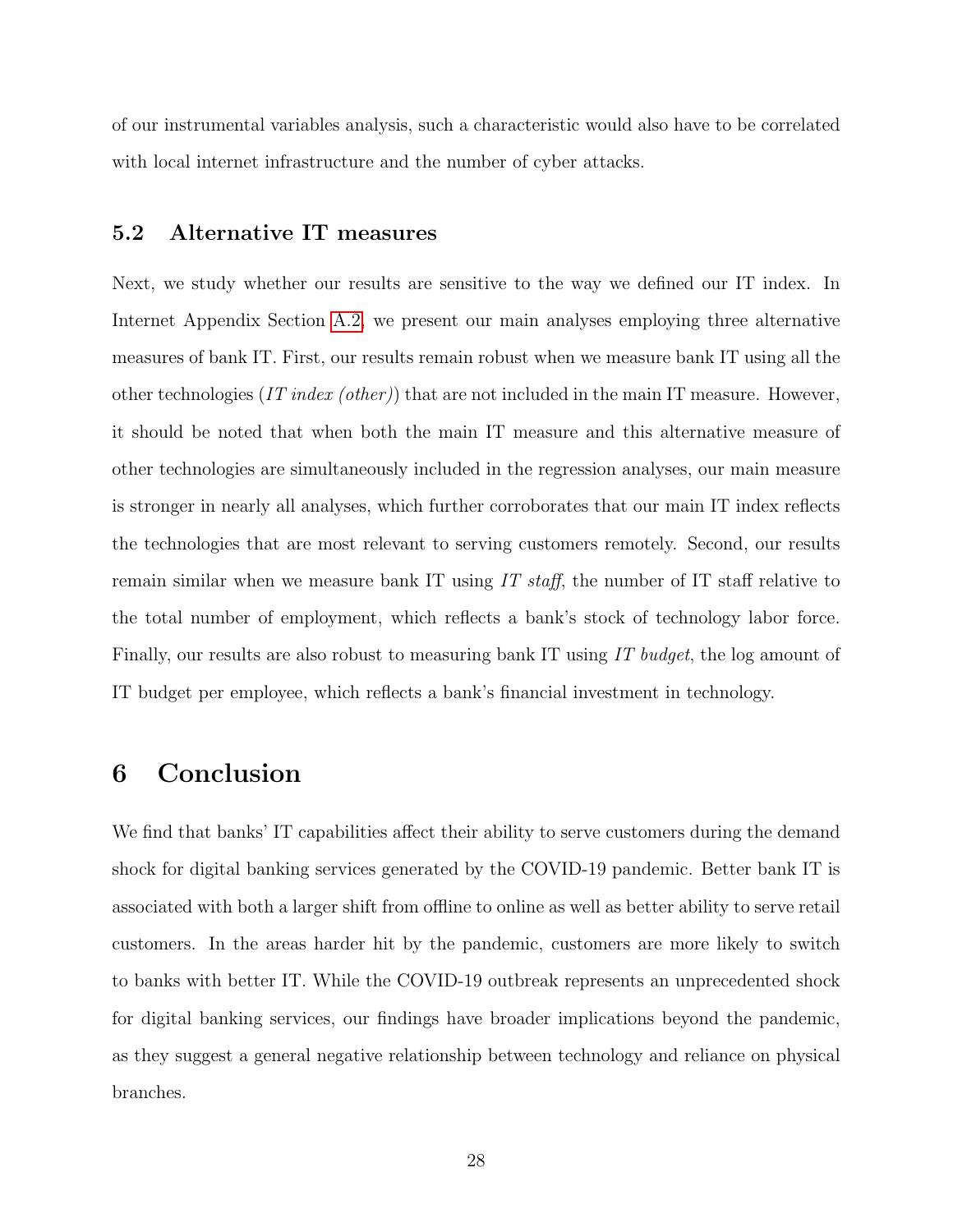of our instrumental variables analysis, such a characteristic would also have to be correlated with local internet infrastructure and the number of cyber attacks.

### 5.2 Alternative IT measures

Next, we study whether our results are sensitive to the way we defined our IT index. In Internet Appendix Section A.2, we present our main analyses employing three alternative measures of bank IT. First, our results remain robust when we measure bank IT using all the other technologies (*IT index (other)*) that are not included in the main IT measure. However, it should be noted that when both the main IT measure and this alternative measure of other technologies are simultaneously included in the regression analyses, our main measure is stronger in nearly all analyses, which further corroborates that our main IT index reflects the technologies that are most relevant to serving customers remotely. Second, our results remain similar when we measure bank IT using *IT staff*, the number of IT staff relative to the total number of employment, which reflects a bank's stock of technology labor force. Finally, our results are also robust to measuring bank IT using *IT budget*, the log amount of IT budget per employee, which reflects a bank's financial investment in technology.

## 6 Conclusion

We find that banks' IT capabilities affect their ability to serve customers during the demand shock for digital banking services generated by the COVID-19 pandemic. Better bank IT is associated with both a larger shift from offline to online as well as better ability to serve retail customers. In the areas harder hit by the pandemic, customers are more likely to switch to banks with better IT. While the COVID-19 outbreak represents an unprecedented shock for digital banking services, our findings have broader implications beyond the pandemic, as they suggest a general negative relationship between technology and reliance on physical branches.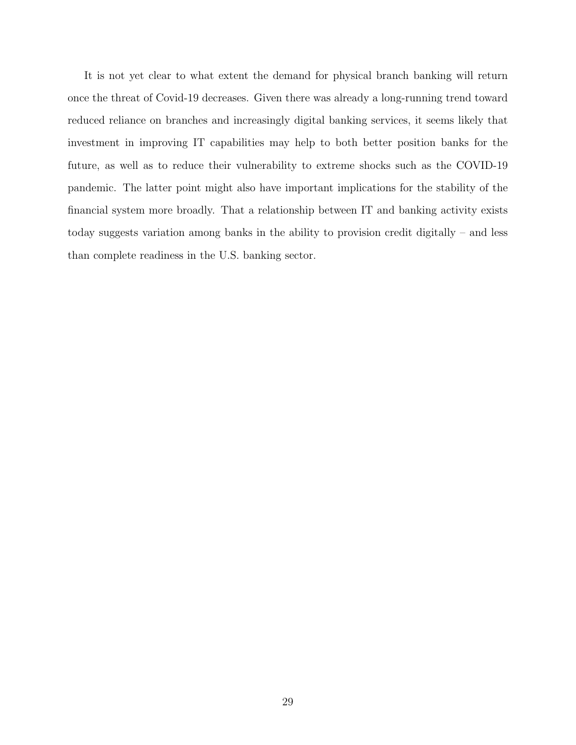It is not yet clear to what extent the demand for physical branch banking will return once the threat of Covid-19 decreases. Given there was already a long-running trend toward reduced reliance on branches and increasingly digital banking services, it seems likely that investment in improving IT capabilities may help to both better position banks for the future, as well as to reduce their vulnerability to extreme shocks such as the COVID-19 pandemic. The latter point might also have important implications for the stability of the financial system more broadly. That a relationship between IT and banking activity exists today suggests variation among banks in the ability to provision credit digitally – and less than complete readiness in the U.S. banking sector.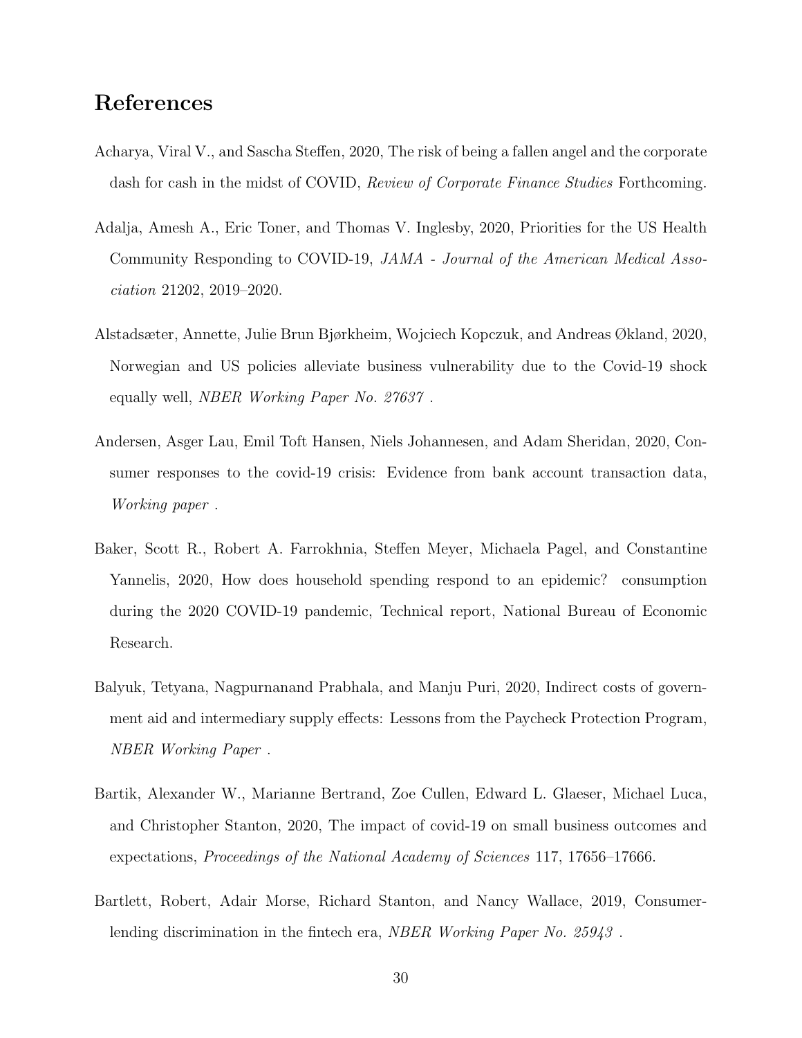# References

Acharya, Viral V., and Sascha Steffen, 2020, The risk of being a fallen angel and the corporate dash for cash in the midst of COVID, *Review of Corporate Finance Studies* Forthcoming.

Adalja, Amesh A., Eric Toner, and Thomas V. Inglesby, 2020, Priorities for the US Health Community Responding to COVID-19, *JAMA - Journal of the American Medical Association* 21202, 2019–2020.

Alstadsæter, Annette, Julie Brun Bjørkheim, Wojciech Kopczuk, and Andreas Økland, 2020, Norwegian and US policies alleviate business vulnerability due to the Covid-19 shock equally well, *NBER Working Paper No. 27637* .

Andersen, Asger Lau, Emil Toft Hansen, Niels Johannesen, and Adam Sheridan, 2020, Consumer responses to the covid-19 crisis: Evidence from bank account transaction data, *Working paper* .

Baker, Scott R., Robert A. Farrokhnia, Steffen Meyer, Michaela Pagel, and Constantine Yannelis, 2020, How does household spending respond to an epidemic? consumption during the 2020 COVID-19 pandemic, Technical report, National Bureau of Economic Research.

Balyuk, Tetyana, Nagpurnanand Prabhala, and Manju Puri, 2020, Indirect costs of government aid and intermediary supply effects: Lessons from the Paycheck Protection Program, *NBER Working Paper* .

Bartik, Alexander W., Marianne Bertrand, Zoe Cullen, Edward L. Glaeser, Michael Luca, and Christopher Stanton, 2020, The impact of covid-19 on small business outcomes and expectations, *Proceedings of the National Academy of Sciences* 117, 17656–17666.

Bartlett, Robert, Adair Morse, Richard Stanton, and Nancy Wallace, 2019, Consumer-lending discrimination in the fintech era, *NBER Working Paper No. 25943* .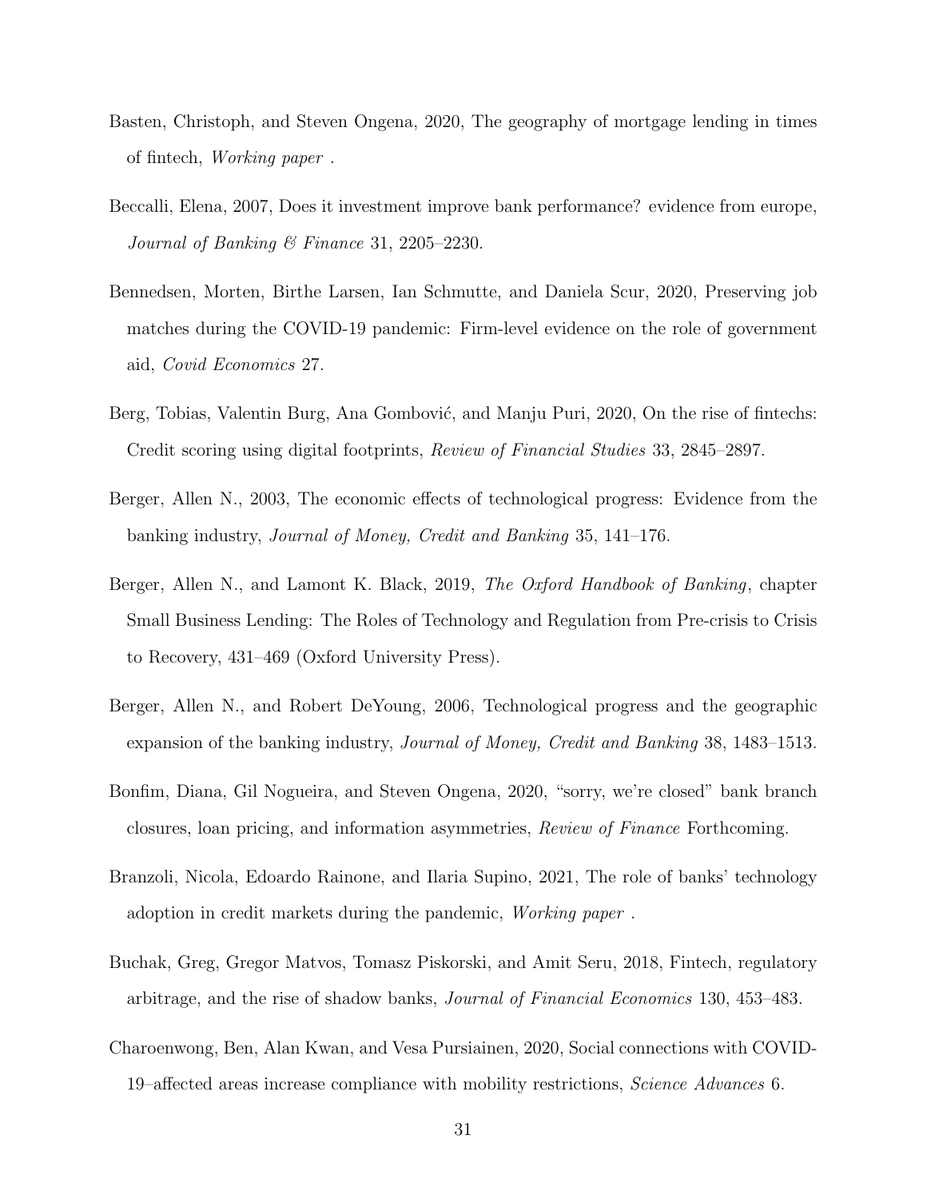Basten, Christoph, and Steven Ongena, 2020, The geography of mortgage lending in times of fintech, *Working paper* .

Beccalli, Elena, 2007, Does it investment improve bank performance? evidence from europe, *Journal of Banking & Finance* 31, 2205–2230.

Bennedsen, Morten, Birthe Larsen, Ian Schmutte, and Daniela Scur, 2020, Preserving job matches during the COVID-19 pandemic: Firm-level evidence on the role of government aid, *Covid Economics* 27.

Berg, Tobias, Valentin Burg, Ana Gombović, and Manju Puri, 2020, On the rise of fintechs: Credit scoring using digital footprints, *Review of Financial Studies* 33, 2845–2897.

Berger, Allen N., 2003, The economic effects of technological progress: Evidence from the banking industry, *Journal of Money, Credit and Banking* 35, 141–176.

Berger, Allen N., and Lamont K. Black, 2019, *The Oxford Handbook of Banking*, chapter Small Business Lending: The Roles of Technology and Regulation from Pre-crisis to Crisis to Recovery, 431–469 (Oxford University Press).

Berger, Allen N., and Robert DeYoung, 2006, Technological progress and the geographic expansion of the banking industry, *Journal of Money, Credit and Banking* 38, 1483–1513.

Bonfim, Diana, Gil Nogueira, and Steven Ongena, 2020, "sorry, we're closed" bank branch closures, loan pricing, and information asymmetries, *Review of Finance* Forthcoming.

Branzoli, Nicola, Edoardo Rainone, and Ilaria Supino, 2021, The role of banks' technology adoption in credit markets during the pandemic, *Working paper* .

Buchak, Greg, Gregor Matvos, Tomasz Piskorski, and Amit Seru, 2018, Fintech, regulatory arbitrage, and the rise of shadow banks, *Journal of Financial Economics* 130, 453–483.

Charoenwong, Ben, Alan Kwan, and Vesa Pursiainen, 2020, Social connections with COVID-19–affected areas increase compliance with mobility restrictions, *Science Advances* 6.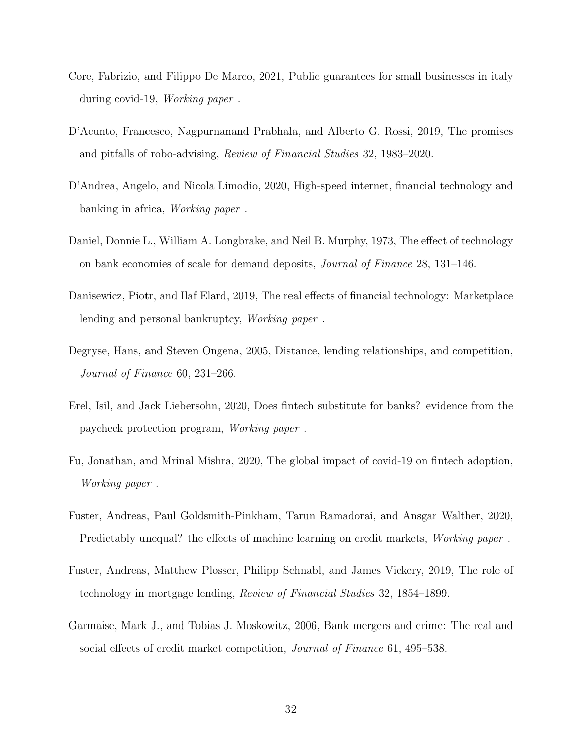Core, Fabrizio, and Filippo De Marco, 2021, Public guarantees for small businesses in italy during covid-19, *Working paper* .

D'Acunto, Francesco, Nagpurnanand Prabhala, and Alberto G. Rossi, 2019, The promises and pitfalls of robo-advising, *Review of Financial Studies* 32, 1983–2020.

D'Andrea, Angelo, and Nicola Limodio, 2020, High-speed internet, financial technology and banking in africa, *Working paper* .

Daniel, Donnie L., William A. Longbrake, and Neil B. Murphy, 1973, The effect of technology on bank economies of scale for demand deposits, *Journal of Finance* 28, 131–146.

Danisewicz, Piotr, and Ilaf Elard, 2019, The real effects of financial technology: Marketplace lending and personal bankruptcy, *Working paper* .

Degryse, Hans, and Steven Ongena, 2005, Distance, lending relationships, and competition, *Journal of Finance* 60, 231–266.

Erel, Isil, and Jack Liebersohn, 2020, Does fintech substitute for banks? evidence from the paycheck protection program, *Working paper* .

Fu, Jonathan, and Mrinal Mishra, 2020, The global impact of covid-19 on fintech adoption, *Working paper* .

Fuster, Andreas, Paul Goldsmith-Pinkham, Tarun Ramadorai, and Ansgar Walther, 2020, Predictably unequal? the effects of machine learning on credit markets, *Working paper* .

Fuster, Andreas, Matthew Plosser, Philipp Schnabl, and James Vickery, 2019, The role of technology in mortgage lending, *Review of Financial Studies* 32, 1854–1899.

Garmaise, Mark J., and Tobias J. Moskowitz, 2006, Bank mergers and crime: The real and social effects of credit market competition, *Journal of Finance* 61, 495–538.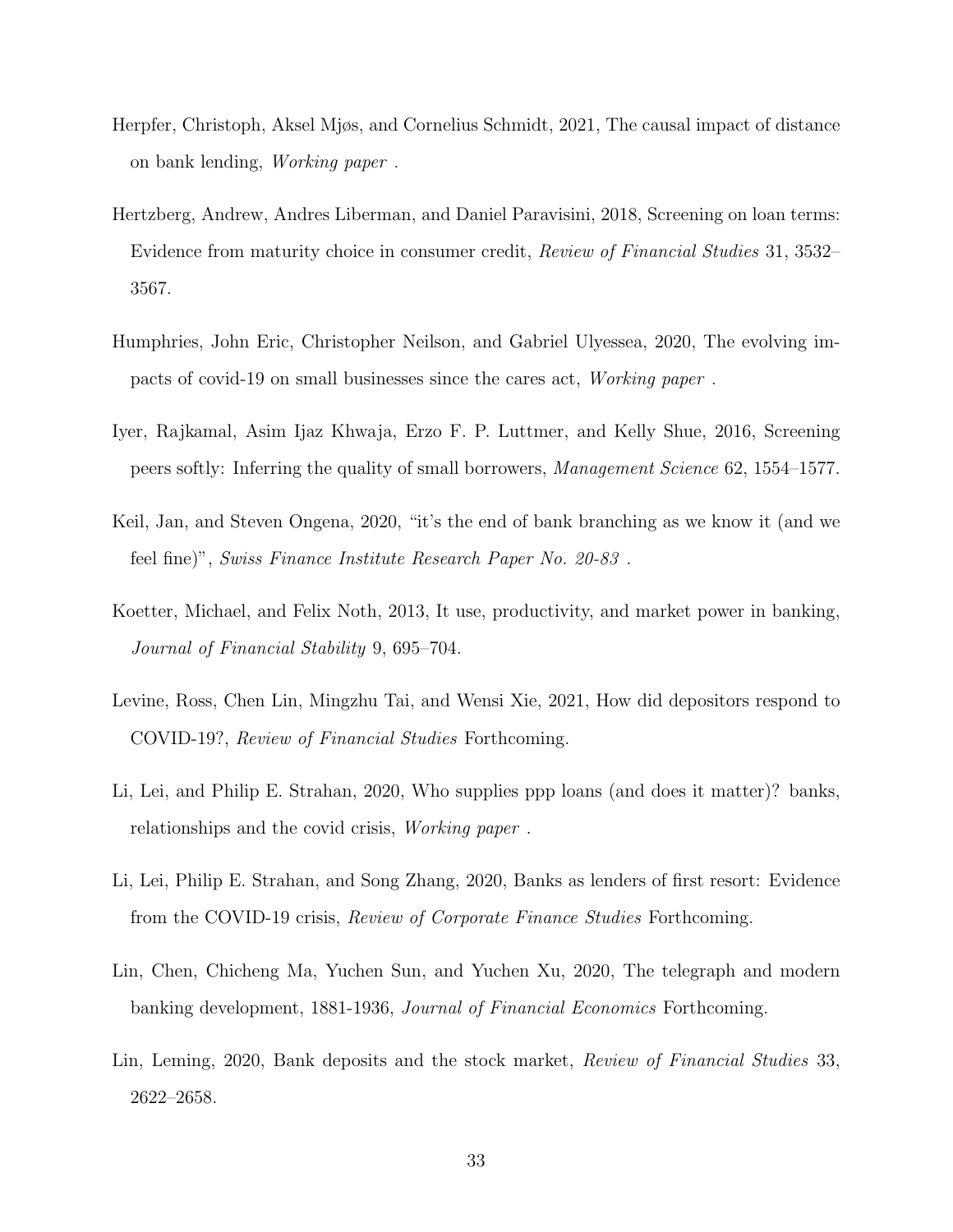Herpfer, Christoph, Aksel Mjøs, and Cornelius Schmidt, 2021, The causal impact of distance on bank lending, *Working paper* .

Hertzberg, Andrew, Andres Liberman, and Daniel Paravisini, 2018, Screening on loan terms: Evidence from maturity choice in consumer credit, *Review of Financial Studies* 31, 3532–3567.

Humphries, John Eric, Christopher Neilson, and Gabriel Ulyessea, 2020, The evolving impacts of covid-19 on small businesses since the cares act, *Working paper* .

Iyer, Rajkamal, Asim Ijaz Khwaja, Erzo F. P. Luttmer, and Kelly Shue, 2016, Screening peers softly: Inferring the quality of small borrowers, *Management Science* 62, 1554–1577.

Keil, Jan, and Steven Ongena, 2020, "it's the end of bank branching as we know it (and we feel fine)", *Swiss Finance Institute Research Paper No. 20-83* .

Koetter, Michael, and Felix Noth, 2013, It use, productivity, and market power in banking, *Journal of Financial Stability* 9, 695–704.

Levine, Ross, Chen Lin, Mingzhu Tai, and Wensi Xie, 2021, How did depositors respond to COVID-19?, *Review of Financial Studies* Forthcoming.

Li, Lei, and Philip E. Strahan, 2020, Who supplies ppp loans (and does it matter)? banks, relationships and the covid crisis, *Working paper* .

Li, Lei, Philip E. Strahan, and Song Zhang, 2020, Banks as lenders of first resort: Evidence from the COVID-19 crisis, *Review of Corporate Finance Studies* Forthcoming.

Lin, Chen, Chicheng Ma, Yuchen Sun, and Yuchen Xu, 2020, The telegraph and modern banking development, 1881-1936, *Journal of Financial Economics* Forthcoming.

Lin, Leming, 2020, Bank deposits and the stock market, *Review of Financial Studies* 33, 2622–2658.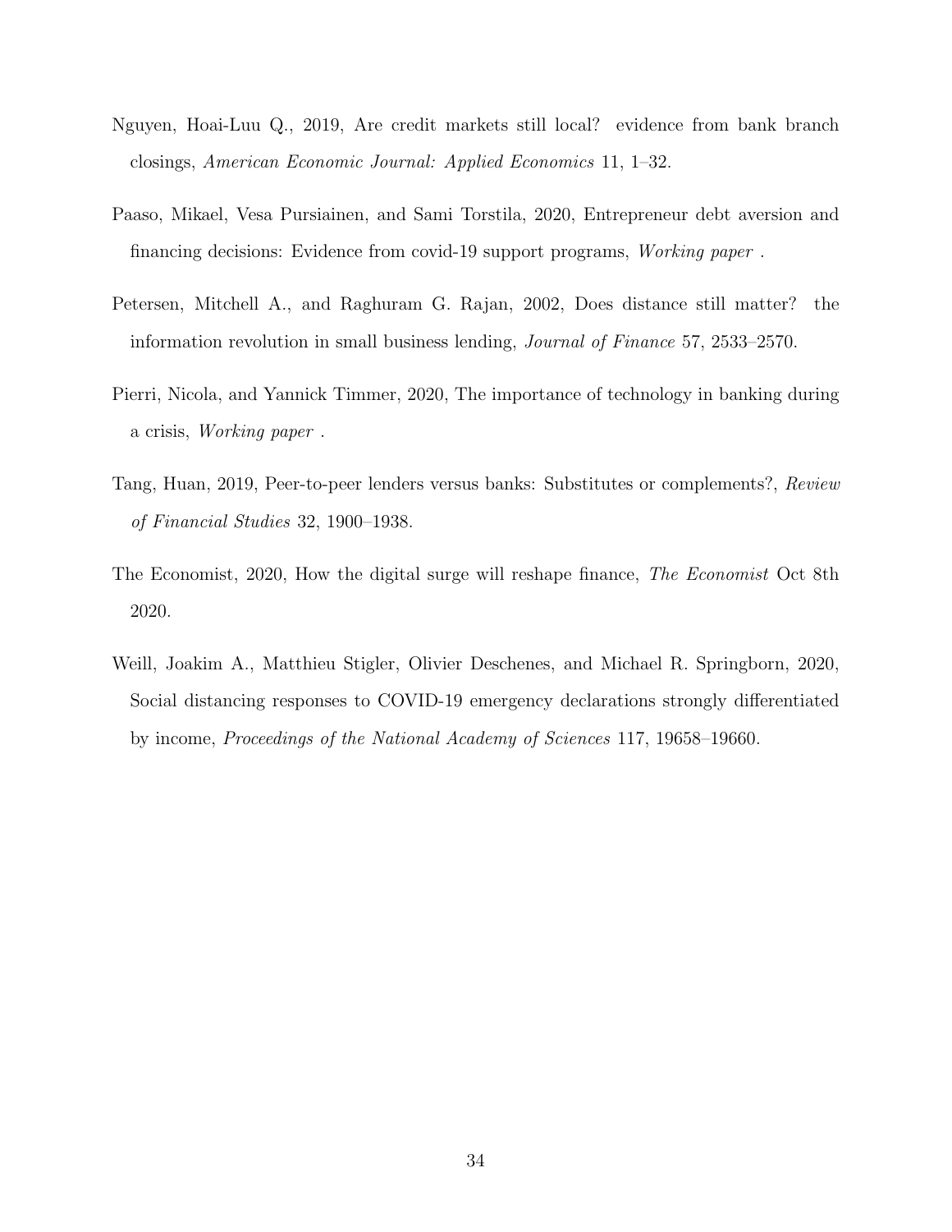Nguyen, Hoai-Luu Q., 2019, Are credit markets still local? evidence from bank branch closings, *American Economic Journal: Applied Economics* 11, 1–32.

Paaso, Mikael, Vesa Pursiainen, and Sami Torstila, 2020, Entrepreneur debt aversion and financing decisions: Evidence from covid-19 support programs, *Working paper* .

Petersen, Mitchell A., and Raghuram G. Rajan, 2002, Does distance still matter? the information revolution in small business lending, *Journal of Finance* 57, 2533–2570.

Pierri, Nicola, and Yannick Timmer, 2020, The importance of technology in banking during a crisis, *Working paper* .

Tang, Huan, 2019, Peer-to-peer lenders versus banks: Substitutes or complements?, *Review of Financial Studies* 32, 1900–1938.

The Economist, 2020, How the digital surge will reshape finance, *The Economist* Oct 8th 2020.

Weill, Joakim A., Matthieu Stigler, Olivier Deschenes, and Michael R. Springborn, 2020, Social distancing responses to COVID-19 emergency declarations strongly differentiated by income, *Proceedings of the National Academy of Sciences* 117, 19658–19660.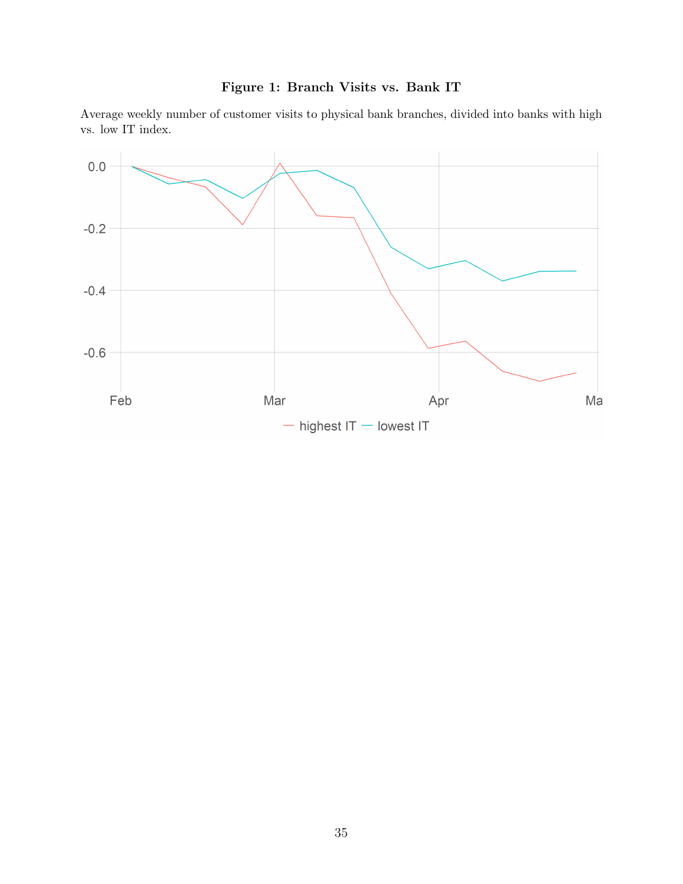**Figure 1: Branch Visits vs. Bank IT**

Average weekly number of customer visits to physical bank branches, divided into banks with high vs. low IT index.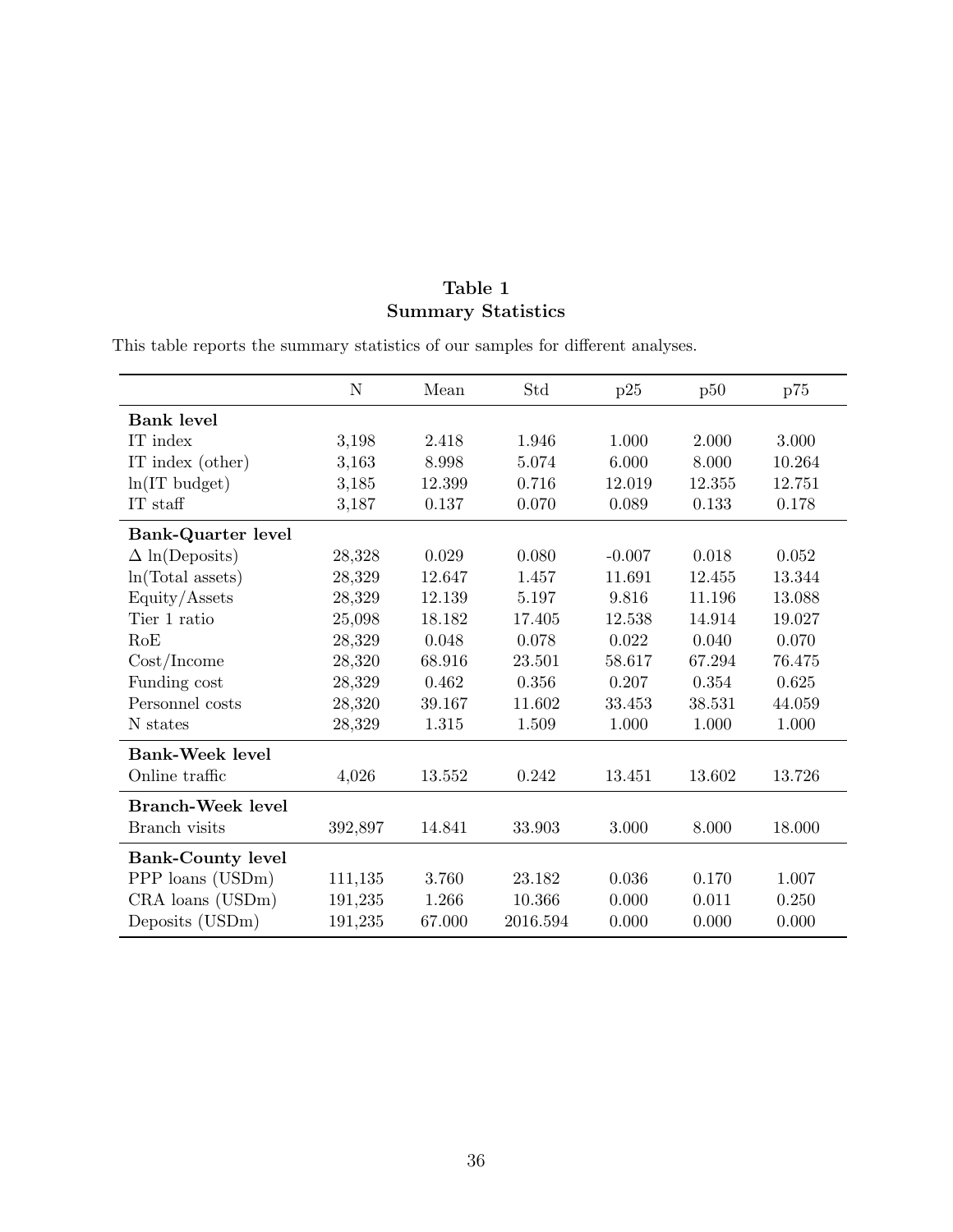**Table 1**
**Summary Statistics**

This table reports the summary statistics of our samples for different analyses.

| | N | Mean | Std | p25 | p50 | p75 |
|---|---|---|---|---|---|---|
| **Bank level** | | | | | | |
| IT index | 3,198 | 2.418 | 1.946 | 1.000 | 2.000 | 3.000 |
| IT index (other) | 3,163 | 8.998 | 5.074 | 6.000 | 8.000 | 10.264 |
| ln(IT budget) | 3,185 | 12.399 | 0.716 | 12.019 | 12.355 | 12.751 |
| IT staff | 3,187 | 0.137 | 0.070 | 0.089 | 0.133 | 0.178 |
| **Bank-Quarter level** | | | | | | |
| $\Delta$ ln(Deposits) | 28,328 | 0.029 | 0.080 | -0.007 | 0.018 | 0.052 |
| ln(Total assets) | 28,329 | 12.647 | 1.457 | 11.691 | 12.455 | 13.344 |
| Equity/Assets | 28,329 | 12.139 | 5.197 | 9.816 | 11.196 | 13.088 |
| Tier 1 ratio | 25,098 | 18.182 | 17.405 | 12.538 | 14.914 | 19.027 |
| RoE | 28,329 | 0.048 | 0.078 | 0.022 | 0.040 | 0.070 |
| Cost/Income | 28,320 | 68.916 | 23.501 | 58.617 | 67.294 | 76.475 |
| Funding cost | 28,329 | 0.462 | 0.356 | 0.207 | 0.354 | 0.625 |
| Personnel costs | 28,320 | 39.167 | 11.602 | 33.453 | 38.531 | 44.059 |
| N states | 28,329 | 1.315 | 1.509 | 1.000 | 1.000 | 1.000 |
| **Bank-Week level** | | | | | | |
| Online traffic | 4,026 | 13.552 | 0.242 | 13.451 | 13.602 | 13.726 |
| **Branch-Week level** | | | | | | |
| Branch visits | 392,897 | 14.841 | 33.903 | 3.000 | 8.000 | 18.000 |
| **Bank-County level** | | | | | | |
| PPP loans (USDm) | 111,135 | 3.760 | 23.182 | 0.036 | 0.170 | 1.007 |
| CRA loans (USDm) | 191,235 | 1.266 | 10.366 | 0.000 | 0.011 | 0.250 |
| Deposits (USDm) | 191,235 | 67.000 | 2016.594 | 0.000 | 0.000 | 0.000 |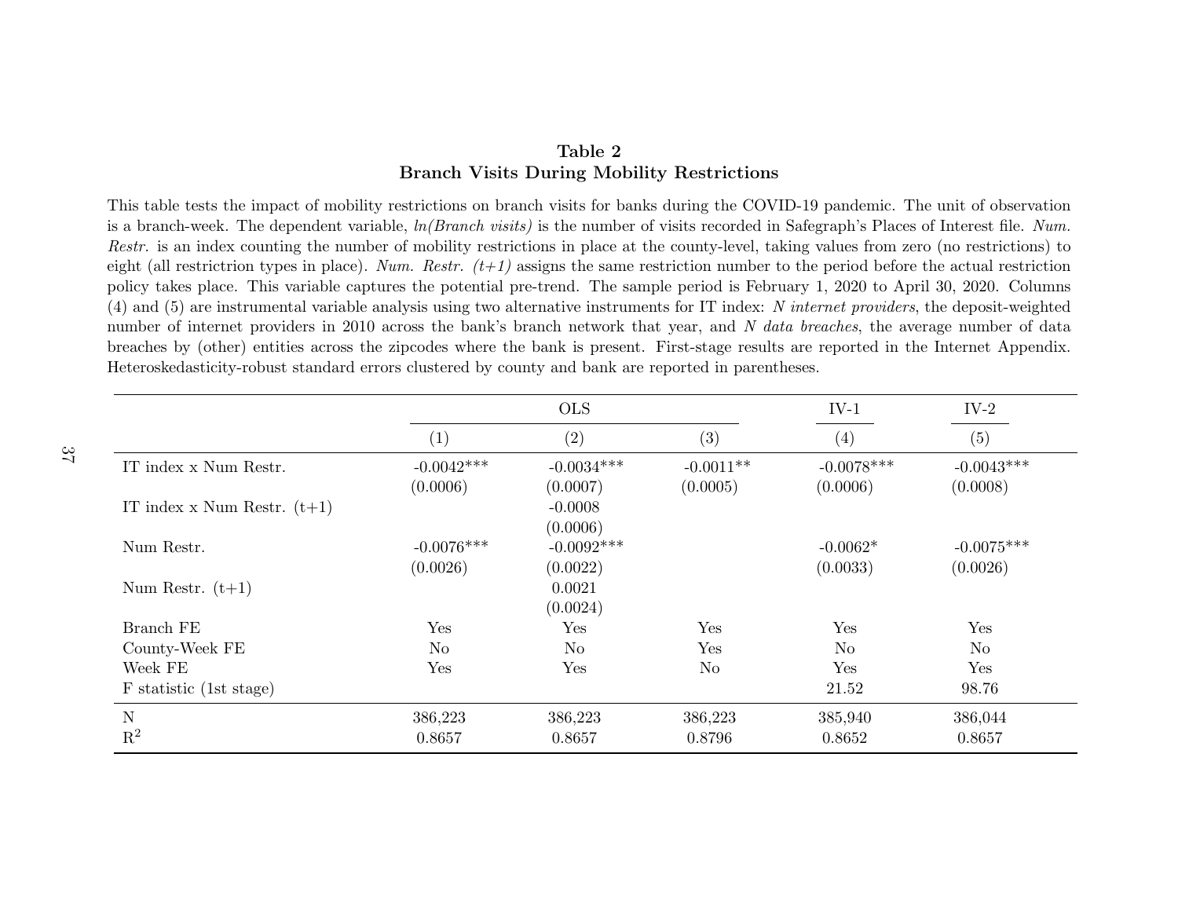**Table 2**
**Branch Visits During Mobility Restrictions**

This table tests the impact of mobility restrictions on branch visits for banks during the COVID-19 pandemic. The unit of observation is a branch-week. The dependent variable, *ln(Branch visits)* is the number of visits recorded in Safegraph's Places of Interest file. *Num. Restr.* is an index counting the number of mobility restrictions in place at the county-level, taking values from zero (no restrictions) to eight (all restrictrion types in place). *Num. Restr. (t+1)* assigns the same restriction number to the period before the actual restriction policy takes place. This variable captures the potential pre-trend. The sample period is February 1, 2020 to April 30, 2020. Columns (4) and (5) are instrumental variable analysis using two alternative instruments for IT index: *N internet providers*, the deposit-weighted number of internet providers in 2010 across the bank's branch network that year, and *N data breaches*, the average number of data breaches by (other) entities across the zipcodes where the bank is present. First-stage results are reported in the Internet Appendix. Heteroskedasticity-robust standard errors clustered by county and bank are reported in parentheses.

| | OLS | | | IV-1 | IV-2 |
|---|---|---|---|---|---|
| | (1) | (2) | (3) | (4) | (5) |
| IT index x Num Restr. | -0.0042*** | -0.0034*** | -0.0011** | -0.0078*** | -0.0043*** |
| | (0.0006) | (0.0007) | (0.0005) | (0.0006) | (0.0008) |
| IT index x Num Restr. (t+1) | | -0.0008 | | | |
| | | (0.0006) | | | |
| Num Restr. | -0.0076*** | -0.0092*** | | -0.0062* | -0.0075*** |
| | (0.0026) | (0.0022) | | (0.0033) | (0.0026) |
| Num Restr. (t+1) | | 0.0021 | | | |
| | | (0.0024) | | | |
| Branch FE | Yes | Yes | Yes | Yes | Yes |
| County-Week FE | No | No | Yes | No | No |
| Week FE | Yes | Yes | No | Yes | Yes |
| F statistic (1st stage) | | | | 21.52 | 98.76 |
| N | 386,223 | 386,223 | 386,223 | 385,940 | 386,044 |
| $R^2$ | 0.8657 | 0.8657 | 0.8796 | 0.8652 | 0.8657 |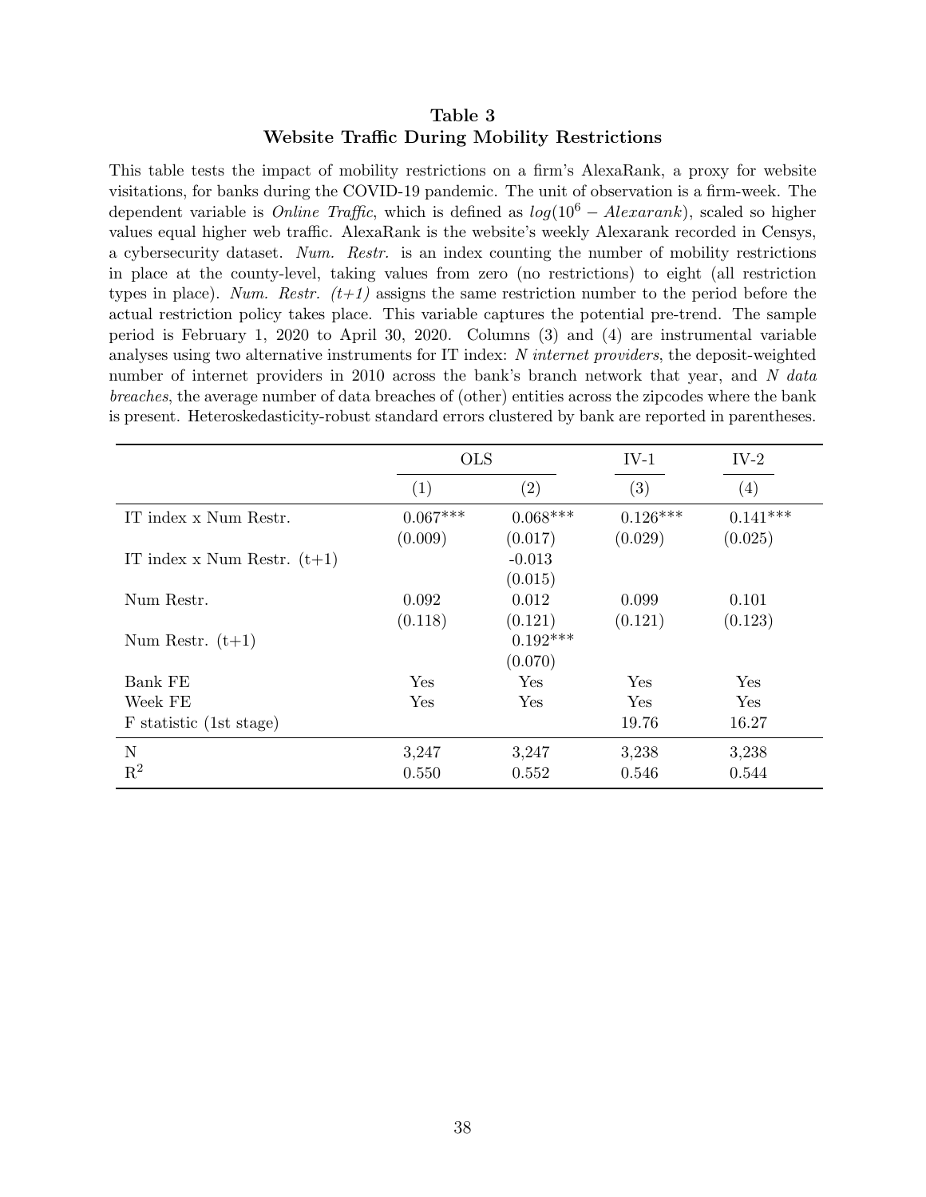# Table 3
## Website Traffic During Mobility Restrictions

This table tests the impact of mobility restrictions on a firm's AlexaRank, a proxy for website visitations, for banks during the COVID-19 pandemic. The unit of observation is a firm-week. The dependent variable is *Online Traffic*, which is defined as $log(10^6 - Alexarank)$, scaled so higher values equal higher web traffic. AlexaRank is the website's weekly Alexarank recorded in Censys, a cybersecurity dataset. *Num. Restr.* is an index counting the number of mobility restrictions in place at the county-level, taking values from zero (no restrictions) to eight (all restriction types in place). *Num. Restr. (t+1)* assigns the same restriction number to the period before the actual restriction policy takes place. This variable captures the potential pre-trend. The sample period is February 1, 2020 to April 30, 2020. Columns (3) and (4) are instrumental variable analyses using two alternative instruments for IT index: *N internet providers*, the deposit-weighted number of internet providers in 2010 across the bank's branch network that year, and *N data breaches*, the average number of data breaches of (other) entities across the zipcodes where the bank is present. Heteroskedasticity-robust standard errors clustered by bank are reported in parentheses.

| | OLS | | IV-1 | IV-2 |
|---|---|---|---|---|
| | (1) | (2) | (3) | (4) |
| IT index x Num Restr. | 0.067*** | 0.068*** | 0.126*** | 0.141*** |
| | (0.009) | (0.017) | (0.029) | (0.025) |
| IT index x Num Restr. (t+1) | | -0.013 | | |
| | | (0.015) | | |
| Num Restr. | 0.092 | 0.012 | 0.099 | 0.101 |
| | (0.118) | (0.121) | (0.121) | (0.123) |
| Num Restr. (t+1) | | 0.192*** | | |
| | | (0.070) | | |
| Bank FE | Yes | Yes | Yes | Yes |
| Week FE | Yes | Yes | Yes | Yes |
| F statistic (1st stage) | | | 19.76 | 16.27 |
| N | 3,247 | 3,247 | 3,238 | 3,238 |
| $R^2$ | 0.550 | 0.552 | 0.546 | 0.544 |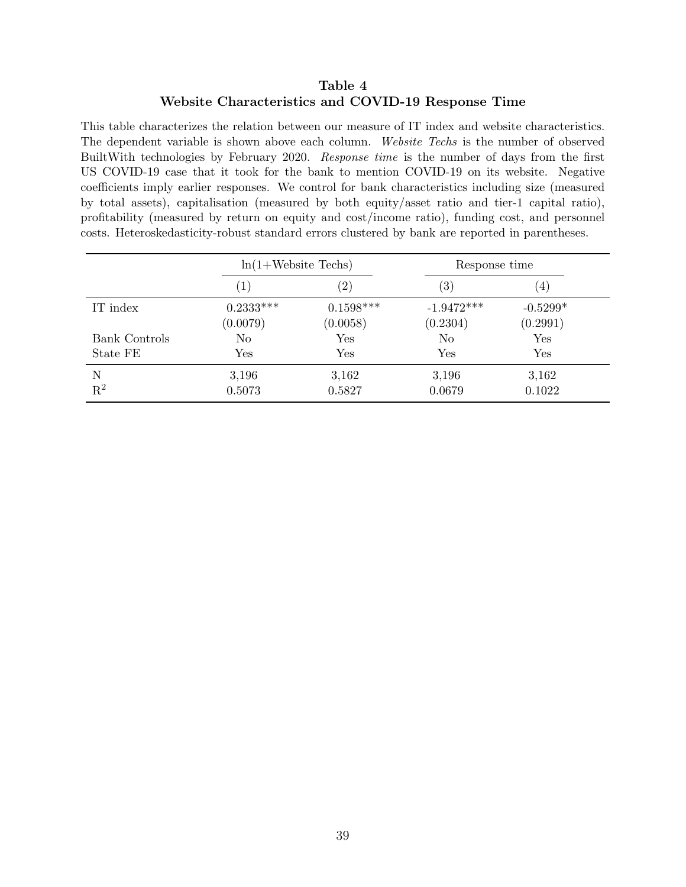**Table 4**
**Website Characteristics and COVID-19 Response Time**

This table characterizes the relation between our measure of IT index and website characteristics. The dependent variable is shown above each column. *Website Techs* is the number of observed BuiltWith technologies by February 2020. *Response time* is the number of days from the first US COVID-19 case that it took for the bank to mention COVID-19 on its website. Negative coefficients imply earlier responses. We control for bank characteristics including size (measured by total assets), capitalisation (measured by both equity/asset ratio and tier-1 capital ratio), profitability (measured by return on equity and cost/income ratio), funding cost, and personnel costs. Heteroskedasticity-robust standard errors clustered by bank are reported in parentheses.

| | ln(1+Website Techs) | | Response time | |
|---|---|---|---|---|
| | (1) | (2) | (3) | (4) |
| IT index | 0.2333*** | 0.1598*** | -1.9472*** | -0.5299* |
| | (0.0079) | (0.0058) | (0.2304) | (0.2991) |
| Bank Controls | No | Yes | No | Yes |
| State FE | Yes | Yes | Yes | Yes |
| N | 3,196 | 3,162 | 3,196 | 3,162 |
| $R^2$ | 0.5073 | 0.5827 | 0.0679 | 0.1022 |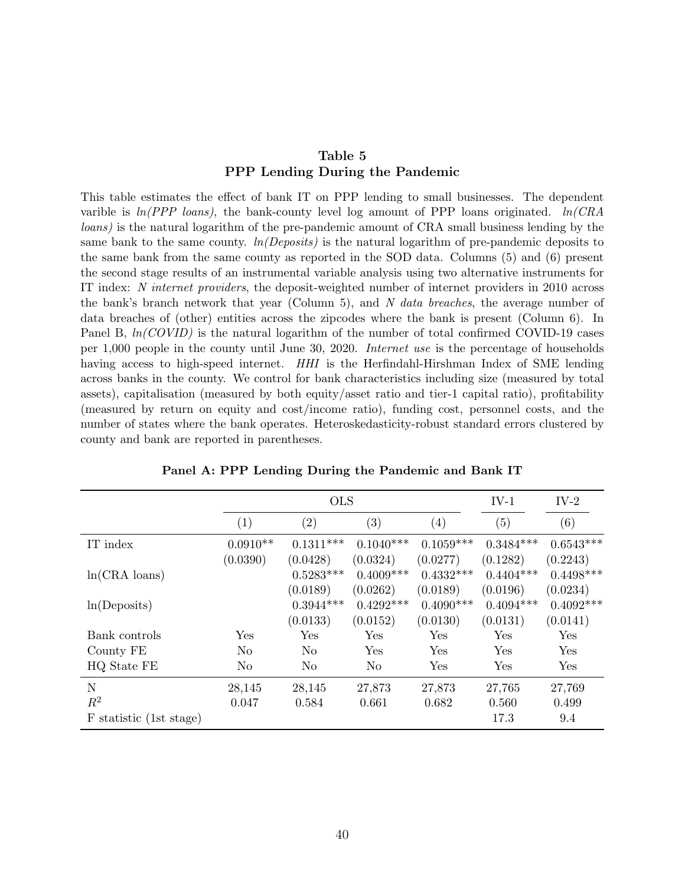**Table 5**
**PPP Lending During the Pandemic**

This table estimates the effect of bank IT on PPP lending to small businesses. The dependent varible is *ln(PPP loans)*, the bank-county level log amount of PPP loans originated. *ln(CRA loans)* is the natural logarithm of the pre-pandemic amount of CRA small business lending by the same bank to the same county. *ln(Deposits)* is the natural logarithm of pre-pandemic deposits to the same bank from the same county as reported in the SOD data. Columns (5) and (6) present the second stage results of an instrumental variable analysis using two alternative instruments for IT index: *N internet providers*, the deposit-weighted number of internet providers in 2010 across the bank's branch network that year (Column 5), and *N data breaches*, the average number of data breaches of (other) entities across the zipcodes where the bank is present (Column 6). In Panel B, *ln(COVID)* is the natural logarithm of the number of total confirmed COVID-19 cases per 1,000 people in the county until June 30, 2020. *Internet use* is the percentage of households having access to high-speed internet. *HHI* is the Herfindahl-Hirshman Index of SME lending across banks in the county. We control for bank characteristics including size (measured by total assets), capitalisation (measured by both equity/asset ratio and tier-1 capital ratio), profitability (measured by return on equity and cost/income ratio), funding cost, personnel costs, and the number of states where the bank operates. Heteroskedasticity-robust standard errors clustered by county and bank are reported in parentheses.

**Panel A: PPP Lending During the Pandemic and Bank IT**

| | OLS | | | | IV-1 | IV-2 |
|---|---|---|---|---|---|---|
| | (1) | (2) | (3) | (4) | (5) | (6) |
| IT index | 0.0910** | 0.1311*** | 0.1040*** | 0.1059*** | 0.3484*** | 0.6543*** |
| | (0.0390) | (0.0428) | (0.0324) | (0.0277) | (0.1282) | (0.2243) |
| ln(CRA loans) | | 0.5283*** | 0.4009*** | 0.4332*** | 0.4404*** | 0.4498*** |
| | | (0.0189) | (0.0262) | (0.0189) | (0.0196) | (0.0234) |
| ln(Deposits) | | 0.3944*** | 0.4292*** | 0.4090*** | 0.4094*** | 0.4092*** |
| | | (0.0133) | (0.0152) | (0.0130) | (0.0131) | (0.0141) |
| Bank controls | Yes | Yes | Yes | Yes | Yes | Yes |
| County FE | No | No | Yes | Yes | Yes | Yes |
| HQ State FE | No | No | No | Yes | Yes | Yes |
| N | 28,145 | 28,145 | 27,873 | 27,873 | 27,765 | 27,769 |
| $R^2$ | 0.047 | 0.584 | 0.661 | 0.682 | 0.560 | 0.499 |
| F statistic (1st stage) | | | | | 17.3 | 9.4 |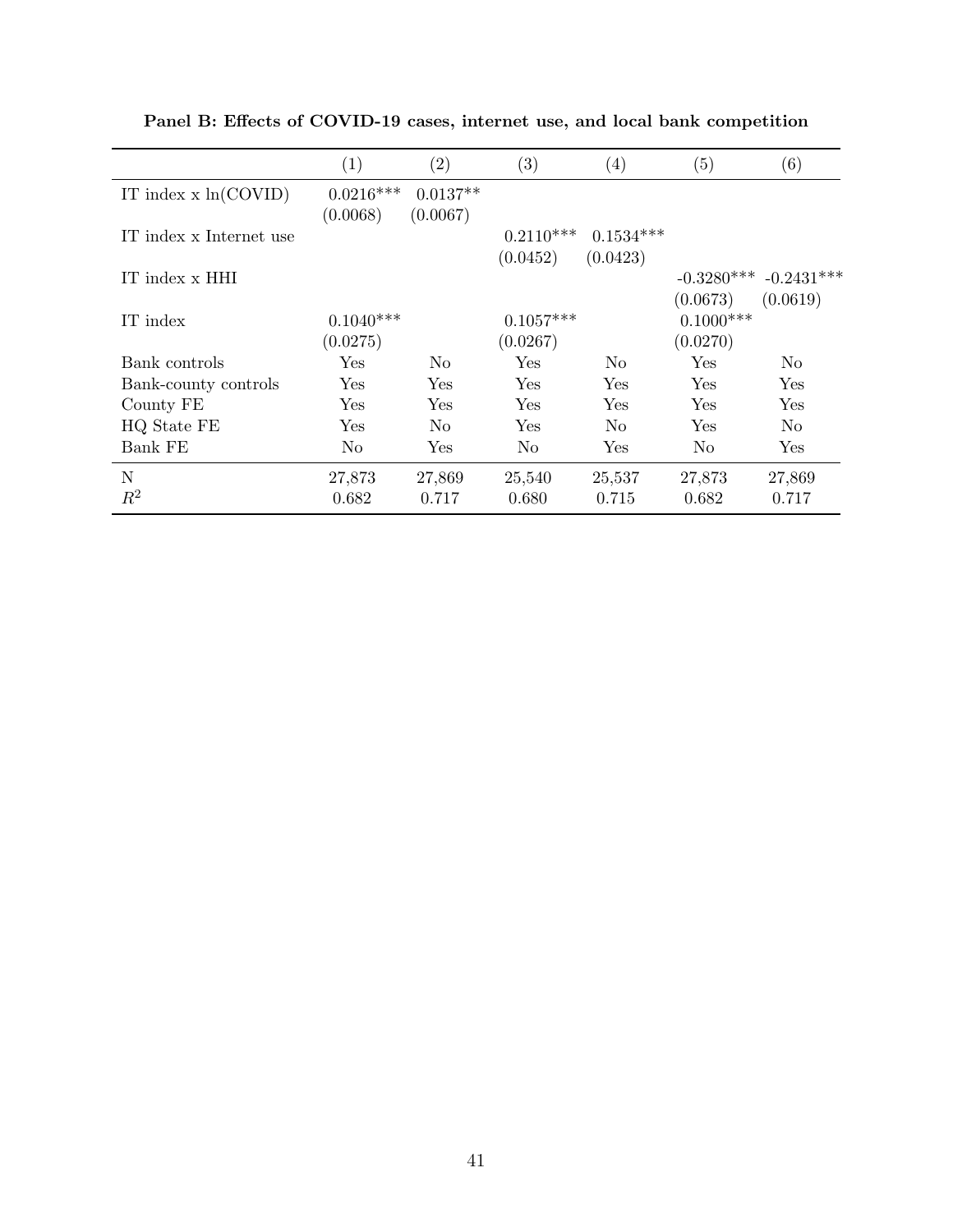**Panel B: Effects of COVID-19 cases, internet use, and local bank competition**

| | (1) | (2) | (3) | (4) | (5) | (6) |
|---|---|---|---|---|---|---|
| IT index x ln(COVID) | 0.0216*** | 0.0137** | | | | |
| | (0.0068) | (0.0067) | | | | |
| IT index x Internet use | | | 0.2110*** | 0.1534*** | | |
| | | | (0.0452) | (0.0423) | | |
| IT index x HHI | | | | | -0.3280*** | -0.2431*** |
| | | | | | (0.0673) | (0.0619) |
| IT index | 0.1040*** | | 0.1057*** | | 0.1000*** | |
| | (0.0275) | | (0.0267) | | (0.0270) | |
| Bank controls | Yes | No | Yes | No | Yes | No |
| Bank-county controls | Yes | Yes | Yes | Yes | Yes | Yes |
| County FE | Yes | Yes | Yes | Yes | Yes | Yes |
| HQ State FE | Yes | No | Yes | No | Yes | No |
| Bank FE | No | Yes | No | Yes | No | Yes |
| N | 27,873 | 27,869 | 25,540 | 25,537 | 27,873 | 27,869 |
| $R^2$ | 0.682 | 0.717 | 0.680 | 0.715 | 0.682 | 0.717 |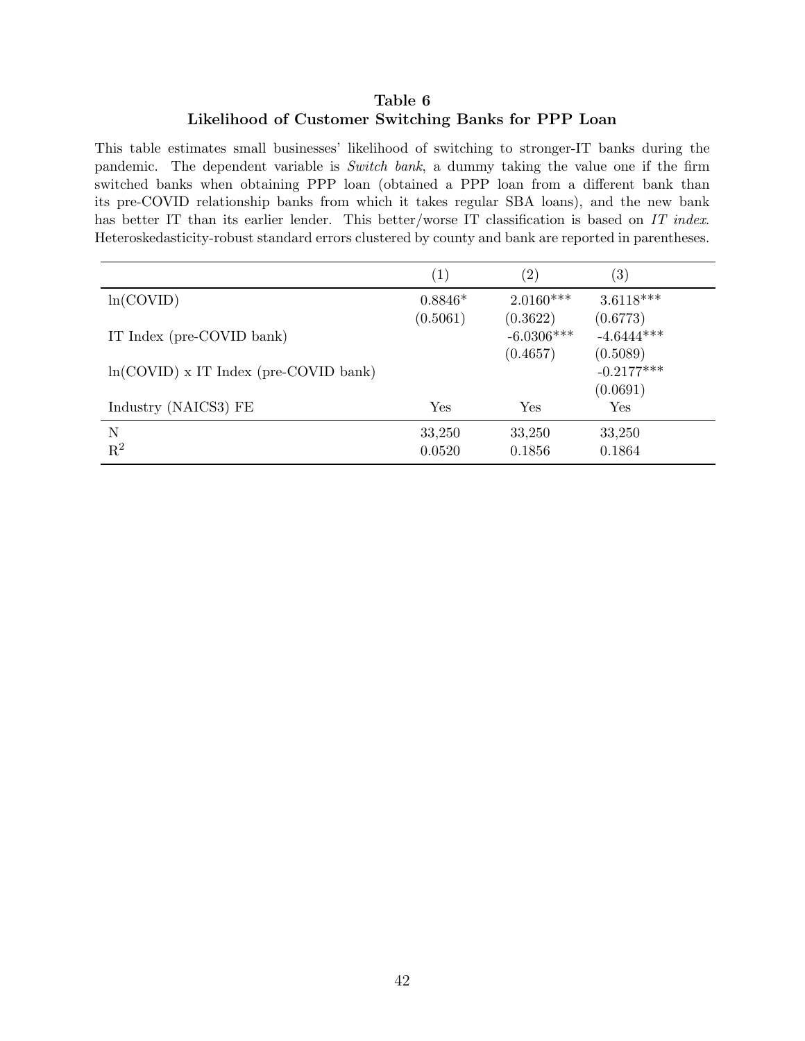**Table 6**
**Likelihood of Customer Switching Banks for PPP Loan**

This table estimates small businesses' likelihood of switching to stronger-IT banks during the pandemic. The dependent variable is *Switch bank*, a dummy taking the value one if the firm switched banks when obtaining PPP loan (obtained a PPP loan from a different bank than its pre-COVID relationship banks from which it takes regular SBA loans), and the new bank has better IT than its earlier lender. This better/worse IT classification is based on *IT index*. Heteroskedasticity-robust standard errors clustered by county and bank are reported in parentheses.

| | (1) | (2) | (3) |
|---|---|---|---|
| ln(COVID) | 0.8846* | 2.0160*** | 3.6118*** |
| | (0.5061) | (0.3622) | (0.6773) |
| IT Index (pre-COVID bank) | | -6.0306*** | -4.6444*** |
| | | (0.4657) | (0.5089) |
| ln(COVID) x IT Index (pre-COVID bank) | | | -0.2177*** |
| | | | (0.0691) |
| Industry (NAICS3) FE | Yes | Yes | Yes |
| N | 33,250 | 33,250 | 33,250 |
| $R^2$ | 0.0520 | 0.1856 | 0.1864 |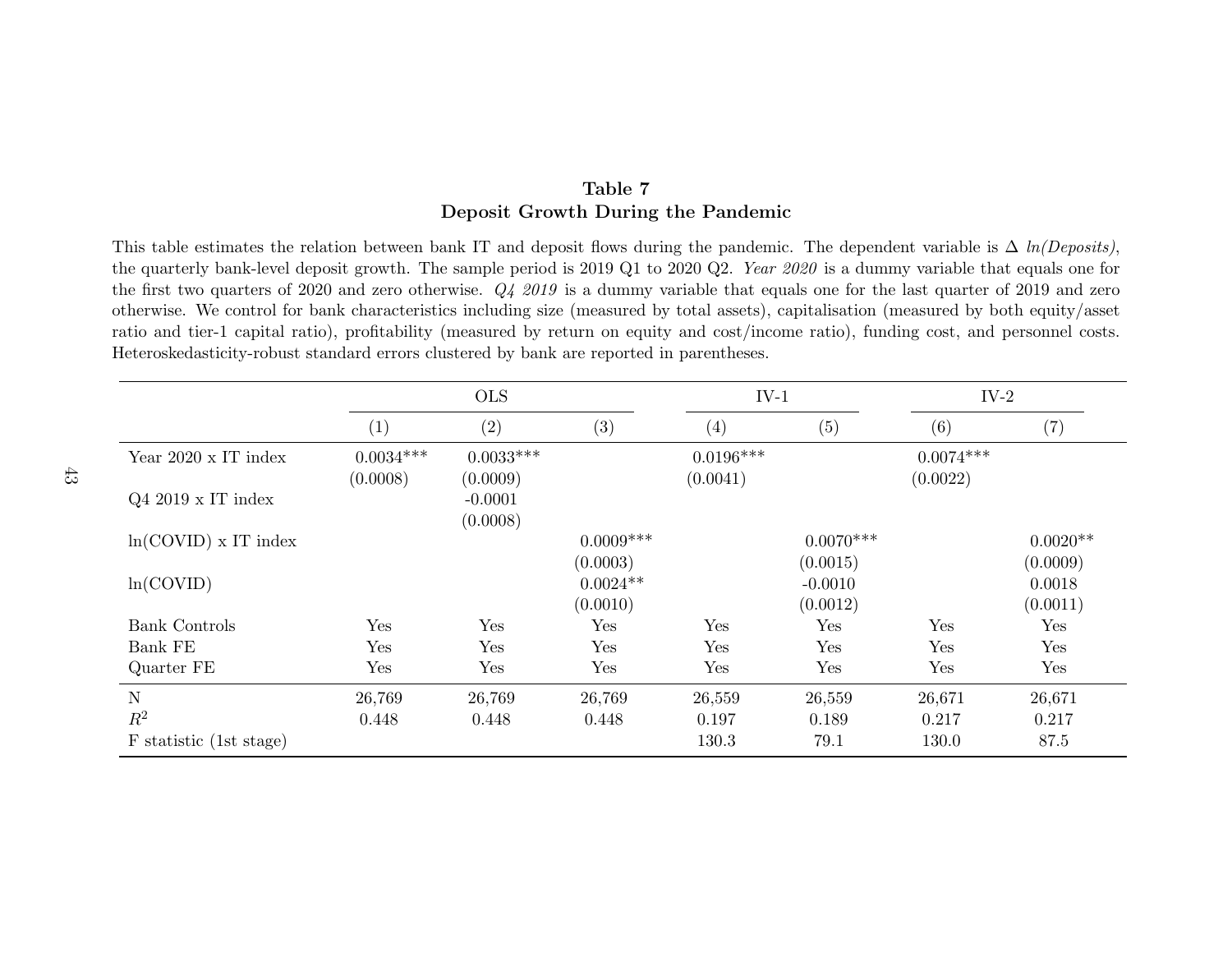**Table 7**
**Deposit Growth During the Pandemic**

This table estimates the relation between bank IT and deposit flows during the pandemic. The dependent variable is Δ *ln(Deposits)*, the quarterly bank-level deposit growth. The sample period is 2019 Q1 to 2020 Q2. *Year 2020* is a dummy variable that equals one for the first two quarters of 2020 and zero otherwise. *Q4 2019* is a dummy variable that equals one for the last quarter of 2019 and zero otherwise. We control for bank characteristics including size (measured by total assets), capitalisation (measured by both equity/asset ratio and tier-1 capital ratio), profitability (measured by return on equity and cost/income ratio), funding cost, and personnel costs. Heteroskedasticity-robust standard errors clustered by bank are reported in parentheses.

| | OLS | | | IV-1 | | IV-2 | |
|---|---|---|---|---|---|---|---|
| | (1) | (2) | (3) | (4) | (5) | (6) | (7) |
| Year 2020 x IT index | 0.0034*** | 0.0033*** | | 0.0196*** | | 0.0074*** | |
| | (0.0008) | (0.0009) | | (0.0041) | | (0.0022) | |
| Q4 2019 x IT index | | -0.0001 | | | | | |
| | | (0.0008) | | | | | |
| ln(COVID) x IT index | | | 0.0009*** | | 0.0070*** | | 0.0020** |
| | | | (0.0003) | | (0.0015) | | (0.0009) |
| ln(COVID) | | | 0.0024** | | -0.0010 | | 0.0018 |
| | | | (0.0010) | | (0.0012) | | (0.0011) |
| Bank Controls | Yes | Yes | Yes | Yes | Yes | Yes | Yes |
| Bank FE | Yes | Yes | Yes | Yes | Yes | Yes | Yes |
| Quarter FE | Yes | Yes | Yes | Yes | Yes | Yes | Yes |
| N | 26,769 | 26,769 | 26,769 | 26,559 | 26,559 | 26,671 | 26,671 |
| $R^2$ | 0.448 | 0.448 | 0.448 | 0.197 | 0.189 | 0.217 | 0.217 |
| F statistic (1st stage) | | | | 130.3 | 79.1 | 130.0 | 87.5 |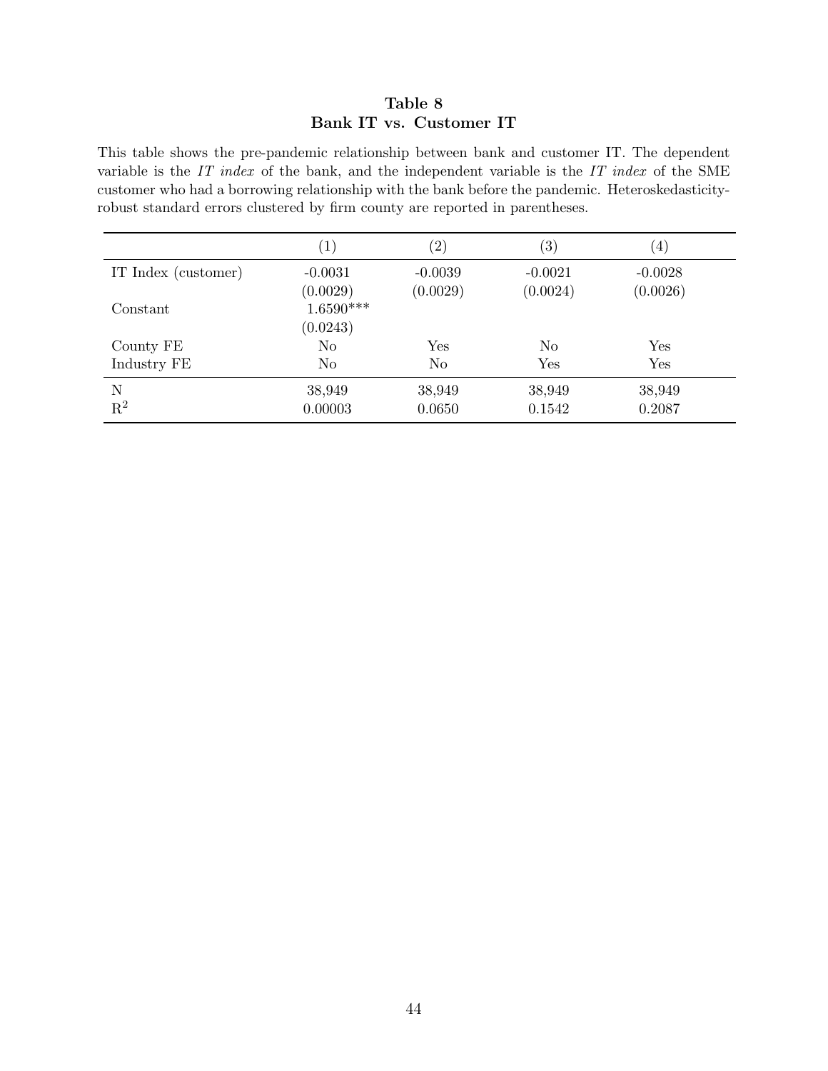**Table 8**
**Bank IT vs. Customer IT**

This table shows the pre-pandemic relationship between bank and customer IT. The dependent variable is the *IT index* of the bank, and the independent variable is the *IT index* of the SME customer who had a borrowing relationship with the bank before the pandemic. Heteroskedasticity-robust standard errors clustered by firm county are reported in parentheses.

| | (1) | (2) | (3) | (4) |
|---|---|---|---|---|
| IT Index (customer) | -0.0031 | -0.0039 | -0.0021 | -0.0028 |
| | (0.0029) | (0.0029) | (0.0024) | (0.0026) |
| Constant | 1.6590*** | | | |
| | (0.0243) | | | |
| County FE | No | Yes | No | Yes |
| Industry FE | No | No | Yes | Yes |
| N | 38,949 | 38,949 | 38,949 | 38,949 |
| $R^2$ | 0.00003 | 0.0650 | 0.1542 | 0.2087 |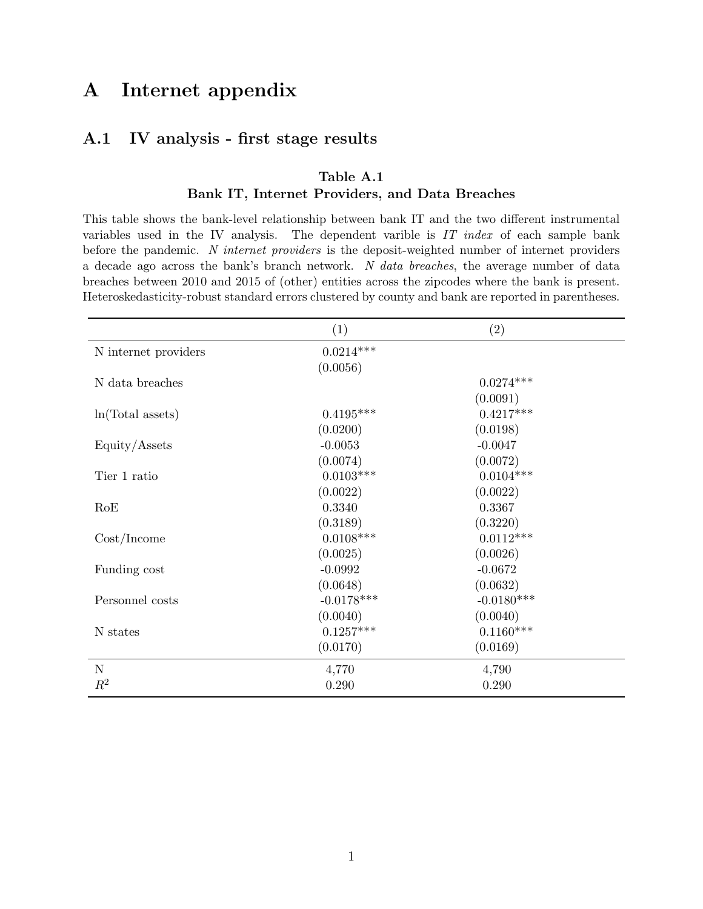# A Internet appendix

## A.1 IV analysis - first stage results

### Table A.1
### Bank IT, Internet Providers, and Data Breaches

This table shows the bank-level relationship between bank IT and the two different instrumental variables used in the IV analysis. The dependent varible is *IT index* of each sample bank before the pandemic. *N internet providers* is the deposit-weighted number of internet providers a decade ago across the bank's branch network. *N data breaches*, the average number of data breaches between 2010 and 2015 of (other) entities across the zipcodes where the bank is present. Heteroskedasticity-robust standard errors clustered by county and bank are reported in parentheses.

| | (1) | (2) |
|---|---|---|
| N internet providers | 0.0214*** | |
| | (0.0056) | |
| N data breaches | | 0.0274*** |
| | | (0.0091) |
| ln(Total assets) | 0.4195*** | 0.4217*** |
| | (0.0200) | (0.0198) |
| Equity/Assets | -0.0053 | -0.0047 |
| | (0.0074) | (0.0072) |
| Tier 1 ratio | 0.0103*** | 0.0104*** |
| | (0.0022) | (0.0022) |
| RoE | 0.3340 | 0.3367 |
| | (0.3189) | (0.3220) |
| Cost/Income | 0.0108*** | 0.0112*** |
| | (0.0025) | (0.0026) |
| Funding cost | -0.0992 | -0.0672 |
| | (0.0648) | (0.0632) |
| Personnel costs | -0.0178*** | -0.0180*** |
| | (0.0040) | (0.0040) |
| N states | 0.1257*** | 0.1160*** |
| | (0.0170) | (0.0169) |
| N | 4,770 | 4,790 |
| $R^2$ | 0.290 | 0.290 |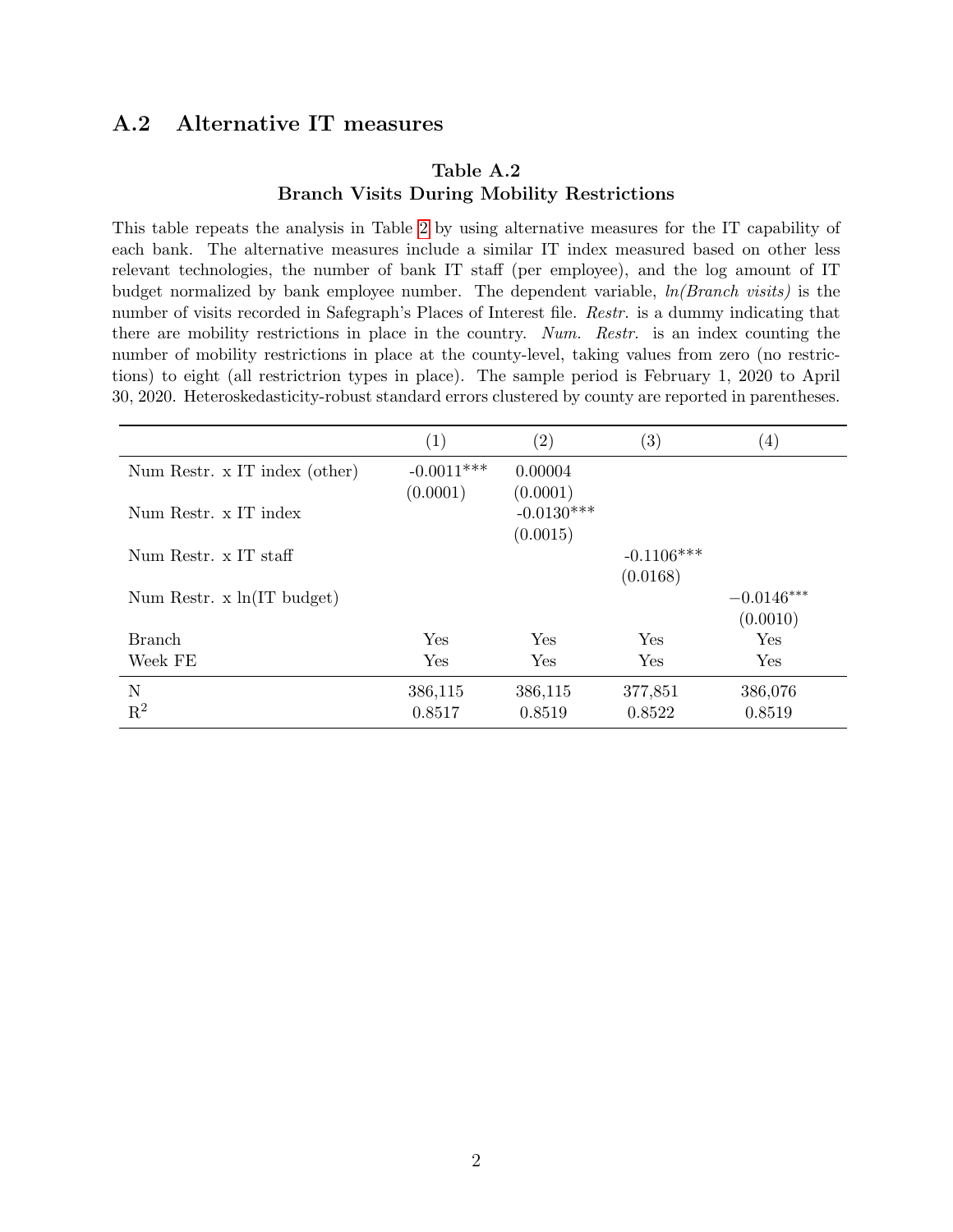## A.2 Alternative IT measures

### Table A.2
### Branch Visits During Mobility Restrictions

This table repeats the analysis in Table 2 by using alternative measures for the IT capability of each bank. The alternative measures include a similar IT index measured based on other less relevant technologies, the number of bank IT staff (per employee), and the log amount of IT budget normalized by bank employee number. The dependent variable, *ln(Branch visits)* is the number of visits recorded in Safegraph's Places of Interest file. *Restr.* is a dummy indicating that there are mobility restrictions in place in the country. *Num. Restr.* is an index counting the number of mobility restrictions in place at the county-level, taking values from zero (no restrictions) to eight (all restrictrion types in place). The sample period is February 1, 2020 to April 30, 2020. Heteroskedasticity-robust standard errors clustered by county are reported in parentheses.

| | (1) | (2) | (3) | (4) |
|---|---|---|---|---|
| Num Restr. x IT index (other) | -0.0011*** | 0.00004 | | |
| | (0.0001) | (0.0001) | | |
| Num Restr. x IT index | | -0.0130*** | | |
| | | (0.0015) | | |
| Num Restr. x IT staff | | | -0.1106*** | |
| | | | (0.0168) | |
| Num Restr. x ln(IT budget) | | | | −0.0146*** |
| | | | | (0.0010) |
| Branch | Yes | Yes | Yes | Yes |
| Week FE | Yes | Yes | Yes | Yes |
| N | 386,115 | 386,115 | 377,851 | 386,076 |
| $R^2$ | 0.8517 | 0.8519 | 0.8522 | 0.8519 |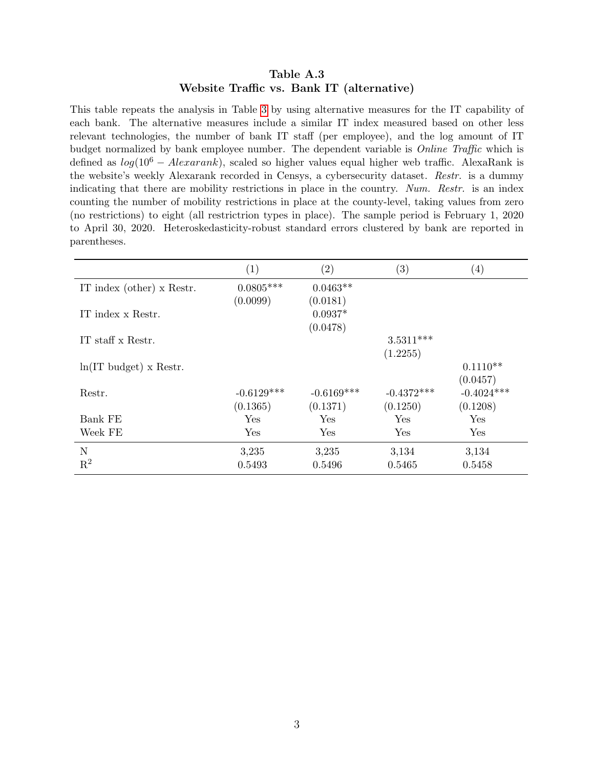**Table A.3**
**Website Traffic vs. Bank IT (alternative)**

This table repeats the analysis in Table 3 by using alternative measures for the IT capability of each bank. The alternative measures include a similar IT index measured based on other less relevant technologies, the number of bank IT staff (per employee), and the log amount of IT budget normalized by bank employee number. The dependent variable is *Online Traffic* which is defined as $log(10^6 - Alexarank)$, scaled so higher values equal higher web traffic. AlexaRank is the website's weekly Alexarank recorded in Censys, a cybersecurity dataset. *Restr.* is a dummy indicating that there are mobility restrictions in place in the country. *Num. Restr.* is an index counting the number of mobility restrictions in place at the county-level, taking values from zero (no restrictions) to eight (all restrictrion types in place). The sample period is February 1, 2020 to April 30, 2020. Heteroskedasticity-robust standard errors clustered by bank are reported in parentheses.

| | (1) | (2) | (3) | (4) |
|---|---|---|---|---|
| IT index (other) x Restr. | 0.0805*** | 0.0463** | | |
| | (0.0099) | (0.0181) | | |
| IT index x Restr. | | 0.0937* | | |
| | | (0.0478) | | |
| IT staff x Restr. | | | 3.5311*** | |
| | | | (1.2255) | |
| ln(IT budget) x Restr. | | | | 0.1110** |
| | | | | (0.0457) |
| Restr. | -0.6129*** | -0.6169*** | -0.4372*** | -0.4024*** |
| | (0.1365) | (0.1371) | (0.1250) | (0.1208) |
| Bank FE | Yes | Yes | Yes | Yes |
| Week FE | Yes | Yes | Yes | Yes |
| N | 3,235 | 3,235 | 3,134 | 3,134 |
| $R^2$ | 0.5493 | 0.5496 | 0.5465 | 0.5458 |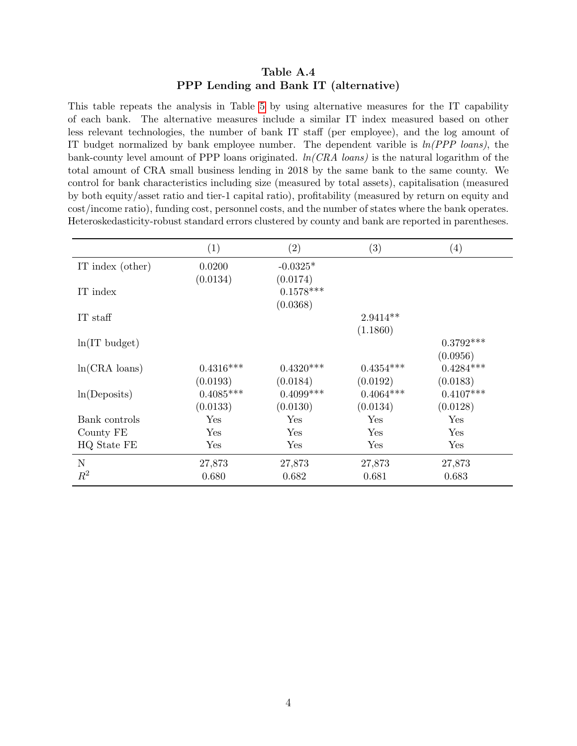**Table A.4**
**PPP Lending and Bank IT (alternative)**

This table repeats the analysis in Table 5 by using alternative measures for the IT capability of each bank. The alternative measures include a similar IT index measured based on other less relevant technologies, the number of bank IT staff (per employee), and the log amount of IT budget normalized by bank employee number. The dependent varible is *ln(PPP loans)*, the bank-county level amount of PPP loans originated. *ln(CRA loans)* is the natural logarithm of the total amount of CRA small business lending in 2018 by the same bank to the same county. We control for bank characteristics including size (measured by total assets), capitalisation (measured by both equity/asset ratio and tier-1 capital ratio), profitability (measured by return on equity and cost/income ratio), funding cost, personnel costs, and the number of states where the bank operates. Heteroskedasticity-robust standard errors clustered by county and bank are reported in parentheses.

| | (1) | (2) | (3) | (4) |
|---|---|---|---|---|
| IT index (other) | 0.0200 | -0.0325* | | |
| | (0.0134) | (0.0174) | | |
| IT index | | 0.1578*** | | |
| | | (0.0368) | | |
| IT staff | | | 2.9414** | |
| | | | (1.1860) | |
| ln(IT budget) | | | | 0.3792*** |
| | | | | (0.0956) |
| ln(CRA loans) | 0.4316*** | 0.4320*** | 0.4354*** | 0.4284*** |
| | (0.0193) | (0.0184) | (0.0192) | (0.0183) |
| ln(Deposits) | 0.4085*** | 0.4099*** | 0.4064*** | 0.4107*** |
| | (0.0133) | (0.0130) | (0.0134) | (0.0128) |
| Bank controls | Yes | Yes | Yes | Yes |
| County FE | Yes | Yes | Yes | Yes |
| HQ State FE | Yes | Yes | Yes | Yes |
| N | 27,873 | 27,873 | 27,873 | 27,873 |
| $R^2$ | 0.680 | 0.682 | 0.681 | 0.683 |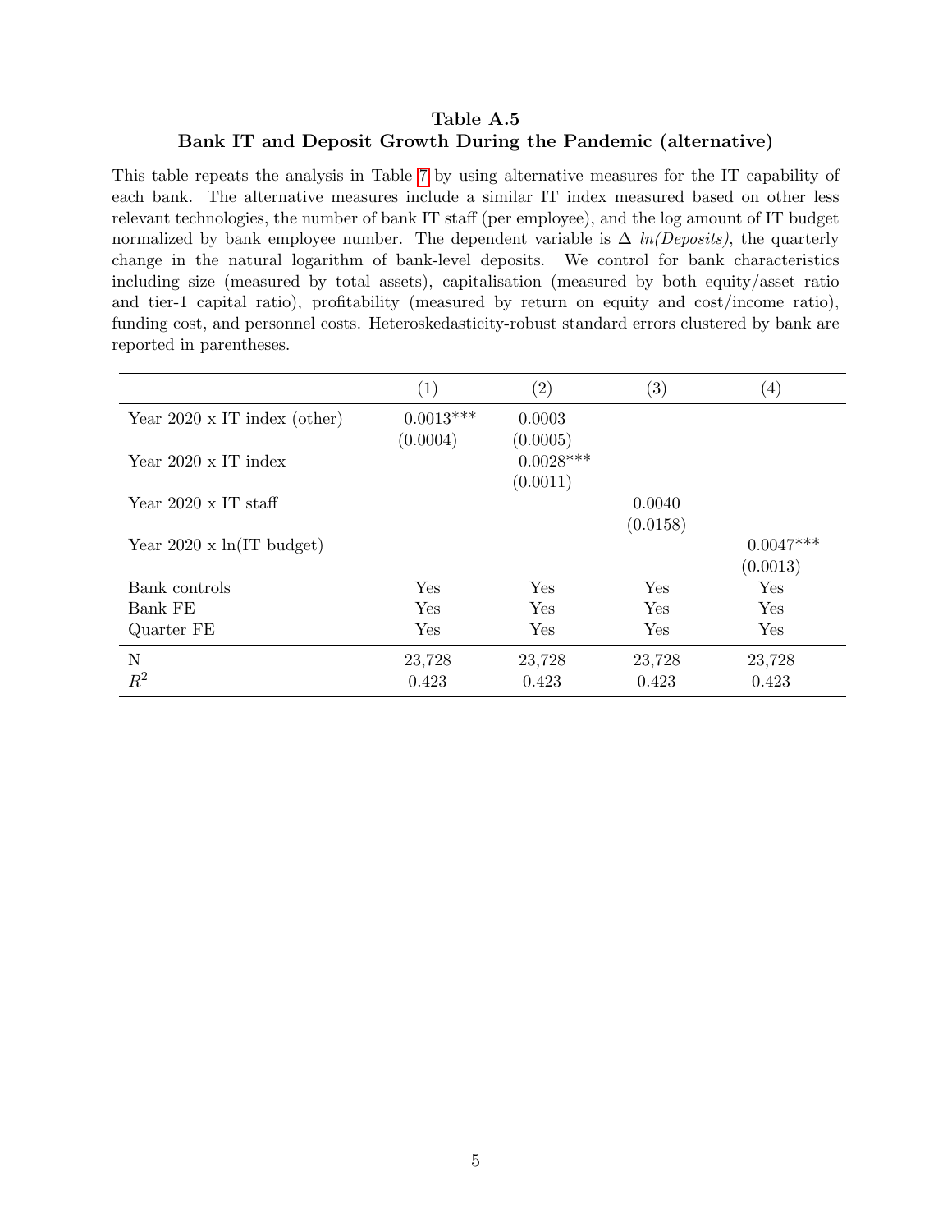**Table A.5**
**Bank IT and Deposit Growth During the Pandemic (alternative)**

This table repeats the analysis in Table 7 by using alternative measures for the IT capability of each bank. The alternative measures include a similar IT index measured based on other less relevant technologies, the number of bank IT staff (per employee), and the log amount of IT budget normalized by bank employee number. The dependent variable is $\Delta$ *ln(Deposits)*, the quarterly change in the natural logarithm of bank-level deposits. We control for bank characteristics including size (measured by total assets), capitalisation (measured by both equity/asset ratio and tier-1 capital ratio), profitability (measured by return on equity and cost/income ratio), funding cost, and personnel costs. Heteroskedasticity-robust standard errors clustered by bank are reported in parentheses.

| | (1) | (2) | (3) | (4) |
|---|---|---|---|---|
| Year 2020 x IT index (other) | 0.0013*** | 0.0003 | | |
| | (0.0004) | (0.0005) | | |
| Year 2020 x IT index | | 0.0028*** | | |
| | | (0.0011) | | |
| Year 2020 x IT staff | | | 0.0040 | |
| | | | (0.0158) | |
| Year 2020 x ln(IT budget) | | | | 0.0047*** |
| | | | | (0.0013) |
| Bank controls | Yes | Yes | Yes | Yes |
| Bank FE | Yes | Yes | Yes | Yes |
| Quarter FE | Yes | Yes | Yes | Yes |
| N | 23,728 | 23,728 | 23,728 | 23,728 |
| $R^2$ | 0.423 | 0.423 | 0.423 | 0.423 |